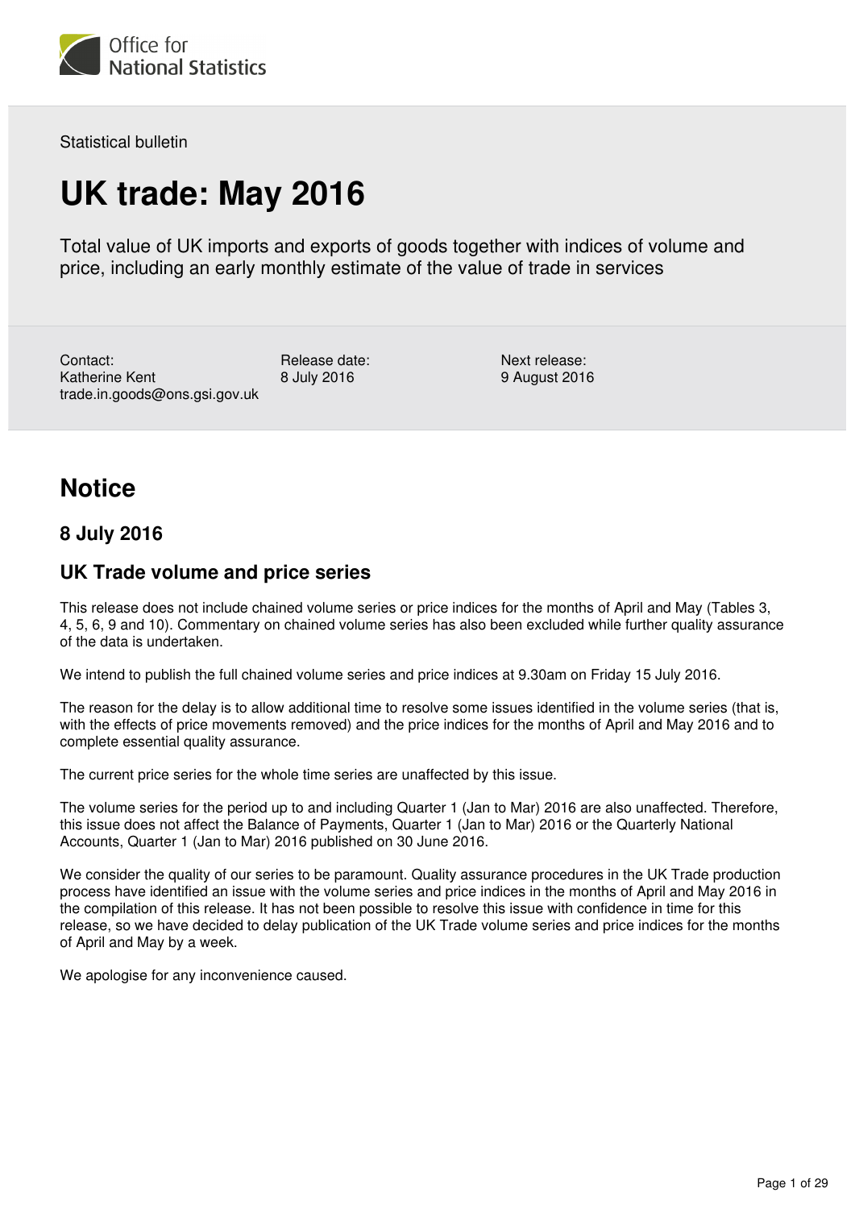Office for National Statistics

Statistical bulletin

# UK trade: May 2016

Total value of UK imports and exports of goods together with indices of volume and price, including an early monthly estimate of the value of trade in services

Contact:
Katherine Kent
trade.in.goods@ons.gsi.gov.uk

Release date:
8 July 2016

Next release:
9 August 2016

## Notice

### 8 July 2016

### UK Trade volume and price series

This release does not include chained volume series or price indices for the months of April and May (Tables 3, 4, 5, 6, 9 and 10). Commentary on chained volume series has also been excluded while further quality assurance of the data is undertaken.

We intend to publish the full chained volume series and price indices at 9.30am on Friday 15 July 2016.

The reason for the delay is to allow additional time to resolve some issues identified in the volume series (that is, with the effects of price movements removed) and the price indices for the months of April and May 2016 and to complete essential quality assurance.

The current price series for the whole time series are unaffected by this issue.

The volume series for the period up to and including Quarter 1 (Jan to Mar) 2016 are also unaffected. Therefore, this issue does not affect the Balance of Payments, Quarter 1 (Jan to Mar) 2016 or the Quarterly National Accounts, Quarter 1 (Jan to Mar) 2016 published on 30 June 2016.

We consider the quality of our series to be paramount. Quality assurance procedures in the UK Trade production process have identified an issue with the volume series and price indices in the months of April and May 2016 in the compilation of this release. It has not been possible to resolve this issue with confidence in time for this release, so we have decided to delay publication of the UK Trade volume series and price indices for the months of April and May by a week.

We apologise for any inconvenience caused.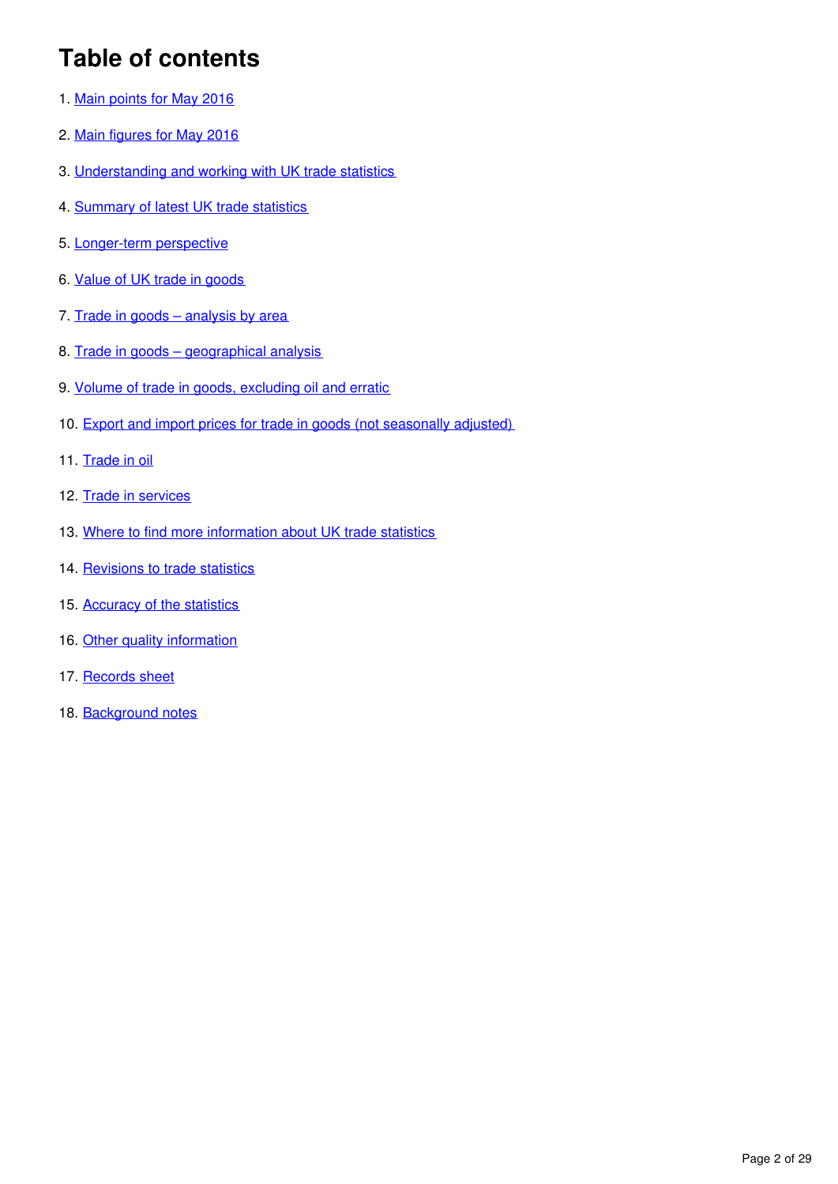# Table of contents

1. Main points for May 2016
2. Main figures for May 2016
3. Understanding and working with UK trade statistics
4. Summary of latest UK trade statistics
5. Longer-term perspective
6. Value of UK trade in goods
7. Trade in goods – analysis by area
8. Trade in goods – geographical analysis
9. Volume of trade in goods, excluding oil and erratic
10. Export and import prices for trade in goods (not seasonally adjusted)
11. Trade in oil
12. Trade in services
13. Where to find more information about UK trade statistics
14. Revisions to trade statistics
15. Accuracy of the statistics
16. Other quality information
17. Records sheet
18. Background notes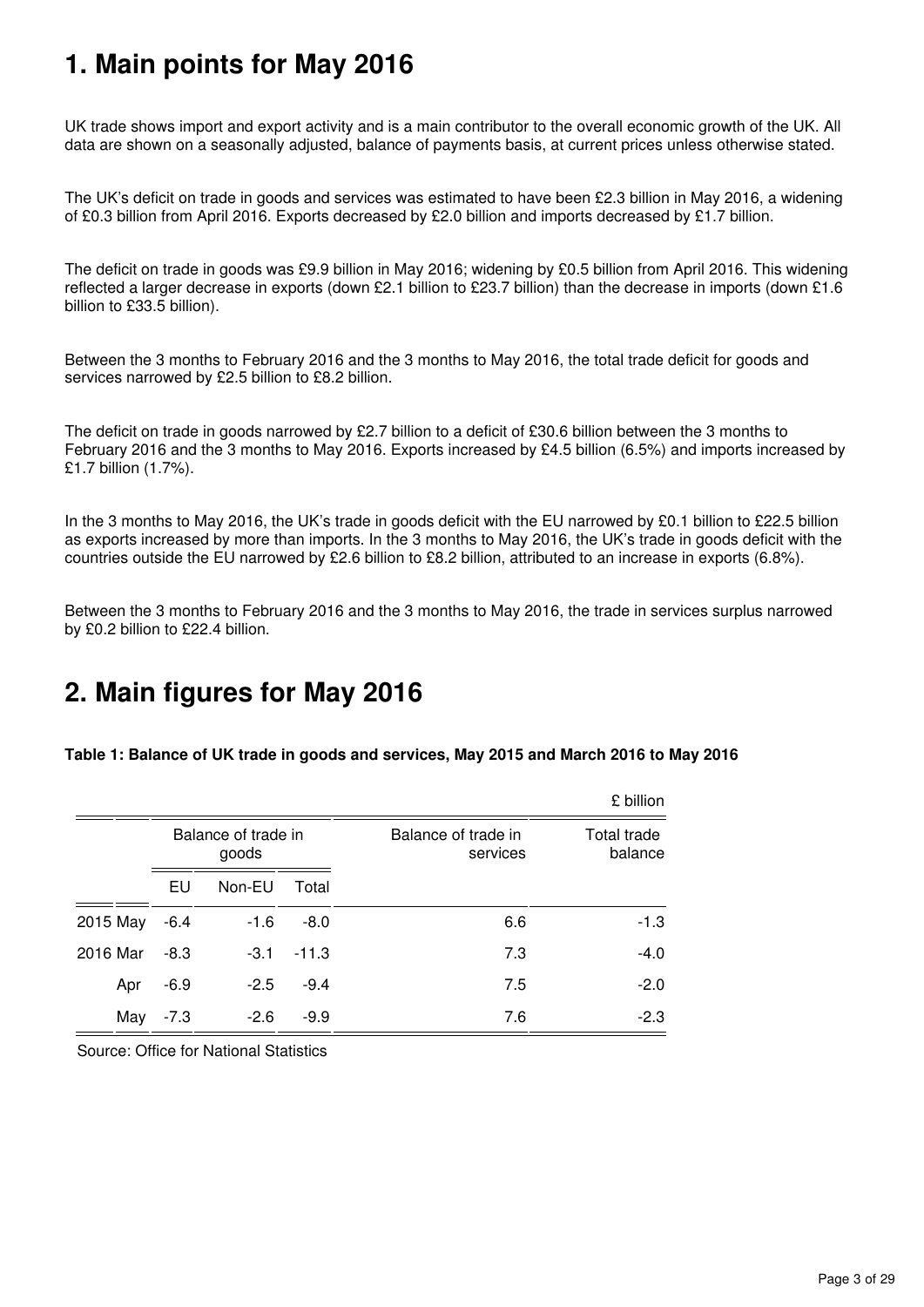# 1. Main points for May 2016

UK trade shows import and export activity and is a main contributor to the overall economic growth of the UK. All data are shown on a seasonally adjusted, balance of payments basis, at current prices unless otherwise stated.

The UK's deficit on trade in goods and services was estimated to have been £2.3 billion in May 2016, a widening of £0.3 billion from April 2016. Exports decreased by £2.0 billion and imports decreased by £1.7 billion.

The deficit on trade in goods was £9.9 billion in May 2016; widening by £0.5 billion from April 2016. This widening reflected a larger decrease in exports (down £2.1 billion to £23.7 billion) than the decrease in imports (down £1.6 billion to £33.5 billion).

Between the 3 months to February 2016 and the 3 months to May 2016, the total trade deficit for goods and services narrowed by £2.5 billion to £8.2 billion.

The deficit on trade in goods narrowed by £2.7 billion to a deficit of £30.6 billion between the 3 months to February 2016 and the 3 months to May 2016. Exports increased by £4.5 billion (6.5%) and imports increased by £1.7 billion (1.7%).

In the 3 months to May 2016, the UK's trade in goods deficit with the EU narrowed by £0.1 billion to £22.5 billion as exports increased by more than imports. In the 3 months to May 2016, the UK's trade in goods deficit with the countries outside the EU narrowed by £2.6 billion to £8.2 billion, attributed to an increase in exports (6.8%).

Between the 3 months to February 2016 and the 3 months to May 2016, the trade in services surplus narrowed by £0.2 billion to £22.4 billion.

# 2. Main figures for May 2016

**Table 1: Balance of UK trade in goods and services, May 2015 and March 2016 to May 2016**

£ billion

| | Balance of trade in goods | | | Balance of trade in services | Total trade balance |
|---|---|---|---|---|---|
| | EU | Non-EU | Total | | |
| 2015 May | -6.4 | -1.6 | -8.0 | 6.6 | -1.3 |
| 2016 Mar | -8.3 | -3.1 | -11.3 | 7.3 | -4.0 |
| Apr | -6.9 | -2.5 | -9.4 | 7.5 | -2.0 |
| May | -7.3 | -2.6 | -9.9 | 7.6 | -2.3 |

Source: Office for National Statistics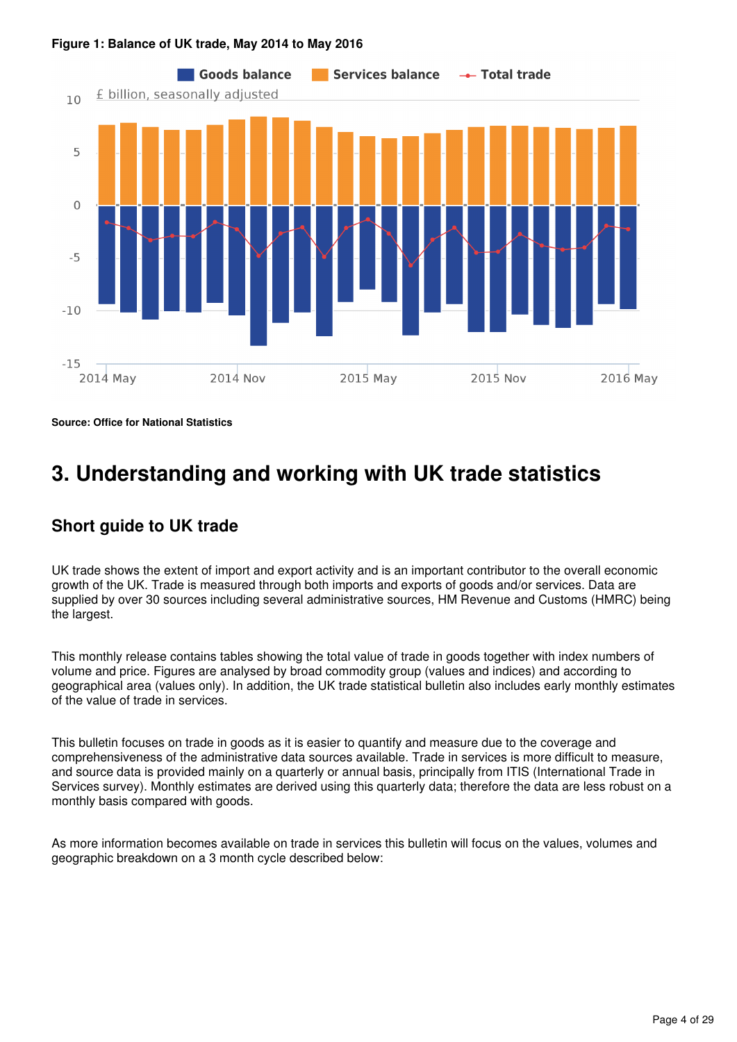**Figure 1: Balance of UK trade, May 2014 to May 2016**

**Source: Office for National Statistics**

## 3. Understanding and working with UK trade statistics

### Short guide to UK trade

UK trade shows the extent of import and export activity and is an important contributor to the overall economic growth of the UK. Trade is measured through both imports and exports of goods and/or services. Data are supplied by over 30 sources including several administrative sources, HM Revenue and Customs (HMRC) being the largest.

This monthly release contains tables showing the total value of trade in goods together with index numbers of volume and price. Figures are analysed by broad commodity group (values and indices) and according to geographical area (values only). In addition, the UK trade statistical bulletin also includes early monthly estimates of the value of trade in services.

This bulletin focuses on trade in goods as it is easier to quantify and measure due to the coverage and comprehensiveness of the administrative data sources available. Trade in services is more difficult to measure, and source data is provided mainly on a quarterly or annual basis, principally from ITIS (International Trade in Services survey). Monthly estimates are derived using this quarterly data; therefore the data are less robust on a monthly basis compared with goods.

As more information becomes available on trade in services this bulletin will focus on the values, volumes and geographic breakdown on a 3 month cycle described below: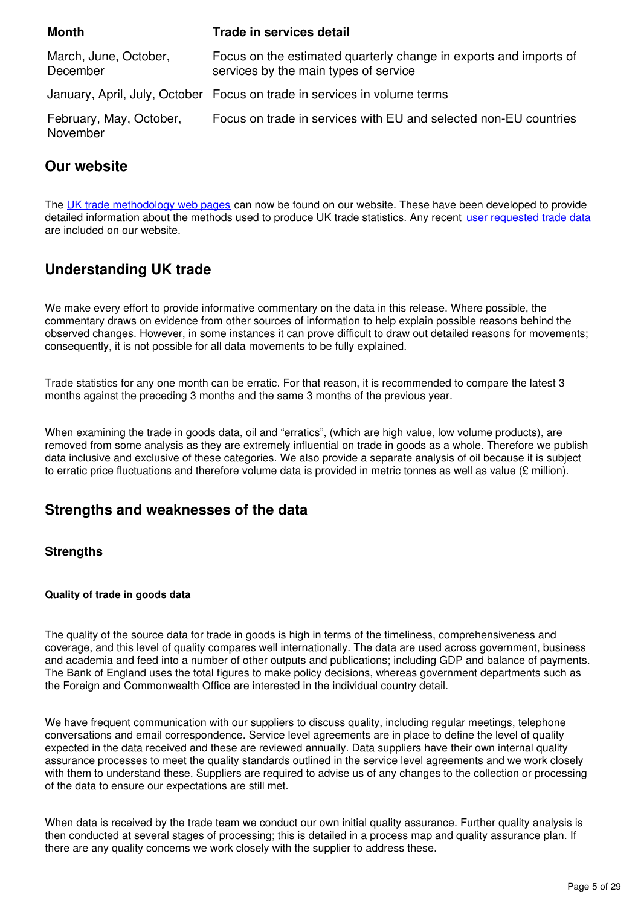| Month | Trade in services detail |
|---|---|
| March, June, October, December | Focus on the estimated quarterly change in exports and imports of services by the main types of service |
| January, April, July, October | Focus on trade in services in volume terms |
| February, May, October, November | Focus on trade in services with EU and selected non-EU countries |

## Our website

The UK trade methodology web pages can now be found on our website. These have been developed to provide detailed information about the methods used to produce UK trade statistics. Any recent user requested trade data are included on our website.

## Understanding UK trade

We make every effort to provide informative commentary on the data in this release. Where possible, the commentary draws on evidence from other sources of information to help explain possible reasons behind the observed changes. However, in some instances it can prove difficult to draw out detailed reasons for movements; consequently, it is not possible for all data movements to be fully explained.

Trade statistics for any one month can be erratic. For that reason, it is recommended to compare the latest 3 months against the preceding 3 months and the same 3 months of the previous year.

When examining the trade in goods data, oil and "erratics", (which are high value, low volume products), are removed from some analysis as they are extremely influential on trade in goods as a whole. Therefore we publish data inclusive and exclusive of these categories. We also provide a separate analysis of oil because it is subject to erratic price fluctuations and therefore volume data is provided in metric tonnes as well as value (£ million).

## Strengths and weaknesses of the data

### Strengths

#### Quality of trade in goods data

The quality of the source data for trade in goods is high in terms of the timeliness, comprehensiveness and coverage, and this level of quality compares well internationally. The data are used across government, business and academia and feed into a number of other outputs and publications; including GDP and balance of payments. The Bank of England uses the total figures to make policy decisions, whereas government departments such as the Foreign and Commonwealth Office are interested in the individual country detail.

We have frequent communication with our suppliers to discuss quality, including regular meetings, telephone conversations and email correspondence. Service level agreements are in place to define the level of quality expected in the data received and these are reviewed annually. Data suppliers have their own internal quality assurance processes to meet the quality standards outlined in the service level agreements and we work closely with them to understand these. Suppliers are required to advise us of any changes to the collection or processing of the data to ensure our expectations are still met.

When data is received by the trade team we conduct our own initial quality assurance. Further quality analysis is then conducted at several stages of processing; this is detailed in a process map and quality assurance plan. If there are any quality concerns we work closely with the supplier to address these.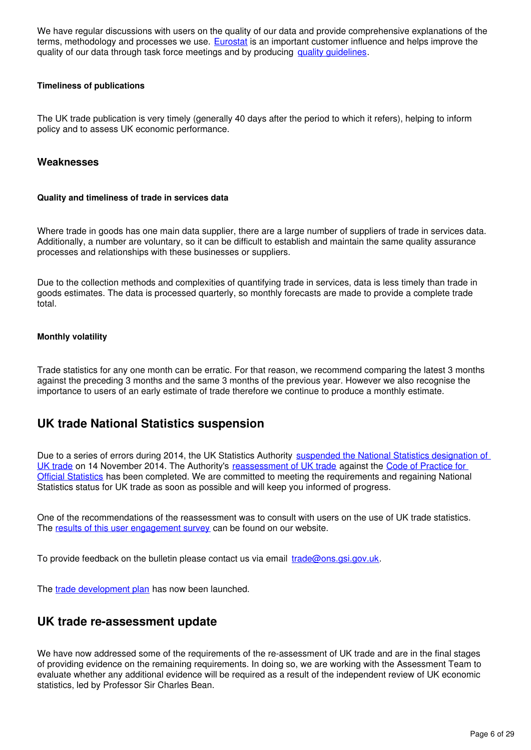We have regular discussions with users on the quality of our data and provide comprehensive explanations of the terms, methodology and processes we use. [Eurostat] is an important customer influence and helps improve the quality of our data through task force meetings and by producing [quality guidelines].

#### Timeliness of publications

The UK trade publication is very timely (generally 40 days after the period to which it refers), helping to inform policy and to assess UK economic performance.

### Weaknesses

#### Quality and timeliness of trade in services data

Where trade in goods has one main data supplier, there are a large number of suppliers of trade in services data. Additionally, a number are voluntary, so it can be difficult to establish and maintain the same quality assurance processes and relationships with these businesses or suppliers.

Due to the collection methods and complexities of quantifying trade in services, data is less timely than trade in goods estimates. The data is processed quarterly, so monthly forecasts are made to provide a complete trade total.

#### Monthly volatility

Trade statistics for any one month can be erratic. For that reason, we recommend comparing the latest 3 months against the preceding 3 months and the same 3 months of the previous year. However we also recognise the importance to users of an early estimate of trade therefore we continue to produce a monthly estimate.

## UK trade National Statistics suspension

Due to a series of errors during 2014, the UK Statistics Authority [suspended the National Statistics designation of UK trade] on 14 November 2014. The Authority's [reassessment of UK trade] against the [Code of Practice for Official Statistics] has been completed. We are committed to meeting the requirements and regaining National Statistics status for UK trade as soon as possible and will keep you informed of progress.

One of the recommendations of the reassessment was to consult with users on the use of UK trade statistics. The [results of this user engagement survey] can be found on our website.

To provide feedback on the bulletin please contact us via email [trade@ons.gsi.gov.uk].

The [trade development plan] has now been launched.

## UK trade re-assessment update

We have now addressed some of the requirements of the re-assessment of UK trade and are in the final stages of providing evidence on the remaining requirements. In doing so, we are working with the Assessment Team to evaluate whether any additional evidence will be required as a result of the independent review of UK economic statistics, led by Professor Sir Charles Bean.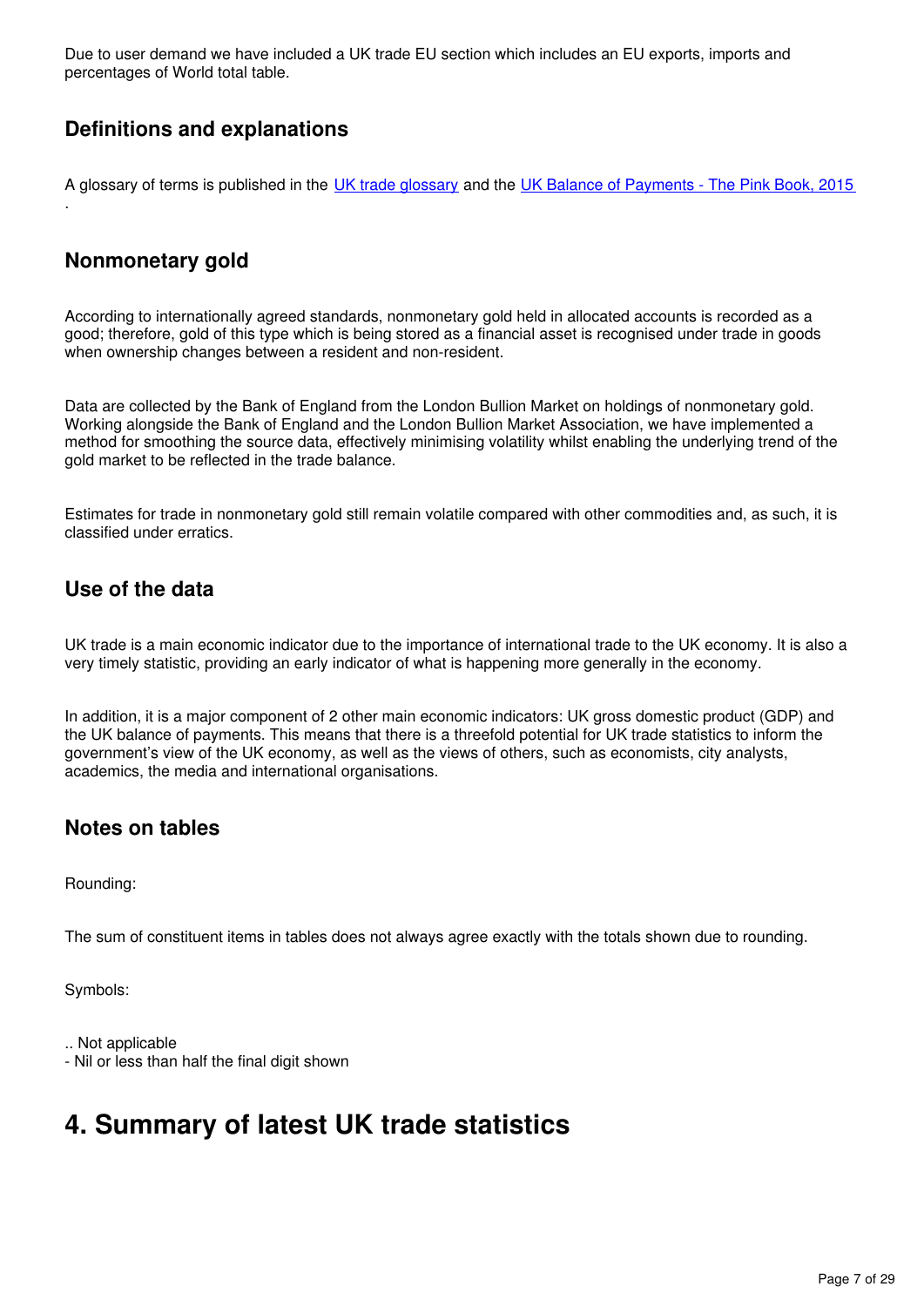Due to user demand we have included a UK trade EU section which includes an EU exports, imports and percentages of World total table.

### Definitions and explanations

A glossary of terms is published in the UK trade glossary and the UK Balance of Payments - The Pink Book, 2015 .

### Nonmonetary gold

According to internationally agreed standards, nonmonetary gold held in allocated accounts is recorded as a good; therefore, gold of this type which is being stored as a financial asset is recognised under trade in goods when ownership changes between a resident and non-resident.

Data are collected by the Bank of England from the London Bullion Market on holdings of nonmonetary gold. Working alongside the Bank of England and the London Bullion Market Association, we have implemented a method for smoothing the source data, effectively minimising volatility whilst enabling the underlying trend of the gold market to be reflected in the trade balance.

Estimates for trade in nonmonetary gold still remain volatile compared with other commodities and, as such, it is classified under erratics.

### Use of the data

UK trade is a main economic indicator due to the importance of international trade to the UK economy. It is also a very timely statistic, providing an early indicator of what is happening more generally in the economy.

In addition, it is a major component of 2 other main economic indicators: UK gross domestic product (GDP) and the UK balance of payments. This means that there is a threefold potential for UK trade statistics to inform the government's view of the UK economy, as well as the views of others, such as economists, city analysts, academics, the media and international organisations.

### Notes on tables

Rounding:

The sum of constituent items in tables does not always agree exactly with the totals shown due to rounding.

Symbols:

.. Not applicable
- Nil or less than half the final digit shown

## 4. Summary of latest UK trade statistics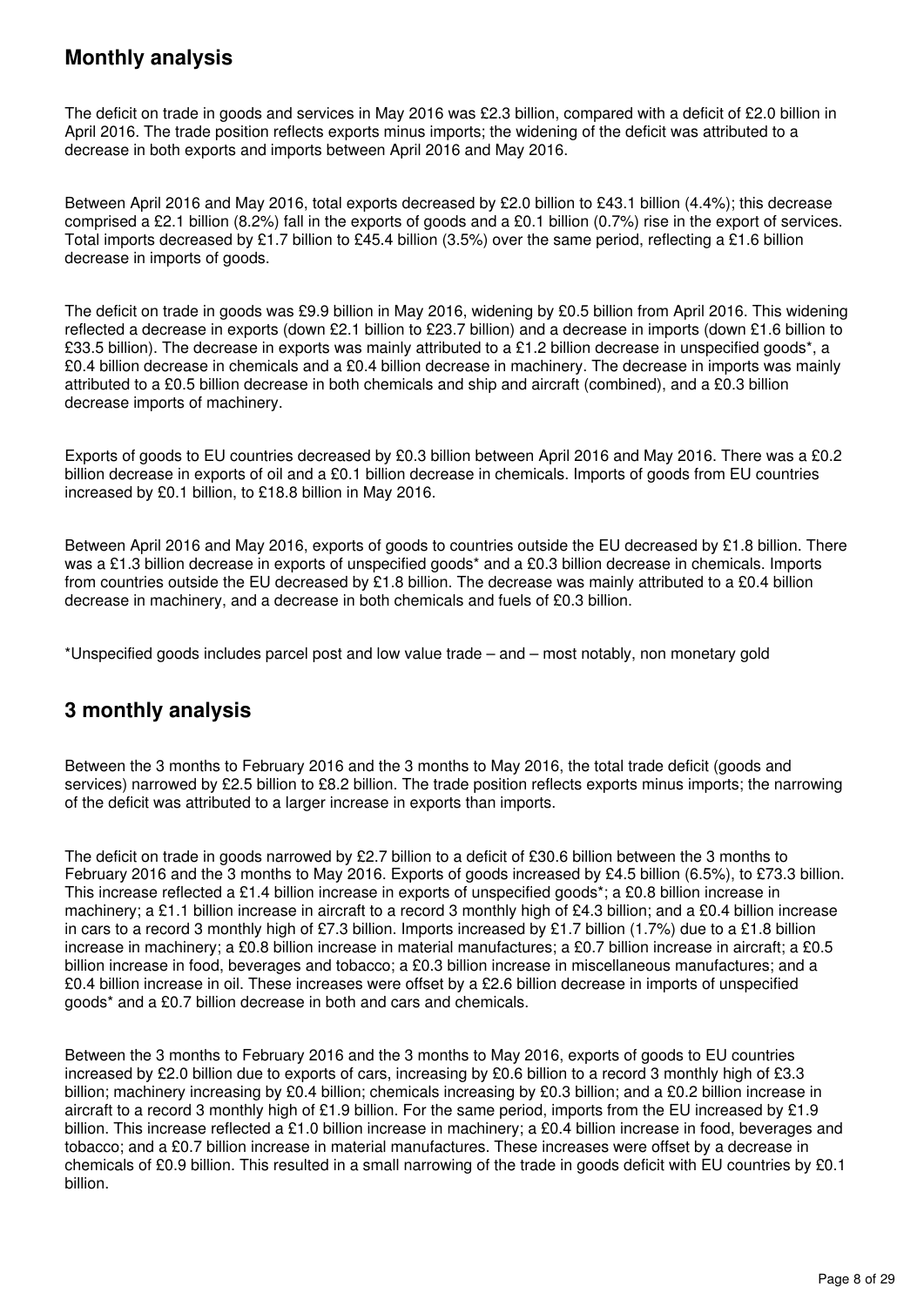## Monthly analysis

The deficit on trade in goods and services in May 2016 was £2.3 billion, compared with a deficit of £2.0 billion in April 2016. The trade position reflects exports minus imports; the widening of the deficit was attributed to a decrease in both exports and imports between April 2016 and May 2016.

Between April 2016 and May 2016, total exports decreased by £2.0 billion to £43.1 billion (4.4%); this decrease comprised a £2.1 billion (8.2%) fall in the exports of goods and a £0.1 billion (0.7%) rise in the export of services. Total imports decreased by £1.7 billion to £45.4 billion (3.5%) over the same period, reflecting a £1.6 billion decrease in imports of goods.

The deficit on trade in goods was £9.9 billion in May 2016, widening by £0.5 billion from April 2016. This widening reflected a decrease in exports (down £2.1 billion to £23.7 billion) and a decrease in imports (down £1.6 billion to £33.5 billion). The decrease in exports was mainly attributed to a £1.2 billion decrease in unspecified goods*, a £0.4 billion decrease in chemicals and a £0.4 billion decrease in machinery. The decrease in imports was mainly attributed to a £0.5 billion decrease in both chemicals and ship and aircraft (combined), and a £0.3 billion decrease imports of machinery.

Exports of goods to EU countries decreased by £0.3 billion between April 2016 and May 2016. There was a £0.2 billion decrease in exports of oil and a £0.1 billion decrease in chemicals. Imports of goods from EU countries increased by £0.1 billion, to £18.8 billion in May 2016.

Between April 2016 and May 2016, exports of goods to countries outside the EU decreased by £1.8 billion. There was a £1.3 billion decrease in exports of unspecified goods* and a £0.3 billion decrease in chemicals. Imports from countries outside the EU decreased by £1.8 billion. The decrease was mainly attributed to a £0.4 billion decrease in machinery, and a decrease in both chemicals and fuels of £0.3 billion.

*Unspecified goods includes parcel post and low value trade – and – most notably, non monetary gold

## 3 monthly analysis

Between the 3 months to February 2016 and the 3 months to May 2016, the total trade deficit (goods and services) narrowed by £2.5 billion to £8.2 billion. The trade position reflects exports minus imports; the narrowing of the deficit was attributed to a larger increase in exports than imports.

The deficit on trade in goods narrowed by £2.7 billion to a deficit of £30.6 billion between the 3 months to February 2016 and the 3 months to May 2016. Exports of goods increased by £4.5 billion (6.5%), to £73.3 billion. This increase reflected a £1.4 billion increase in exports of unspecified goods*; a £0.8 billion increase in machinery; a £1.1 billion increase in aircraft to a record 3 monthly high of £4.3 billion; and a £0.4 billion increase in cars to a record 3 monthly high of £7.3 billion. Imports increased by £1.7 billion (1.7%) due to a £1.8 billion increase in machinery; a £0.8 billion increase in material manufactures; a £0.7 billion increase in aircraft; a £0.5 billion increase in food, beverages and tobacco; a £0.3 billion increase in miscellaneous manufactures; and a £0.4 billion increase in oil. These increases were offset by a £2.6 billion decrease in imports of unspecified goods* and a £0.7 billion decrease in both and cars and chemicals.

Between the 3 months to February 2016 and the 3 months to May 2016, exports of goods to EU countries increased by £2.0 billion due to exports of cars, increasing by £0.6 billion to a record 3 monthly high of £3.3 billion; machinery increasing by £0.4 billion; chemicals increasing by £0.3 billion; and a £0.2 billion increase in aircraft to a record 3 monthly high of £1.9 billion. For the same period, imports from the EU increased by £1.9 billion. This increase reflected a £1.0 billion increase in machinery; a £0.4 billion increase in food, beverages and tobacco; and a £0.7 billion increase in material manufactures. These increases were offset by a decrease in chemicals of £0.9 billion. This resulted in a small narrowing of the trade in goods deficit with EU countries by £0.1 billion.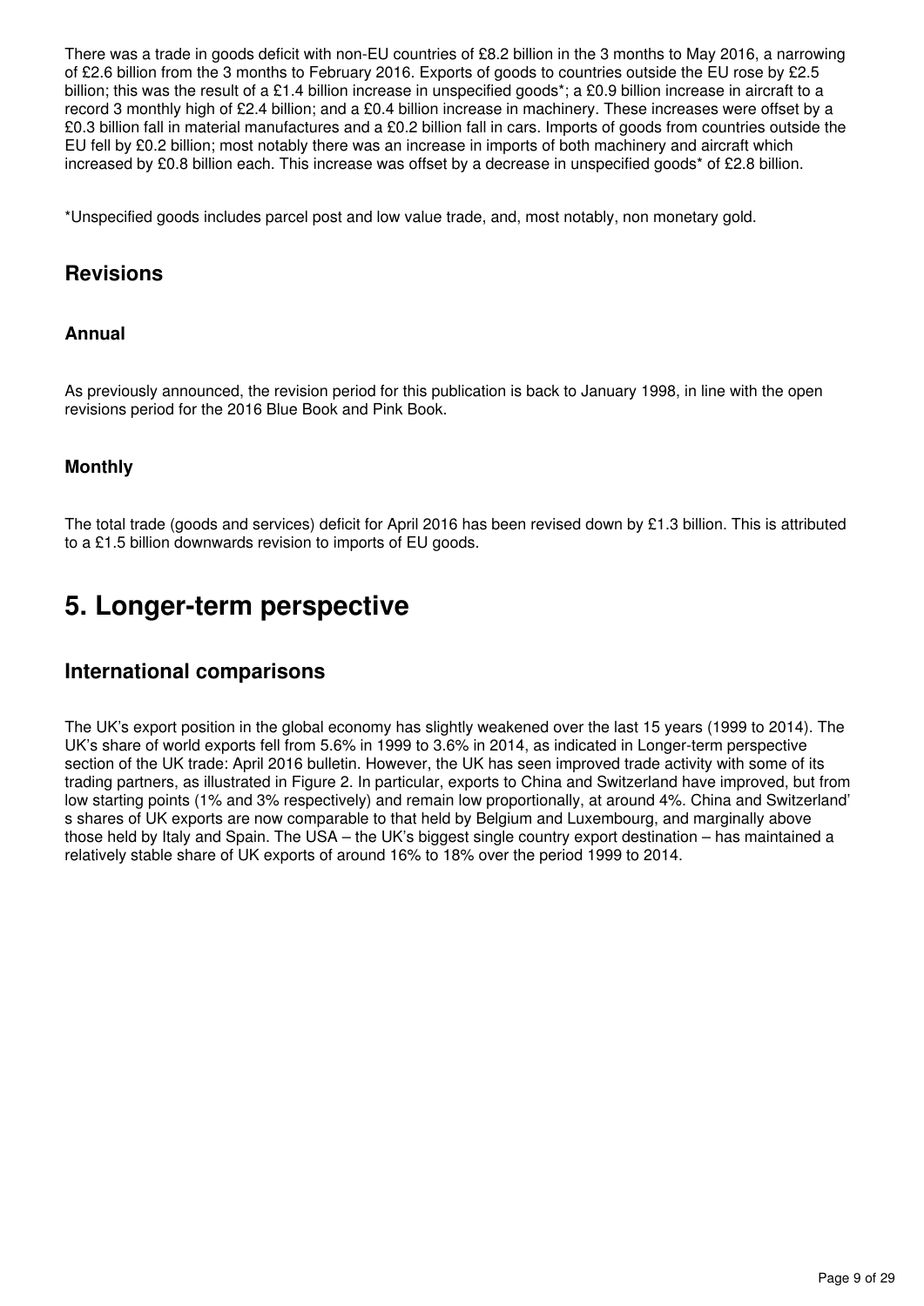There was a trade in goods deficit with non-EU countries of £8.2 billion in the 3 months to May 2016, a narrowing of £2.6 billion from the 3 months to February 2016. Exports of goods to countries outside the EU rose by £2.5 billion; this was the result of a £1.4 billion increase in unspecified goods*; a £0.9 billion increase in aircraft to a record 3 monthly high of £2.4 billion; and a £0.4 billion increase in machinery. These increases were offset by a £0.3 billion fall in material manufactures and a £0.2 billion fall in cars. Imports of goods from countries outside the EU fell by £0.2 billion; most notably there was an increase in imports of both machinery and aircraft which increased by £0.8 billion each. This increase was offset by a decrease in unspecified goods* of £2.8 billion.

*Unspecified goods includes parcel post and low value trade, and, most notably, non monetary gold.

## Revisions

### Annual

As previously announced, the revision period for this publication is back to January 1998, in line with the open revisions period for the 2016 Blue Book and Pink Book.

### Monthly

The total trade (goods and services) deficit for April 2016 has been revised down by £1.3 billion. This is attributed to a £1.5 billion downwards revision to imports of EU goods.

# 5. Longer-term perspective

## International comparisons

The UK's export position in the global economy has slightly weakened over the last 15 years (1999 to 2014). The UK's share of world exports fell from 5.6% in 1999 to 3.6% in 2014, as indicated in Longer-term perspective section of the UK trade: April 2016 bulletin. However, the UK has seen improved trade activity with some of its trading partners, as illustrated in Figure 2. In particular, exports to China and Switzerland have improved, but from low starting points (1% and 3% respectively) and remain low proportionally, at around 4%. China and Switzerland's shares of UK exports are now comparable to that held by Belgium and Luxembourg, and marginally above those held by Italy and Spain. The USA – the UK's biggest single country export destination – has maintained a relatively stable share of UK exports of around 16% to 18% over the period 1999 to 2014.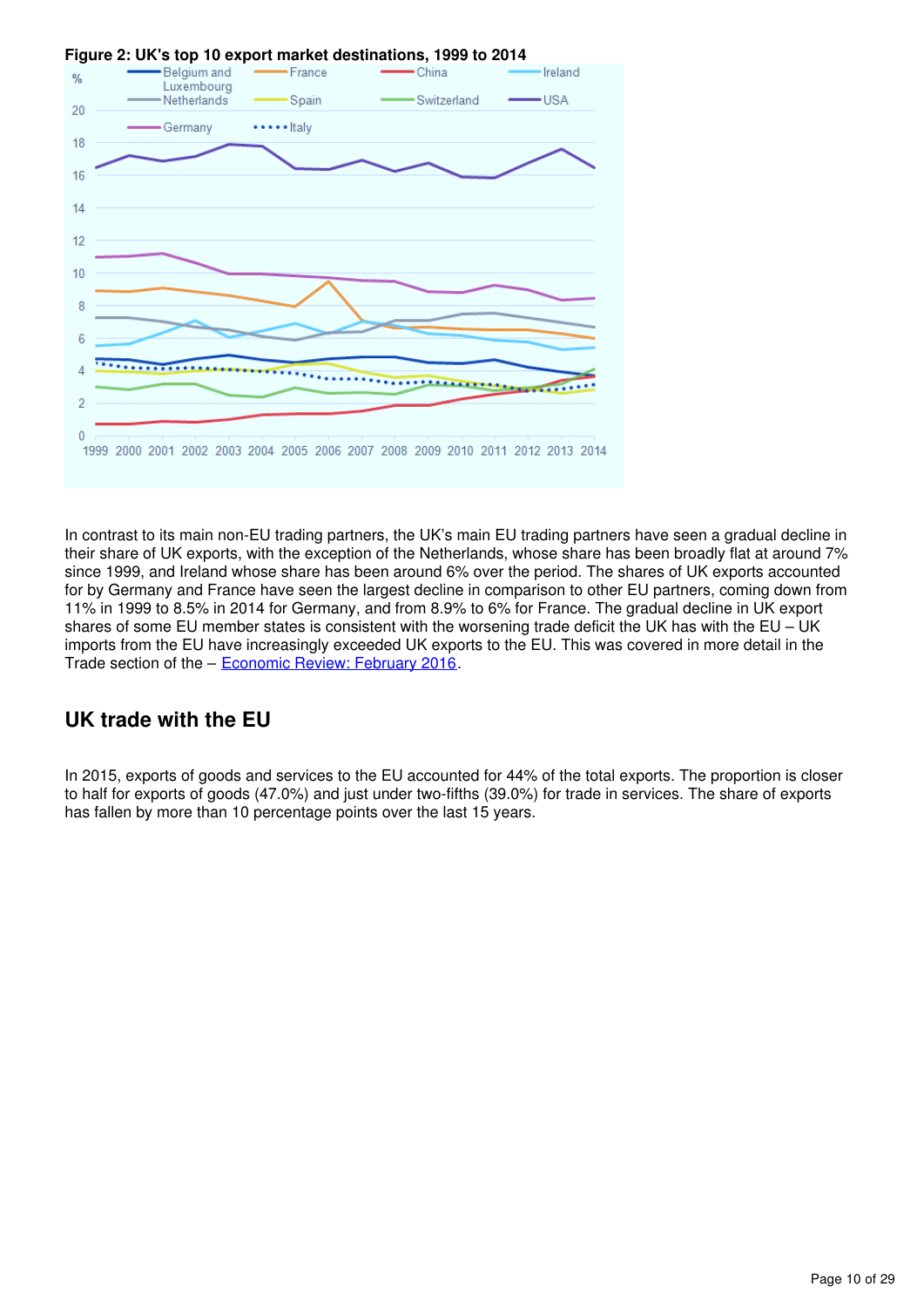**Figure 2: UK's top 10 export market destinations, 1999 to 2014**

In contrast to its main non-EU trading partners, the UK's main EU trading partners have seen a gradual decline in their share of UK exports, with the exception of the Netherlands, whose share has been broadly flat at around 7% since 1999, and Ireland whose share has been around 6% over the period. The shares of UK exports accounted for by Germany and France have seen the largest decline in comparison to other EU partners, coming down from 11% in 1999 to 8.5% in 2014 for Germany, and from 8.9% to 6% for France. The gradual decline in UK export shares of some EU member states is consistent with the worsening trade deficit the UK has with the EU – UK imports from the EU have increasingly exceeded UK exports to the EU. This was covered in more detail in the Trade section of the – Economic Review: February 2016.

## UK trade with the EU

In 2015, exports of goods and services to the EU accounted for 44% of the total exports. The proportion is closer to half for exports of goods (47.0%) and just under two-fifths (39.0%) for trade in services. The share of exports has fallen by more than 10 percentage points over the last 15 years.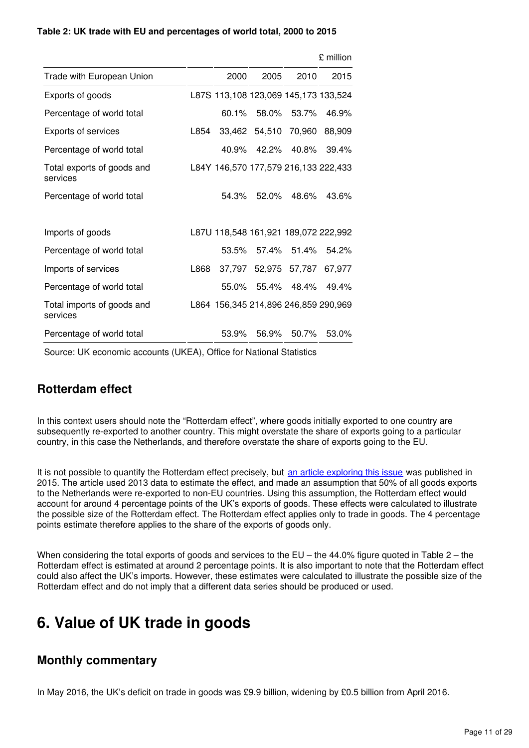**Table 2: UK trade with EU and percentages of world total, 2000 to 2015**

£ million

| Trade with European Union | | 2000 | 2005 | 2010 | 2015 |
|---|---|---|---|---|---|
| Exports of goods | L87S | 113,108 | 123,069 | 145,173 | 133,524 |
| Percentage of world total | | 60.1% | 58.0% | 53.7% | 46.9% |
| Exports of services | L854 | 33,462 | 54,510 | 70,960 | 88,909 |
| Percentage of world total | | 40.9% | 42.2% | 40.8% | 39.4% |
| Total exports of goods and services | L84Y | 146,570 | 177,579 | 216,133 | 222,433 |
| Percentage of world total | | 54.3% | 52.0% | 48.6% | 43.6% |
| | | | | | |
| Imports of goods | L87U | 118,548 | 161,921 | 189,072 | 222,992 |
| Percentage of world total | | 53.5% | 57.4% | 51.4% | 54.2% |
| Imports of services | L868 | 37,797 | 52,975 | 57,787 | 67,977 |
| Percentage of world total | | 55.0% | 55.4% | 48.4% | 49.4% |
| Total imports of goods and services | L864 | 156,345 | 214,896 | 246,859 | 290,969 |
| Percentage of world total | | 53.9% | 56.9% | 50.7% | 53.0% |

Source: UK economic accounts (UKEA), Office for National Statistics

### Rotterdam effect

In this context users should note the "Rotterdam effect", where goods initially exported to one country are subsequently re-exported to another country. This might overstate the share of exports going to a particular country, in this case the Netherlands, and therefore overstate the share of exports going to the EU.

It is not possible to quantify the Rotterdam effect precisely, but an article exploring this issue was published in 2015. The article used 2013 data to estimate the effect, and made an assumption that 50% of all goods exports to the Netherlands were re-exported to non-EU countries. Using this assumption, the Rotterdam effect would account for around 4 percentage points of the UK's exports of goods. These effects were calculated to illustrate the possible size of the Rotterdam effect. The Rotterdam effect applies only to trade in goods. The 4 percentage points estimate therefore applies to the share of the exports of goods only.

When considering the total exports of goods and services to the EU – the 44.0% figure quoted in Table 2 – the Rotterdam effect is estimated at around 2 percentage points. It is also important to note that the Rotterdam effect could also affect the UK's imports. However, these estimates were calculated to illustrate the possible size of the Rotterdam effect and do not imply that a different data series should be produced or used.

## 6. Value of UK trade in goods

### Monthly commentary

In May 2016, the UK's deficit on trade in goods was £9.9 billion, widening by £0.5 billion from April 2016.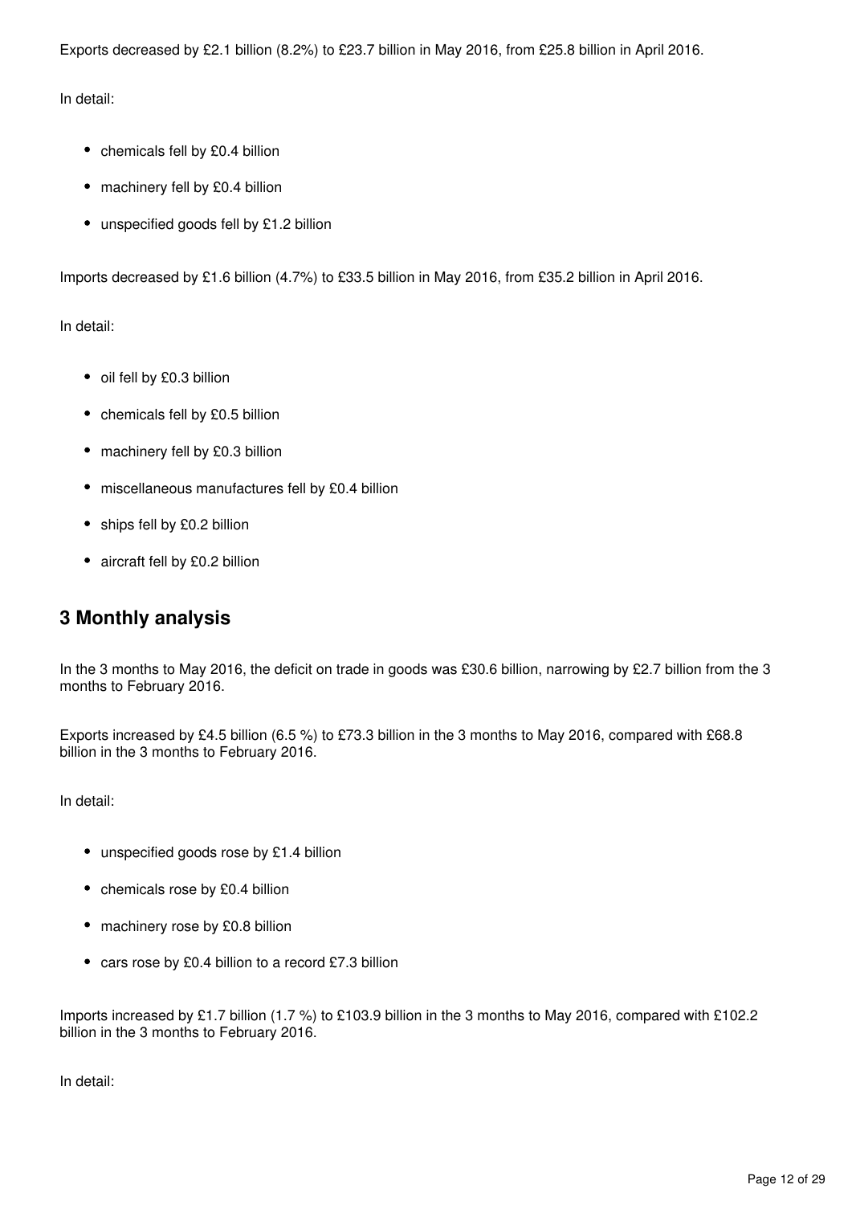Exports decreased by £2.1 billion (8.2%) to £23.7 billion in May 2016, from £25.8 billion in April 2016.

In detail:

- chemicals fell by £0.4 billion
- machinery fell by £0.4 billion
- unspecified goods fell by £1.2 billion

Imports decreased by £1.6 billion (4.7%) to £33.5 billion in May 2016, from £35.2 billion in April 2016.

In detail:

- oil fell by £0.3 billion
- chemicals fell by £0.5 billion
- machinery fell by £0.3 billion
- miscellaneous manufactures fell by £0.4 billion
- ships fell by £0.2 billion
- aircraft fell by £0.2 billion

## 3 Monthly analysis

In the 3 months to May 2016, the deficit on trade in goods was £30.6 billion, narrowing by £2.7 billion from the 3 months to February 2016.

Exports increased by £4.5 billion (6.5 %) to £73.3 billion in the 3 months to May 2016, compared with £68.8 billion in the 3 months to February 2016.

In detail:

- unspecified goods rose by £1.4 billion
- chemicals rose by £0.4 billion
- machinery rose by £0.8 billion
- cars rose by £0.4 billion to a record £7.3 billion

Imports increased by £1.7 billion (1.7 %) to £103.9 billion in the 3 months to May 2016, compared with £102.2 billion in the 3 months to February 2016.

In detail: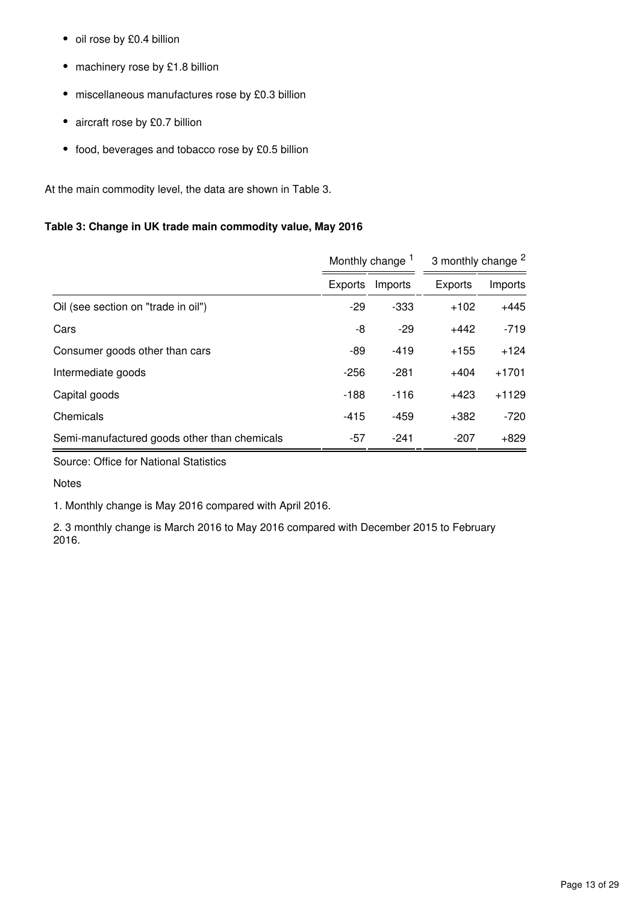- oil rose by £0.4 billion
- machinery rose by £1.8 billion
- miscellaneous manufactures rose by £0.3 billion
- aircraft rose by £0.7 billion
- food, beverages and tobacco rose by £0.5 billion

At the main commodity level, the data are shown in Table 3.

**Table 3: Change in UK trade main commodity value, May 2016**

| | Monthly change [1] | | 3 monthly change [2] | |
|---|---|---|---|---|
| | Exports | Imports | Exports | Imports |
| Oil (see section on "trade in oil") | -29 | -333 | +102 | +445 |
| Cars | -8 | -29 | +442 | -719 |
| Consumer goods other than cars | -89 | -419 | +155 | +124 |
| Intermediate goods | -256 | -281 | +404 | +1701 |
| Capital goods | -188 | -116 | +423 | +1129 |
| Chemicals | -415 | -459 | +382 | -720 |
| Semi-manufactured goods other than chemicals | -57 | -241 | -207 | +829 |

Source: Office for National Statistics

Notes

1. Monthly change is May 2016 compared with April 2016.

2. 3 monthly change is March 2016 to May 2016 compared with December 2015 to February 2016.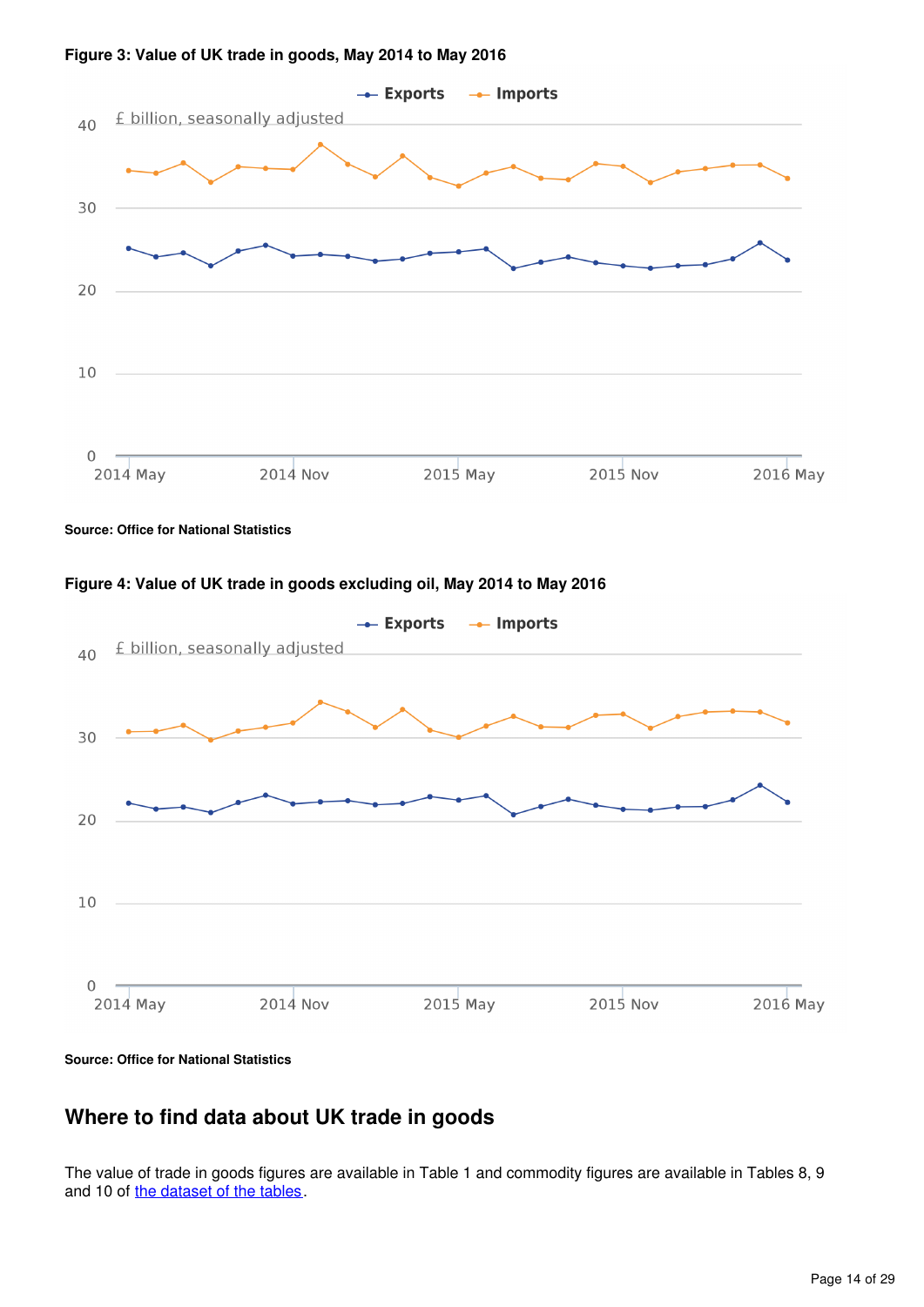**Figure 3: Value of UK trade in goods, May 2014 to May 2016**

Source: Office for National Statistics

**Figure 4: Value of UK trade in goods excluding oil, May 2014 to May 2016**

Source: Office for National Statistics

## Where to find data about UK trade in goods

The value of trade in goods figures are available in Table 1 and commodity figures are available in Tables 8, 9 and 10 of [the dataset of the tables](the dataset of the tables).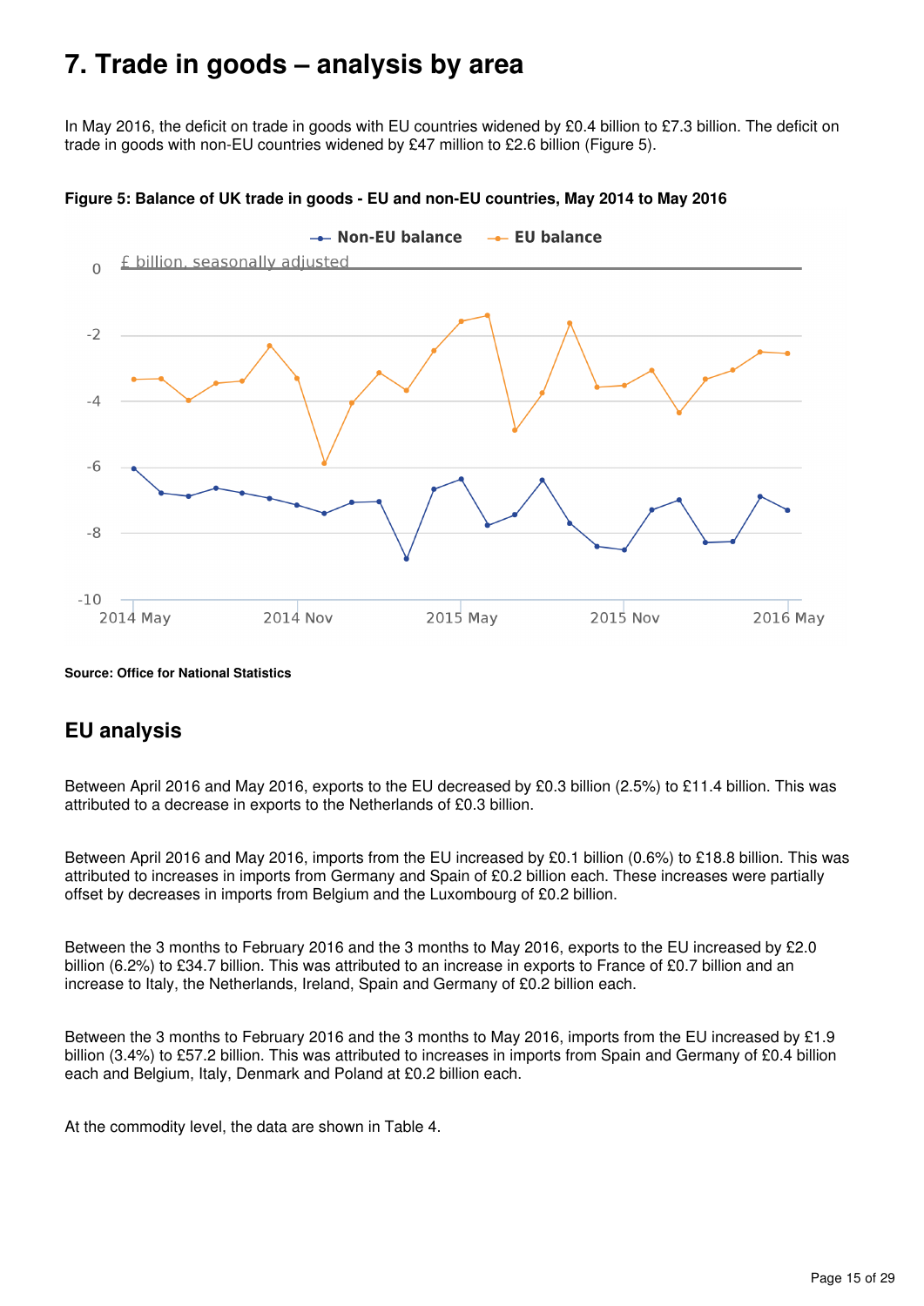# 7. Trade in goods – analysis by area

In May 2016, the deficit on trade in goods with EU countries widened by £0.4 billion to £7.3 billion. The deficit on trade in goods with non-EU countries widened by £47 million to £2.6 billion (Figure 5).

**Figure 5: Balance of UK trade in goods - EU and non-EU countries, May 2014 to May 2016**

**Source: Office for National Statistics**

## EU analysis

Between April 2016 and May 2016, exports to the EU decreased by £0.3 billion (2.5%) to £11.4 billion. This was attributed to a decrease in exports to the Netherlands of £0.3 billion.

Between April 2016 and May 2016, imports from the EU increased by £0.1 billion (0.6%) to £18.8 billion. This was attributed to increases in imports from Germany and Spain of £0.2 billion each. These increases were partially offset by decreases in imports from Belgium and the Luxembourg of £0.2 billion.

Between the 3 months to February 2016 and the 3 months to May 2016, exports to the EU increased by £2.0 billion (6.2%) to £34.7 billion. This was attributed to an increase in exports to France of £0.7 billion and an increase to Italy, the Netherlands, Ireland, Spain and Germany of £0.2 billion each.

Between the 3 months to February 2016 and the 3 months to May 2016, imports from the EU increased by £1.9 billion (3.4%) to £57.2 billion. This was attributed to increases in imports from Spain and Germany of £0.4 billion each and Belgium, Italy, Denmark and Poland at £0.2 billion each.

At the commodity level, the data are shown in Table 4.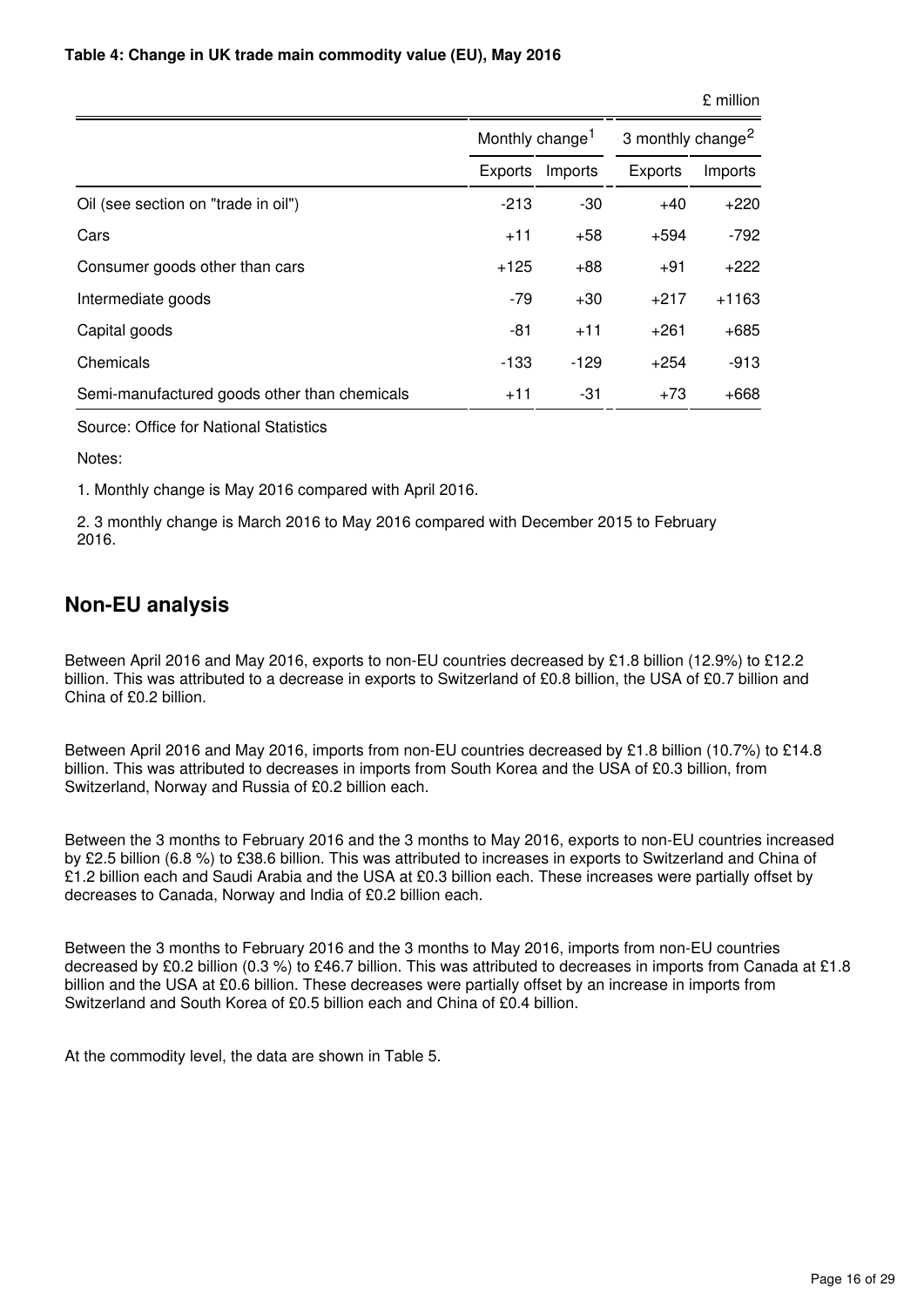**Table 4: Change in UK trade main commodity value (EU), May 2016**

£ million

| | Monthly change[1] | | 3 monthly change[2] | |
|---|---|---|---|---|
| | Exports | Imports | Exports | Imports |
| Oil (see section on "trade in oil") | -213 | -30 | +40 | +220 |
| Cars | +11 | +58 | +594 | -792 |
| Consumer goods other than cars | +125 | +88 | +91 | +222 |
| Intermediate goods | -79 | +30 | +217 | +1163 |
| Capital goods | -81 | +11 | +261 | +685 |
| Chemicals | -133 | -129 | +254 | -913 |
| Semi-manufactured goods other than chemicals | +11 | -31 | +73 | +668 |

Source: Office for National Statistics

Notes:

1. Monthly change is May 2016 compared with April 2016.

2. 3 monthly change is March 2016 to May 2016 compared with December 2015 to February 2016.

## Non-EU analysis

Between April 2016 and May 2016, exports to non-EU countries decreased by £1.8 billion (12.9%) to £12.2 billion. This was attributed to a decrease in exports to Switzerland of £0.8 billion, the USA of £0.7 billion and China of £0.2 billion.

Between April 2016 and May 2016, imports from non-EU countries decreased by £1.8 billion (10.7%) to £14.8 billion. This was attributed to decreases in imports from South Korea and the USA of £0.3 billion, from Switzerland, Norway and Russia of £0.2 billion each.

Between the 3 months to February 2016 and the 3 months to May 2016, exports to non-EU countries increased by £2.5 billion (6.8 %) to £38.6 billion. This was attributed to increases in exports to Switzerland and China of £1.2 billion each and Saudi Arabia and the USA at £0.3 billion each. These increases were partially offset by decreases to Canada, Norway and India of £0.2 billion each.

Between the 3 months to February 2016 and the 3 months to May 2016, imports from non-EU countries decreased by £0.2 billion (0.3 %) to £46.7 billion. This was attributed to decreases in imports from Canada at £1.8 billion and the USA at £0.6 billion. These decreases were partially offset by an increase in imports from Switzerland and South Korea of £0.5 billion each and China of £0.4 billion.

At the commodity level, the data are shown in Table 5.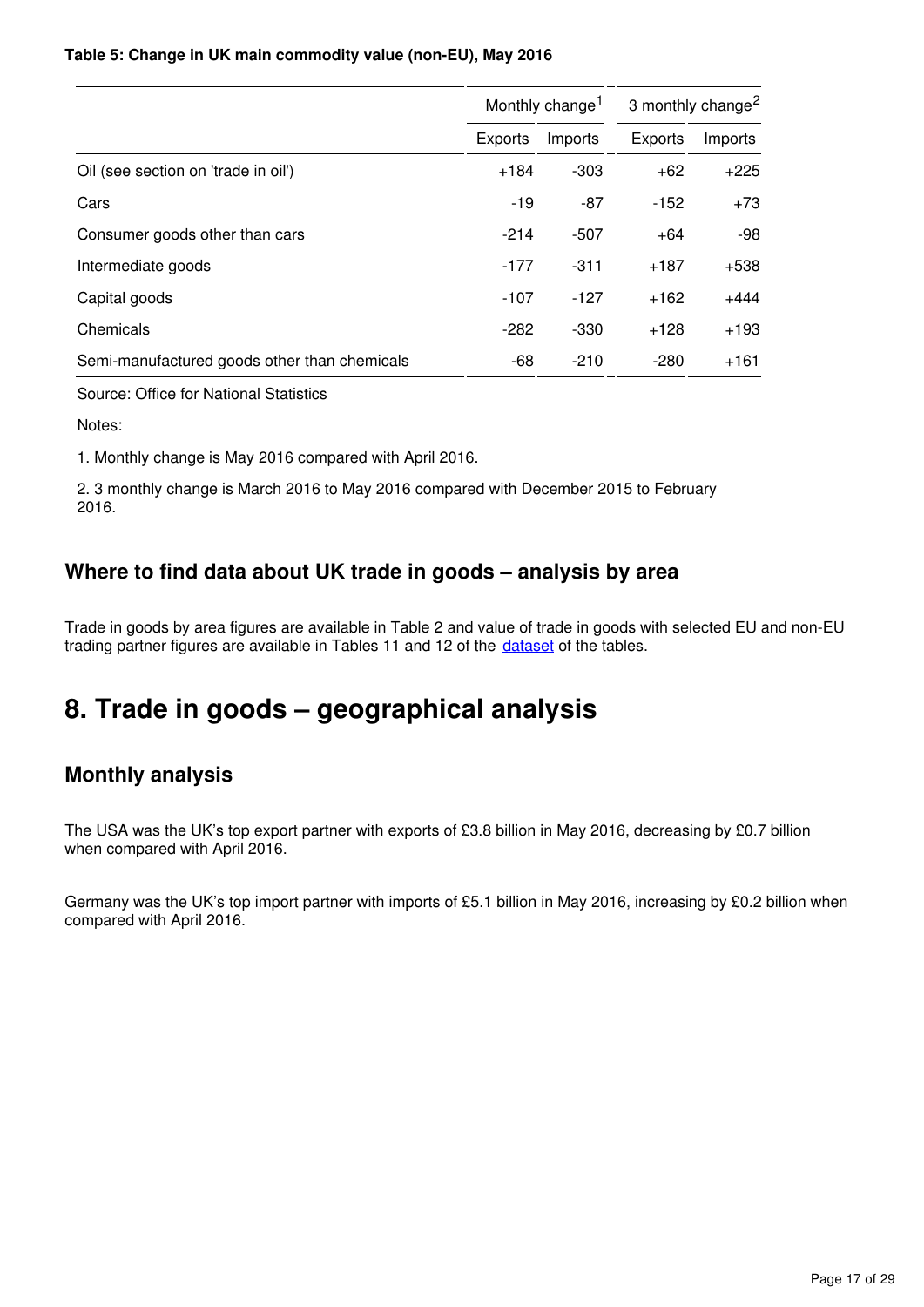**Table 5: Change in UK main commodity value (non-EU), May 2016**

| | Monthly change[1] | | 3 monthly change[2] | |
|---|---|---|---|---|
| | Exports | Imports | Exports | Imports |
| Oil (see section on 'trade in oil') | +184 | -303 | +62 | +225 |
| Cars | -19 | -87 | -152 | +73 |
| Consumer goods other than cars | -214 | -507 | +64 | -98 |
| Intermediate goods | -177 | -311 | +187 | +538 |
| Capital goods | -107 | -127 | +162 | +444 |
| Chemicals | -282 | -330 | +128 | +193 |
| Semi-manufactured goods other than chemicals | -68 | -210 | -280 | +161 |

Source: Office for National Statistics

Notes:

1. Monthly change is May 2016 compared with April 2016.

2. 3 monthly change is March 2016 to May 2016 compared with December 2015 to February 2016.

## Where to find data about UK trade in goods – analysis by area

Trade in goods by area figures are available in Table 2 and value of trade in goods with selected EU and non-EU trading partner figures are available in Tables 11 and 12 of the dataset of the tables.

# 8. Trade in goods – geographical analysis

## Monthly analysis

The USA was the UK's top export partner with exports of £3.8 billion in May 2016, decreasing by £0.7 billion when compared with April 2016.

Germany was the UK's top import partner with imports of £5.1 billion in May 2016, increasing by £0.2 billion when compared with April 2016.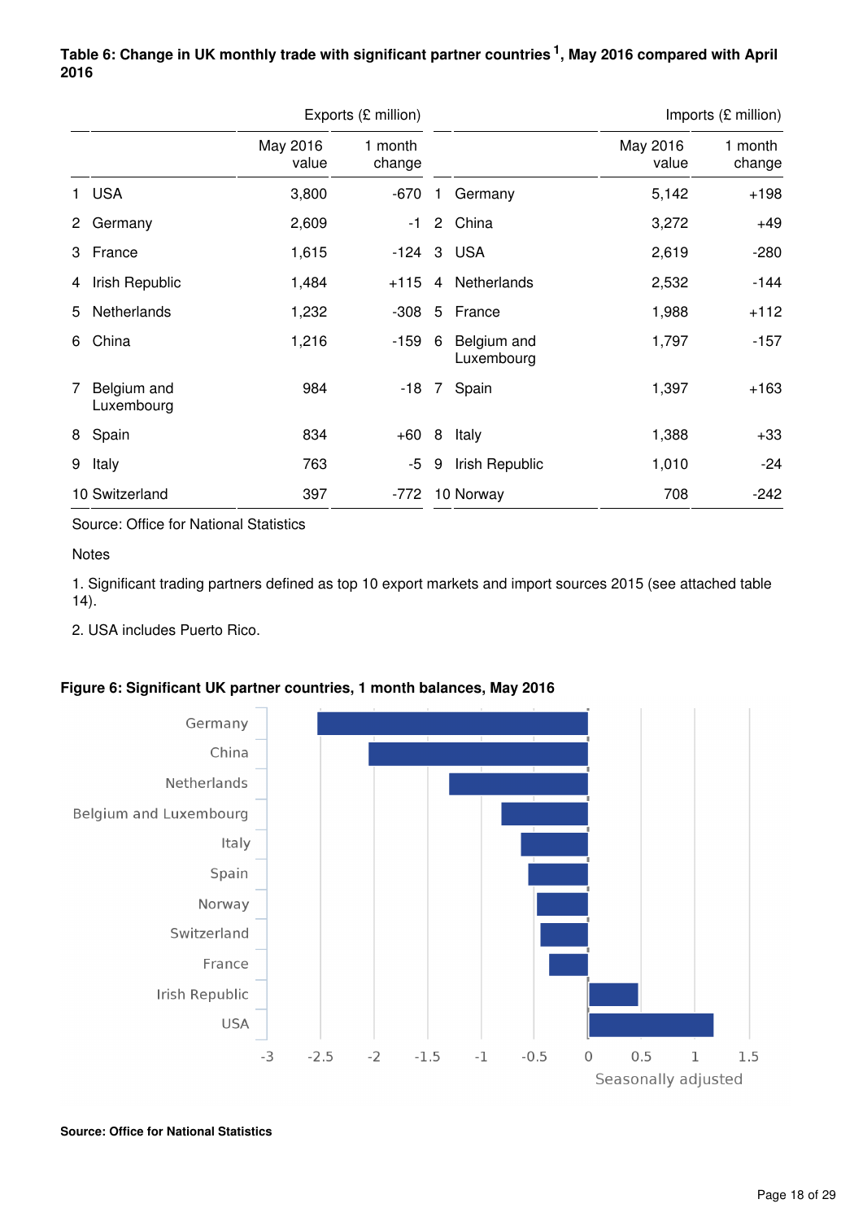**Table 6: Change in UK monthly trade with significant partner countries [1], May 2016 compared with April 2016**

| | Exports (£ million) | | | | Imports (£ million) | |
|---|---|---|---|---|---|---|
| | | May 2016 value | 1 month change | | May 2016 value | 1 month change |
| 1 | USA | 3,800 | -670 | 1 Germany | 5,142 | +198 |
| 2 | Germany | 2,609 | -1 | 2 China | 3,272 | +49 |
| 3 | France | 1,615 | -124 | 3 USA | 2,619 | -280 |
| 4 | Irish Republic | 1,484 | +115 | 4 Netherlands | 2,532 | -144 |
| 5 | Netherlands | 1,232 | -308 | 5 France | 1,988 | +112 |
| 6 | China | 1,216 | -159 | 6 Belgium and Luxembourg | 1,797 | -157 |
| 7 | Belgium and Luxembourg | 984 | -18 | 7 Spain | 1,397 | +163 |
| 8 | Spain | 834 | +60 | 8 Italy | 1,388 | +33 |
| 9 | Italy | 763 | -5 | 9 Irish Republic | 1,010 | -24 |
| 10 | Switzerland | 397 | -772 | 10 Norway | 708 | -242 |

Source: Office for National Statistics

Notes

1. Significant trading partners defined as top 10 export markets and import sources 2015 (see attached table 14).

2. USA includes Puerto Rico.

**Figure 6: Significant UK partner countries, 1 month balances, May 2016**

**Source: Office for National Statistics**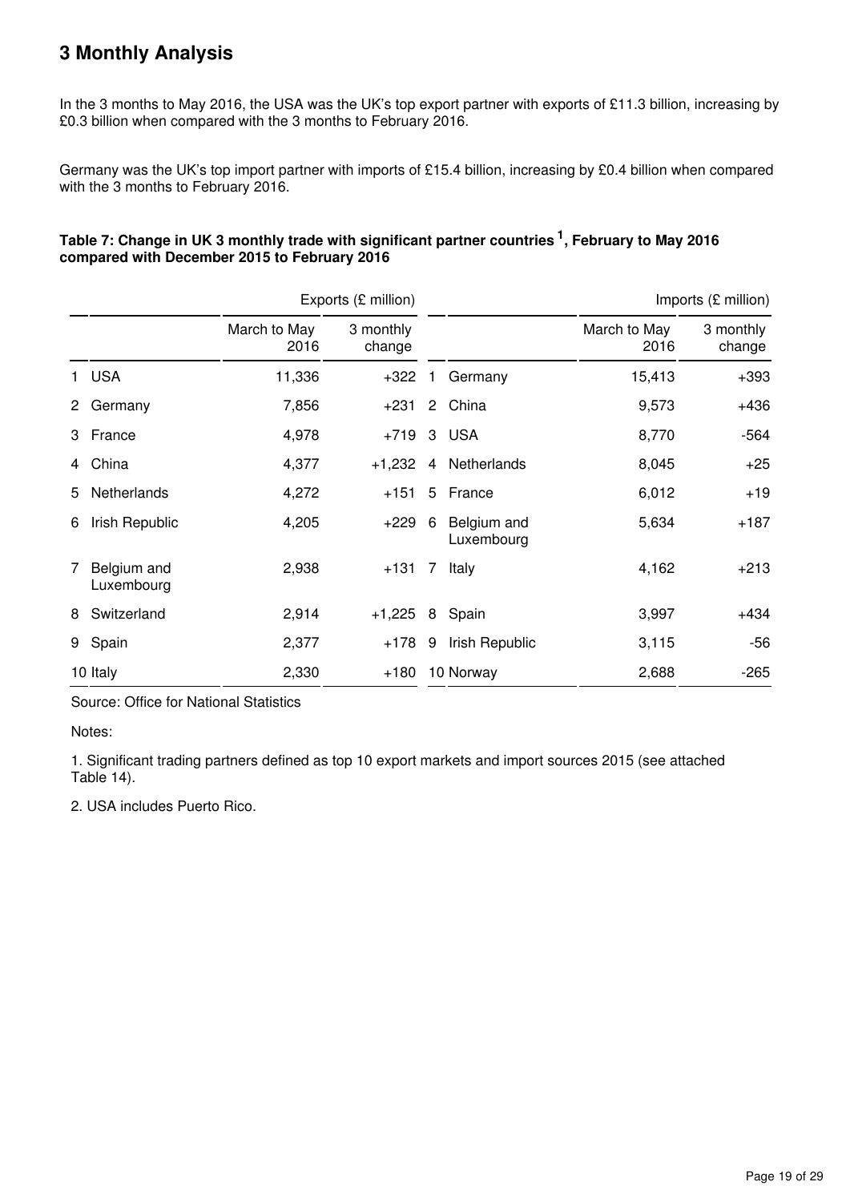## 3 Monthly Analysis

In the 3 months to May 2016, the USA was the UK's top export partner with exports of £11.3 billion, increasing by £0.3 billion when compared with the 3 months to February 2016.

Germany was the UK's top import partner with imports of £15.4 billion, increasing by £0.4 billion when compared with the 3 months to February 2016.

**Table 7: Change in UK 3 monthly trade with significant partner countries [1], February to May 2016 compared with December 2015 to February 2016**

| | | Exports (£ million) | | | | Imports (£ million) | |
|---|---|---|---|---|---|---|---|
| | | March to May 2016 | 3 monthly change | | | March to May 2016 | 3 monthly change |
| 1 | USA | 11,336 | +322 | 1 | Germany | 15,413 | +393 |
| 2 | Germany | 7,856 | +231 | 2 | China | 9,573 | +436 |
| 3 | France | 4,978 | +719 | 3 | USA | 8,770 | -564 |
| 4 | China | 4,377 | +1,232 | 4 | Netherlands | 8,045 | +25 |
| 5 | Netherlands | 4,272 | +151 | 5 | France | 6,012 | +19 |
| 6 | Irish Republic | 4,205 | +229 | 6 | Belgium and Luxembourg | 5,634 | +187 |
| 7 | Belgium and Luxembourg | 2,938 | +131 | 7 | Italy | 4,162 | +213 |
| 8 | Switzerland | 2,914 | +1,225 | 8 | Spain | 3,997 | +434 |
| 9 | Spain | 2,377 | +178 | 9 | Irish Republic | 3,115 | -56 |
| 10 | Italy | 2,330 | +180 | 10 | Norway | 2,688 | -265 |

Source: Office for National Statistics

Notes:

1. Significant trading partners defined as top 10 export markets and import sources 2015 (see attached Table 14).

2. USA includes Puerto Rico.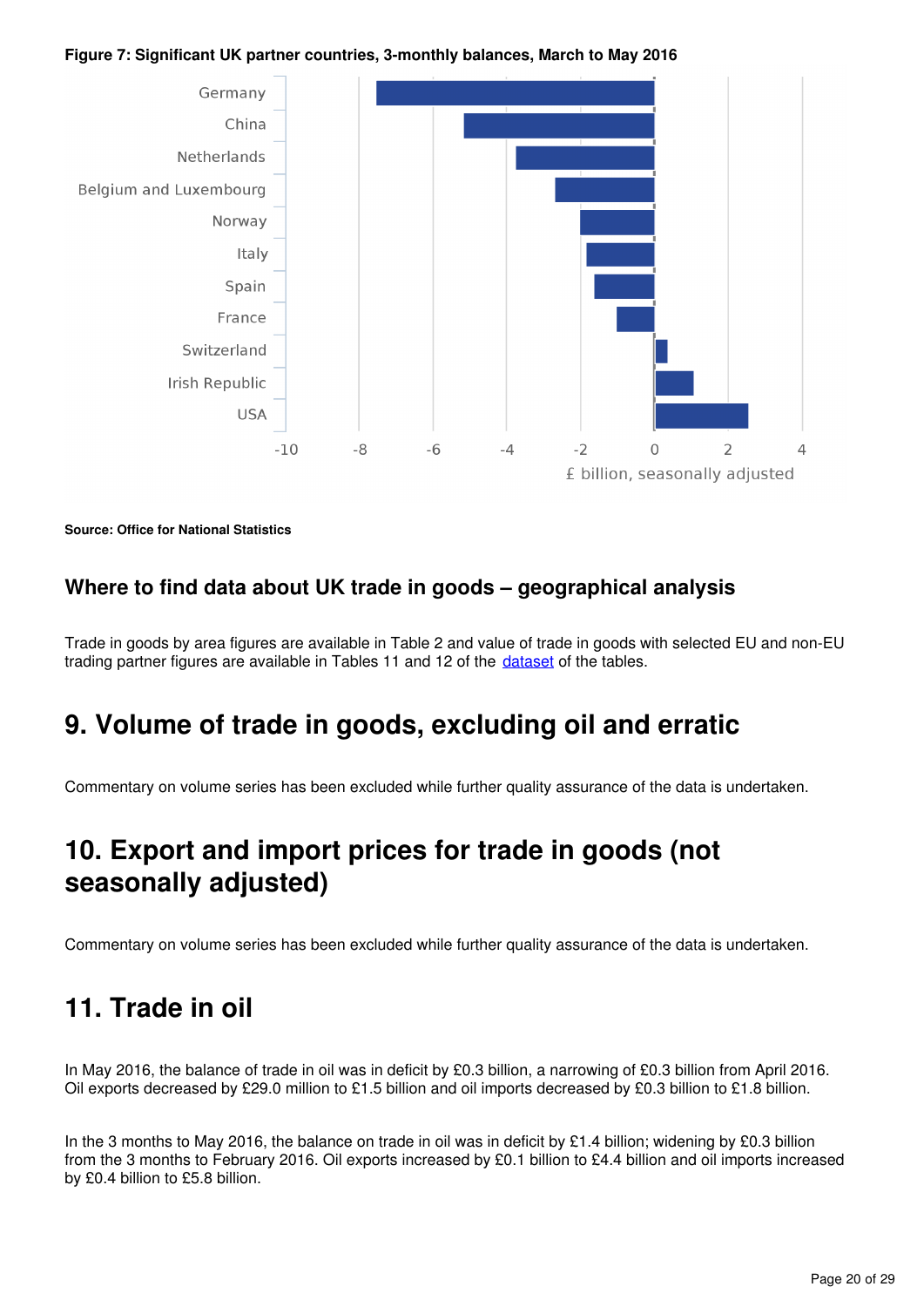**Figure 7: Significant UK partner countries, 3-monthly balances, March to May 2016**

Germany
China
Netherlands
Belgium and Luxembourg
Norway
Italy
Spain
France
Switzerland
Irish Republic
USA

-10 -8 -6 -4 -2 0 2 4

£ billion, seasonally adjusted

**Source: Office for National Statistics**

### Where to find data about UK trade in goods – geographical analysis

Trade in goods by area figures are available in Table 2 and value of trade in goods with selected EU and non-EU trading partner figures are available in Tables 11 and 12 of the dataset of the tables.

## 9. Volume of trade in goods, excluding oil and erratic

Commentary on volume series has been excluded while further quality assurance of the data is undertaken.

## 10. Export and import prices for trade in goods (not seasonally adjusted)

Commentary on volume series has been excluded while further quality assurance of the data is undertaken.

## 11. Trade in oil

In May 2016, the balance of trade in oil was in deficit by £0.3 billion, a narrowing of £0.3 billion from April 2016. Oil exports decreased by £29.0 million to £1.5 billion and oil imports decreased by £0.3 billion to £1.8 billion.

In the 3 months to May 2016, the balance on trade in oil was in deficit by £1.4 billion; widening by £0.3 billion from the 3 months to February 2016. Oil exports increased by £0.1 billion to £4.4 billion and oil imports increased by £0.4 billion to £5.8 billion.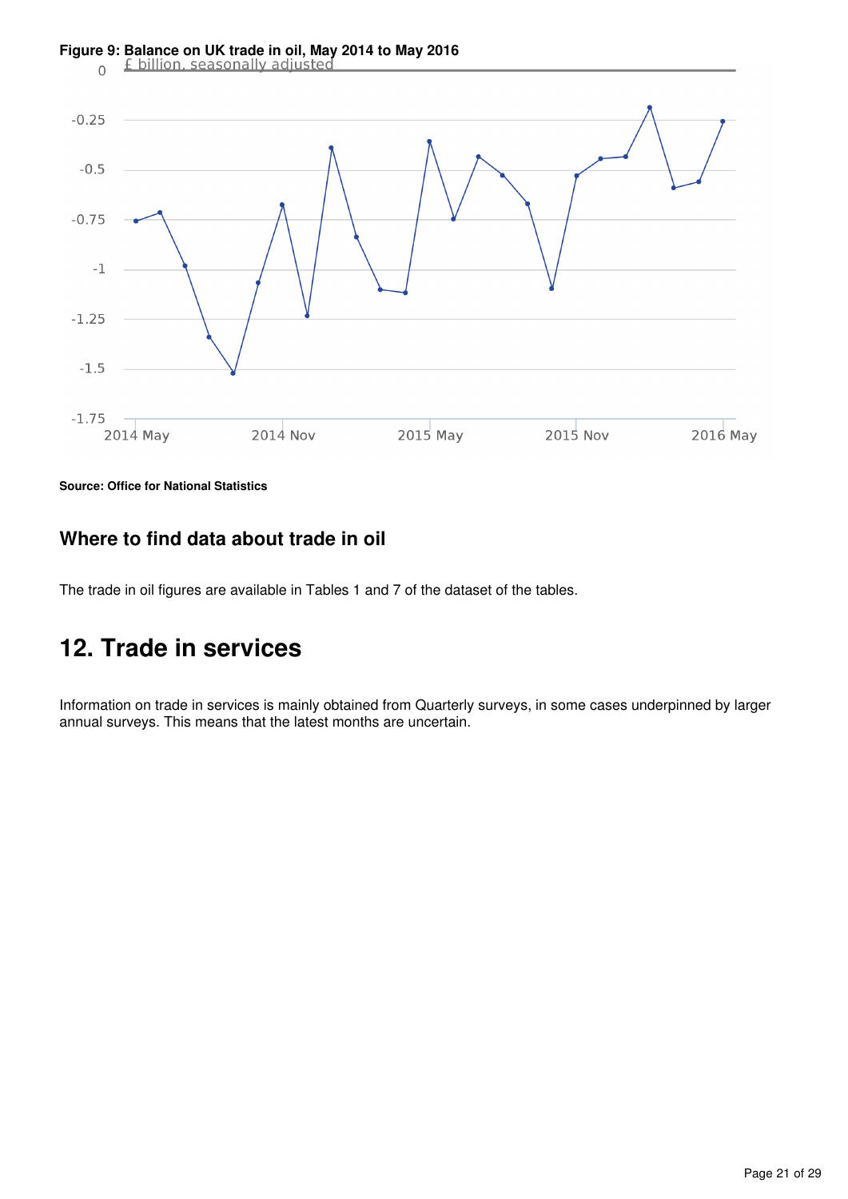**Figure 9: Balance on UK trade in oil, May 2014 to May 2016**

£ billion, seasonally adjusted

**Source: Office for National Statistics**

### Where to find data about trade in oil

The trade in oil figures are available in Tables 1 and 7 of the dataset of the tables.

## 12. Trade in services

Information on trade in services is mainly obtained from Quarterly surveys, in some cases underpinned by larger annual surveys. This means that the latest months are uncertain.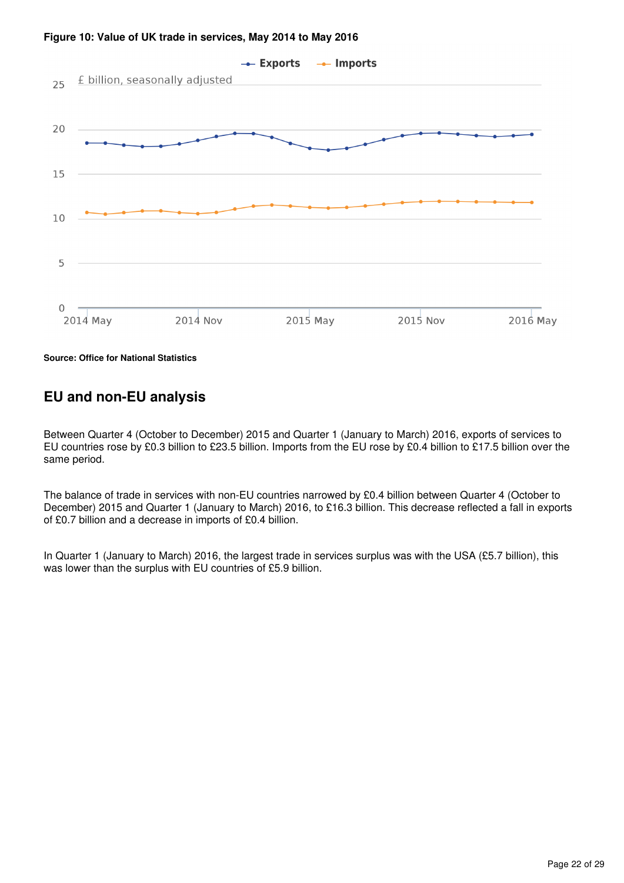**Figure 10: Value of UK trade in services, May 2014 to May 2016**

Source: Office for National Statistics

## EU and non-EU analysis

Between Quarter 4 (October to December) 2015 and Quarter 1 (January to March) 2016, exports of services to EU countries rose by £0.3 billion to £23.5 billion. Imports from the EU rose by £0.4 billion to £17.5 billion over the same period.

The balance of trade in services with non-EU countries narrowed by £0.4 billion between Quarter 4 (October to December) 2015 and Quarter 1 (January to March) 2016, to £16.3 billion. This decrease reflected a fall in exports of £0.7 billion and a decrease in imports of £0.4 billion.

In Quarter 1 (January to March) 2016, the largest trade in services surplus was with the USA (£5.7 billion), this was lower than the surplus with EU countries of £5.9 billion.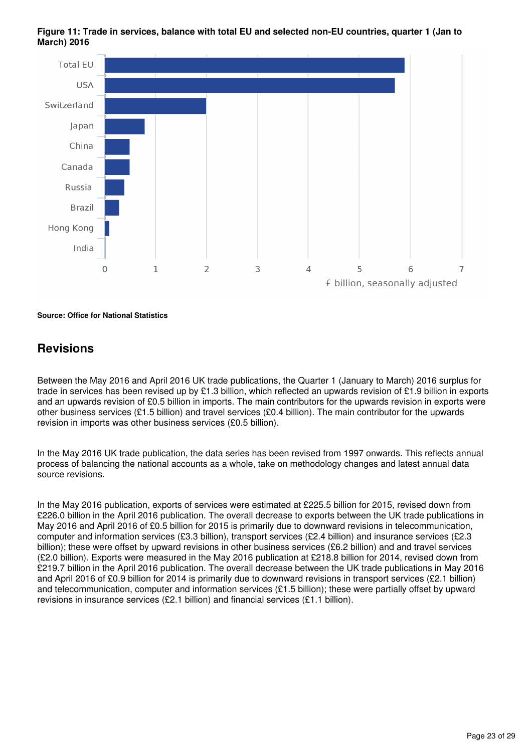**Figure 11: Trade in services, balance with total EU and selected non-EU countries, quarter 1 (Jan to March) 2016**

**Source: Office for National Statistics**

## Revisions

Between the May 2016 and April 2016 UK trade publications, the Quarter 1 (January to March) 2016 surplus for trade in services has been revised up by £1.3 billion, which reflected an upwards revision of £1.9 billion in exports and an upwards revision of £0.5 billion in imports. The main contributors for the upwards revision in exports were other business services (£1.5 billion) and travel services (£0.4 billion). The main contributor for the upwards revision in imports was other business services (£0.5 billion).

In the May 2016 UK trade publication, the data series has been revised from 1997 onwards. This reflects annual process of balancing the national accounts as a whole, take on methodology changes and latest annual data source revisions.

In the May 2016 publication, exports of services were estimated at £225.5 billion for 2015, revised down from £226.0 billion in the April 2016 publication. The overall decrease to exports between the UK trade publications in May 2016 and April 2016 of £0.5 billion for 2015 is primarily due to downward revisions in telecommunication, computer and information services (£3.3 billion), transport services (£2.4 billion) and insurance services (£2.3 billion); these were offset by upward revisions in other business services (£6.2 billion) and and travel services (£2.0 billion). Exports were measured in the May 2016 publication at £218.8 billion for 2014, revised down from £219.7 billion in the April 2016 publication. The overall decrease between the UK trade publications in May 2016 and April 2016 of £0.9 billion for 2014 is primarily due to downward revisions in transport services (£2.1 billion) and telecommunication, computer and information services (£1.5 billion); these were partially offset by upward revisions in insurance services (£2.1 billion) and financial services (£1.1 billion).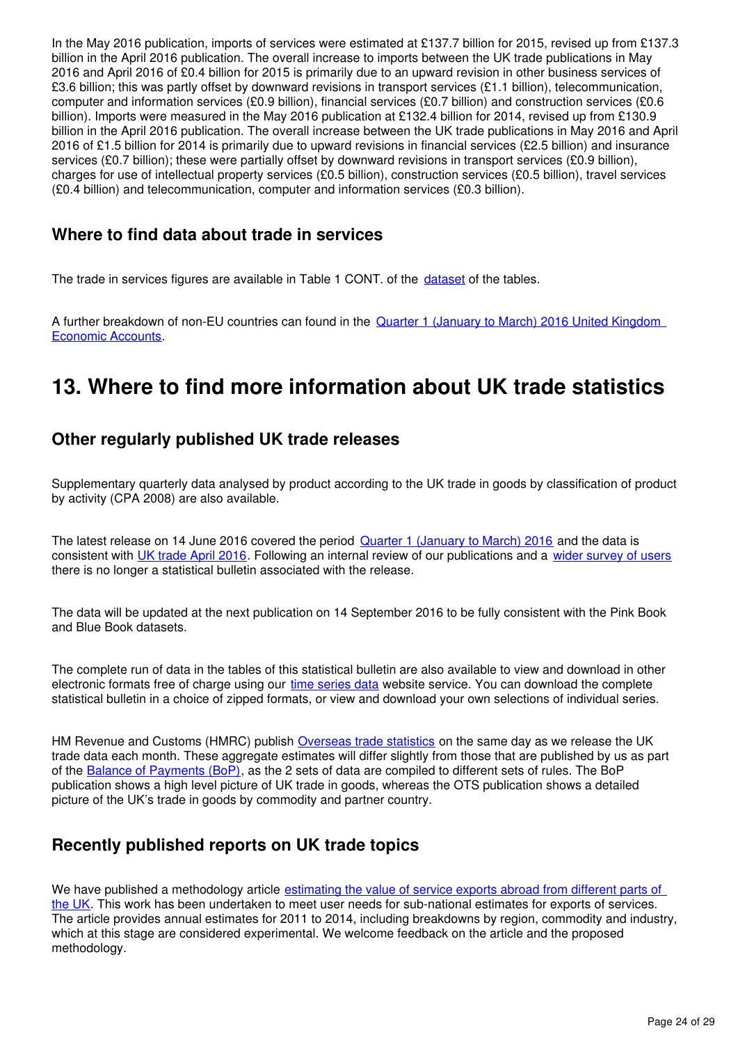In the May 2016 publication, imports of services were estimated at £137.7 billion for 2015, revised up from £137.3 billion in the April 2016 publication. The overall increase to imports between the UK trade publications in May 2016 and April 2016 of £0.4 billion for 2015 is primarily due to an upward revision in other business services of £3.6 billion; this was partly offset by downward revisions in transport services (£1.1 billion), telecommunication, computer and information services (£0.9 billion), financial services (£0.7 billion) and construction services (£0.6 billion). Imports were measured in the May 2016 publication at £132.4 billion for 2014, revised up from £130.9 billion in the April 2016 publication. The overall increase between the UK trade publications in May 2016 and April 2016 of £1.5 billion for 2014 is primarily due to upward revisions in financial services (£2.5 billion) and insurance services (£0.7 billion); these were partially offset by downward revisions in transport services (£0.9 billion), charges for use of intellectual property services (£0.5 billion), construction services (£0.5 billion), travel services (£0.4 billion) and telecommunication, computer and information services (£0.3 billion).

### Where to find data about trade in services

The trade in services figures are available in Table 1 CONT. of the dataset of the tables.

A further breakdown of non-EU countries can found in the Quarter 1 (January to March) 2016 United Kingdom Economic Accounts.

## 13. Where to find more information about UK trade statistics

### Other regularly published UK trade releases

Supplementary quarterly data analysed by product according to the UK trade in goods by classification of product by activity (CPA 2008) are also available.

The latest release on 14 June 2016 covered the period Quarter 1 (January to March) 2016 and the data is consistent with UK trade April 2016. Following an internal review of our publications and a wider survey of users there is no longer a statistical bulletin associated with the release.

The data will be updated at the next publication on 14 September 2016 to be fully consistent with the Pink Book and Blue Book datasets.

The complete run of data in the tables of this statistical bulletin are also available to view and download in other electronic formats free of charge using our time series data website service. You can download the complete statistical bulletin in a choice of zipped formats, or view and download your own selections of individual series.

HM Revenue and Customs (HMRC) publish Overseas trade statistics on the same day as we release the UK trade data each month. These aggregate estimates will differ slightly from those that are published by us as part of the Balance of Payments (BoP), as the 2 sets of data are compiled to different sets of rules. The BoP publication shows a high level picture of UK trade in goods, whereas the OTS publication shows a detailed picture of the UK's trade in goods by commodity and partner country.

### Recently published reports on UK trade topics

We have published a methodology article estimating the value of service exports abroad from different parts of the UK. This work has been undertaken to meet user needs for sub-national estimates for exports of services. The article provides annual estimates for 2011 to 2014, including breakdowns by region, commodity and industry, which at this stage are considered experimental. We welcome feedback on the article and the proposed methodology.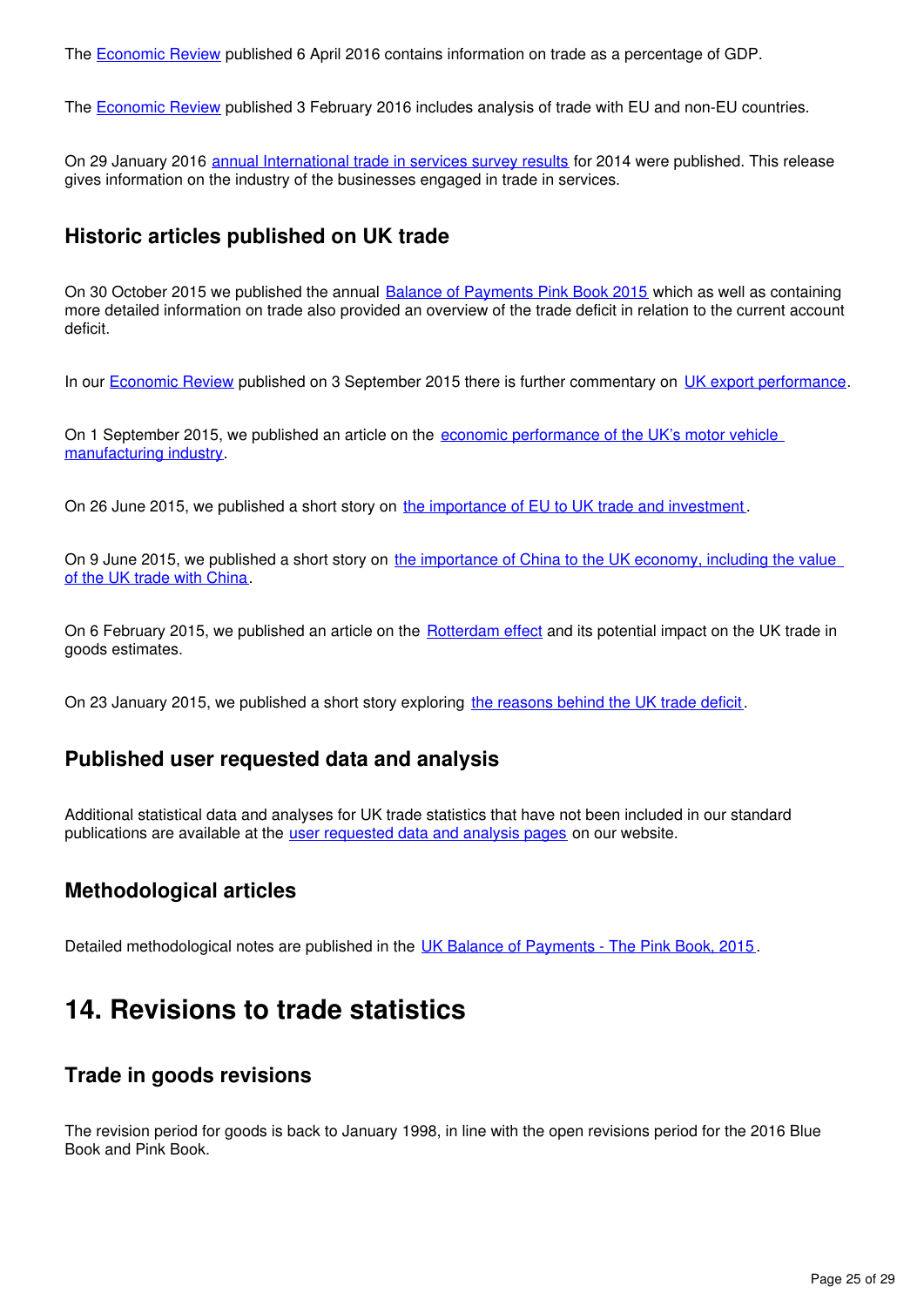The [Economic Review](#) published 6 April 2016 contains information on trade as a percentage of GDP.

The [Economic Review](#) published 3 February 2016 includes analysis of trade with EU and non-EU countries.

On 29 January 2016 [annual International trade in services survey results](#) for 2014 were published. This release gives information on the industry of the businesses engaged in trade in services.

### Historic articles published on UK trade

On 30 October 2015 we published the annual [Balance of Payments Pink Book 2015](#) which as well as containing more detailed information on trade also provided an overview of the trade deficit in relation to the current account deficit.

In our [Economic Review](#) published on 3 September 2015 there is further commentary on [UK export performance](#).

On 1 September 2015, we published an article on the [economic performance of the UK's motor vehicle manufacturing industry](#).

On 26 June 2015, we published a short story on [the importance of EU to UK trade and investment](#).

On 9 June 2015, we published a short story on [the importance of China to the UK economy, including the value of the UK trade with China](#).

On 6 February 2015, we published an article on the [Rotterdam effect](#) and its potential impact on the UK trade in goods estimates.

On 23 January 2015, we published a short story exploring [the reasons behind the UK trade deficit](#).

### Published user requested data and analysis

Additional statistical data and analyses for UK trade statistics that have not been included in our standard publications are available at the [user requested data and analysis pages](#) on our website.

### Methodological articles

Detailed methodological notes are published in the [UK Balance of Payments - The Pink Book, 2015](#).

## 14. Revisions to trade statistics

### Trade in goods revisions

The revision period for goods is back to January 1998, in line with the open revisions period for the 2016 Blue Book and Pink Book.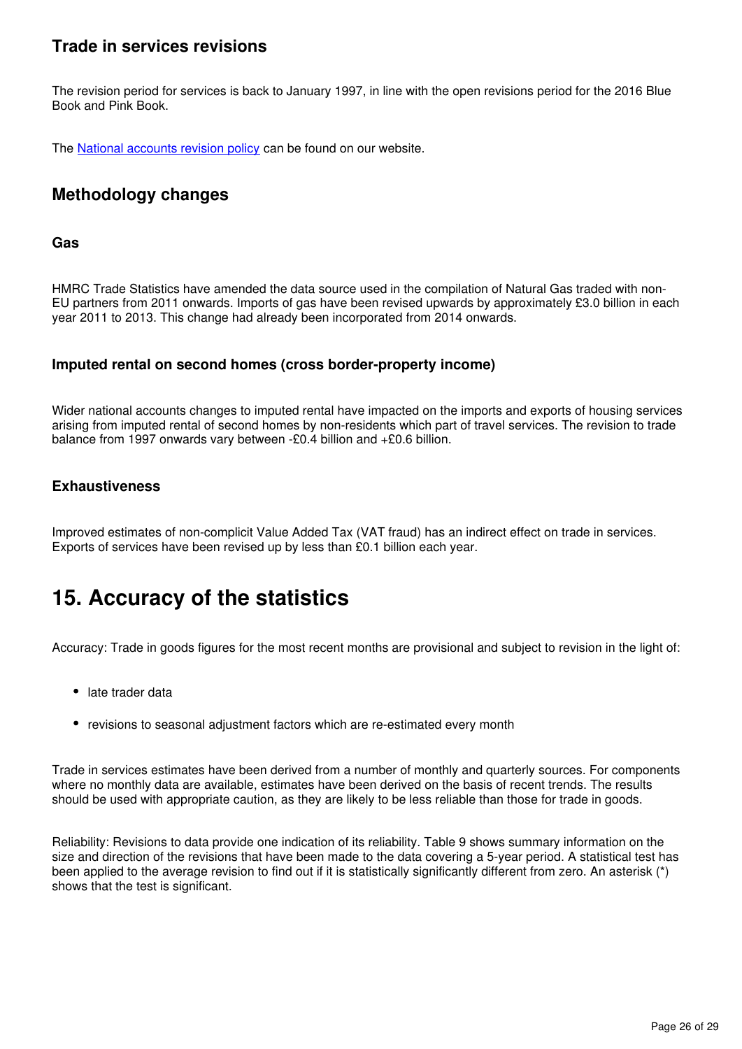### Trade in services revisions

The revision period for services is back to January 1997, in line with the open revisions period for the 2016 Blue Book and Pink Book.

The [National accounts revision policy](#) can be found on our website.

### Methodology changes

#### Gas

HMRC Trade Statistics have amended the data source used in the compilation of Natural Gas traded with non-EU partners from 2011 onwards. Imports of gas have been revised upwards by approximately £3.0 billion in each year 2011 to 2013. This change had already been incorporated from 2014 onwards.

#### Imputed rental on second homes (cross border-property income)

Wider national accounts changes to imputed rental have impacted on the imports and exports of housing services arising from imputed rental of second homes by non-residents which part of travel services. The revision to trade balance from 1997 onwards vary between -£0.4 billion and +£0.6 billion.

#### Exhaustiveness

Improved estimates of non-complicit Value Added Tax (VAT fraud) has an indirect effect on trade in services. Exports of services have been revised up by less than £0.1 billion each year.

## 15. Accuracy of the statistics

Accuracy: Trade in goods figures for the most recent months are provisional and subject to revision in the light of:

- late trader data
- revisions to seasonal adjustment factors which are re-estimated every month

Trade in services estimates have been derived from a number of monthly and quarterly sources. For components where no monthly data are available, estimates have been derived on the basis of recent trends. The results should be used with appropriate caution, as they are likely to be less reliable than those for trade in goods.

Reliability: Revisions to data provide one indication of its reliability. Table 9 shows summary information on the size and direction of the revisions that have been made to the data covering a 5-year period. A statistical test has been applied to the average revision to find out if it is statistically significantly different from zero. An asterisk (*) shows that the test is significant.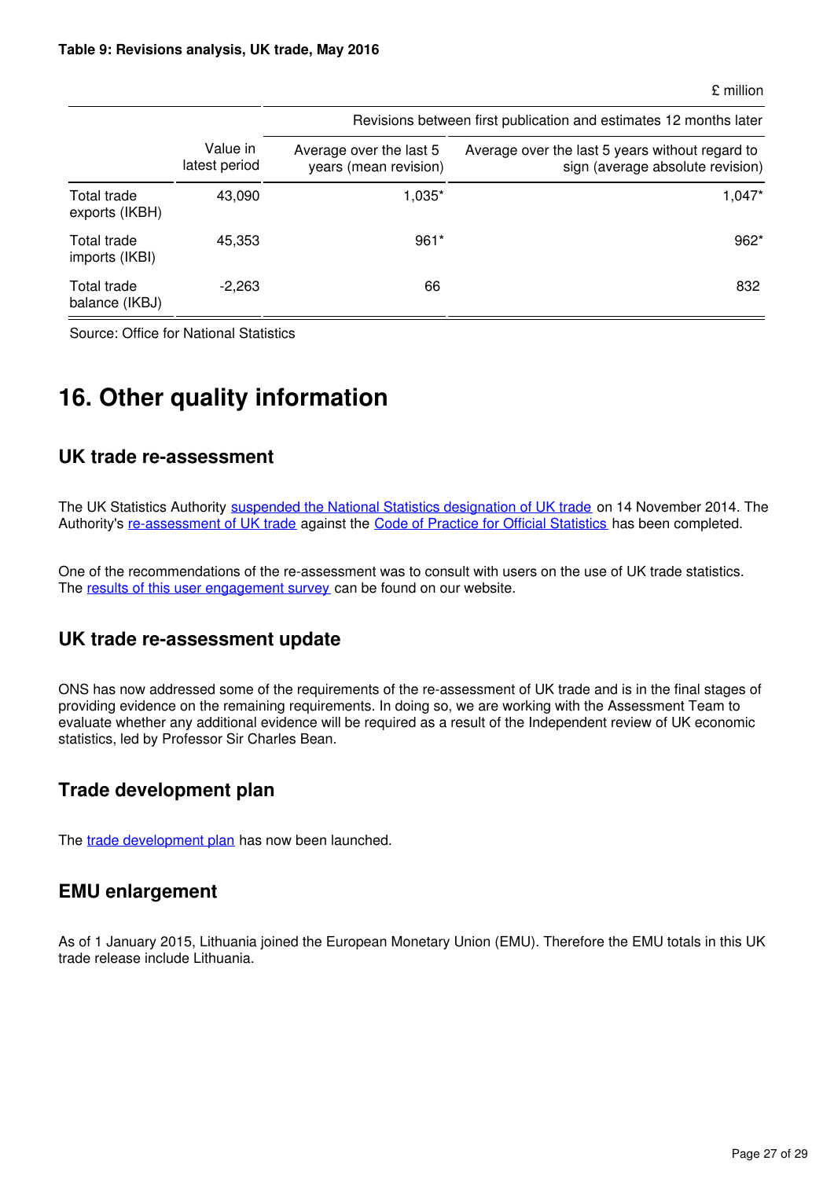**Table 9: Revisions analysis, UK trade, May 2016**

£ million

| | | Revisions between first publication and estimates 12 months later | |
|---|---|---|---|
| | Value in latest period | Average over the last 5 years (mean revision) | Average over the last 5 years without regard to sign (average absolute revision) |
| Total trade exports (IKBH) | 43,090 | 1,035* | 1,047* |
| Total trade imports (IKBI) | 45,353 | 961* | 962* |
| Total trade balance (IKBJ) | -2,263 | 66 | 832 |

Source: Office for National Statistics

# 16. Other quality information

## UK trade re-assessment

The UK Statistics Authority suspended the National Statistics designation of UK trade on 14 November 2014. The Authority's re-assessment of UK trade against the Code of Practice for Official Statistics has been completed.

One of the recommendations of the re-assessment was to consult with users on the use of UK trade statistics. The results of this user engagement survey can be found on our website.

## UK trade re-assessment update

ONS has now addressed some of the requirements of the re-assessment of UK trade and is in the final stages of providing evidence on the remaining requirements. In doing so, we are working with the Assessment Team to evaluate whether any additional evidence will be required as a result of the Independent review of UK economic statistics, led by Professor Sir Charles Bean.

## Trade development plan

The trade development plan has now been launched.

## EMU enlargement

As of 1 January 2015, Lithuania joined the European Monetary Union (EMU). Therefore the EMU totals in this UK trade release include Lithuania.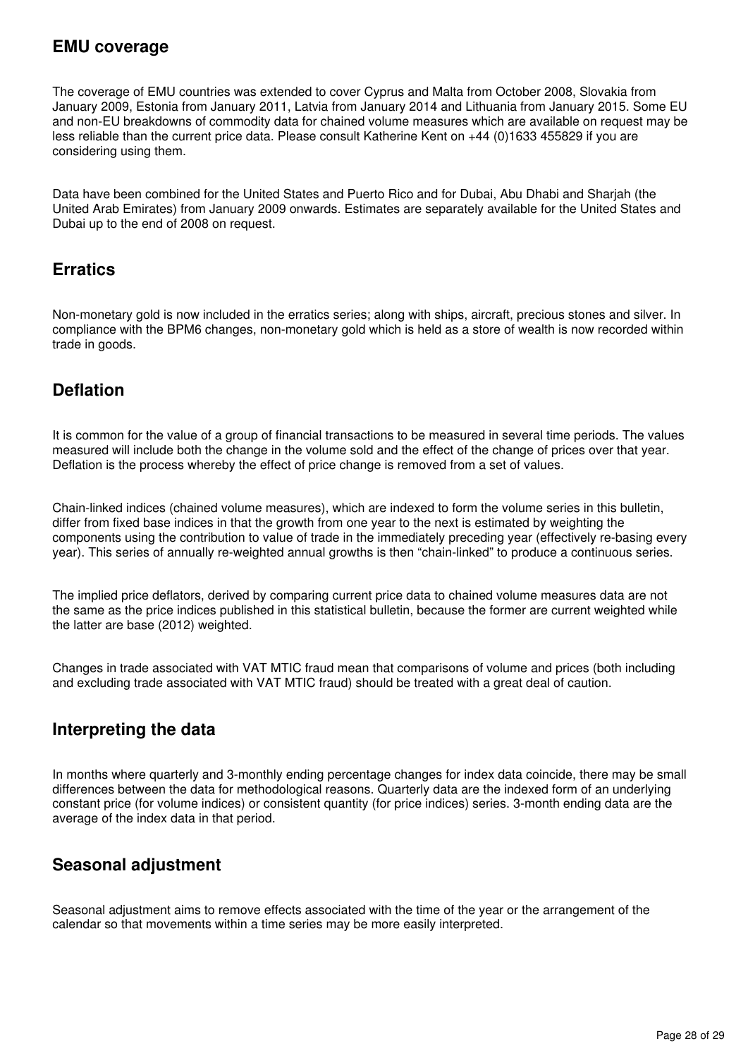## EMU coverage

The coverage of EMU countries was extended to cover Cyprus and Malta from October 2008, Slovakia from January 2009, Estonia from January 2011, Latvia from January 2014 and Lithuania from January 2015. Some EU and non-EU breakdowns of commodity data for chained volume measures which are available on request may be less reliable than the current price data. Please consult Katherine Kent on +44 (0)1633 455829 if you are considering using them.

Data have been combined for the United States and Puerto Rico and for Dubai, Abu Dhabi and Sharjah (the United Arab Emirates) from January 2009 onwards. Estimates are separately available for the United States and Dubai up to the end of 2008 on request.

## Erratics

Non-monetary gold is now included in the erratics series; along with ships, aircraft, precious stones and silver. In compliance with the BPM6 changes, non-monetary gold which is held as a store of wealth is now recorded within trade in goods.

## Deflation

It is common for the value of a group of financial transactions to be measured in several time periods. The values measured will include both the change in the volume sold and the effect of the change of prices over that year. Deflation is the process whereby the effect of price change is removed from a set of values.

Chain-linked indices (chained volume measures), which are indexed to form the volume series in this bulletin, differ from fixed base indices in that the growth from one year to the next is estimated by weighting the components using the contribution to value of trade in the immediately preceding year (effectively re-basing every year). This series of annually re-weighted annual growths is then "chain-linked" to produce a continuous series.

The implied price deflators, derived by comparing current price data to chained volume measures data are not the same as the price indices published in this statistical bulletin, because the former are current weighted while the latter are base (2012) weighted.

Changes in trade associated with VAT MTIC fraud mean that comparisons of volume and prices (both including and excluding trade associated with VAT MTIC fraud) should be treated with a great deal of caution.

## Interpreting the data

In months where quarterly and 3-monthly ending percentage changes for index data coincide, there may be small differences between the data for methodological reasons. Quarterly data are the indexed form of an underlying constant price (for volume indices) or consistent quantity (for price indices) series. 3-month ending data are the average of the index data in that period.

## Seasonal adjustment

Seasonal adjustment aims to remove effects associated with the time of the year or the arrangement of the calendar so that movements within a time series may be more easily interpreted.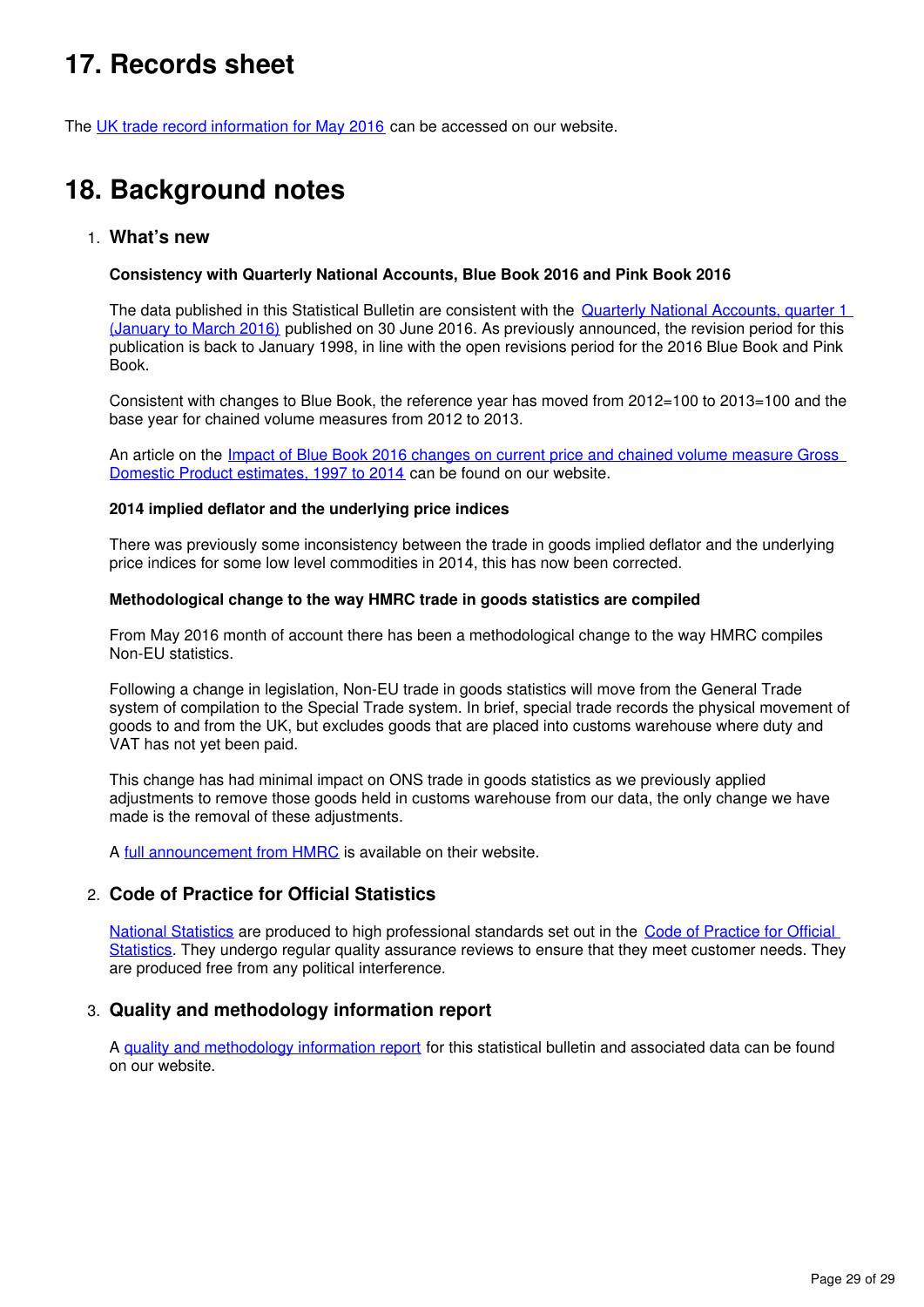# 17. Records sheet

The UK trade record information for May 2016 can be accessed on our website.

# 18. Background notes

1. **What's new**

   **Consistency with Quarterly National Accounts, Blue Book 2016 and Pink Book 2016**

   The data published in this Statistical Bulletin are consistent with the Quarterly National Accounts, quarter 1 (January to March 2016) published on 30 June 2016. As previously announced, the revision period for this publication is back to January 1998, in line with the open revisions period for the 2016 Blue Book and Pink Book.

   Consistent with changes to Blue Book, the reference year has moved from 2012=100 to 2013=100 and the base year for chained volume measures from 2012 to 2013.

   An article on the Impact of Blue Book 2016 changes on current price and chained volume measure Gross Domestic Product estimates, 1997 to 2014 can be found on our website.

   **2014 implied deflator and the underlying price indices**

   There was previously some inconsistency between the trade in goods implied deflator and the underlying price indices for some low level commodities in 2014, this has now been corrected.

   **Methodological change to the way HMRC trade in goods statistics are compiled**

   From May 2016 month of account there has been a methodological change to the way HMRC compiles Non-EU statistics.

   Following a change in legislation, Non-EU trade in goods statistics will move from the General Trade system of compilation to the Special Trade system. In brief, special trade records the physical movement of goods to and from the UK, but excludes goods that are placed into customs warehouse where duty and VAT has not yet been paid.

   This change has had minimal impact on ONS trade in goods statistics as we previously applied adjustments to remove those goods held in customs warehouse from our data, the only change we have made is the removal of these adjustments.

   A full announcement from HMRC is available on their website.

2. **Code of Practice for Official Statistics**

   National Statistics are produced to high professional standards set out in the Code of Practice for Official Statistics. They undergo regular quality assurance reviews to ensure that they meet customer needs. They are produced free from any political interference.

3. **Quality and methodology information report**

   A quality and methodology information report for this statistical bulletin and associated data can be found on our website.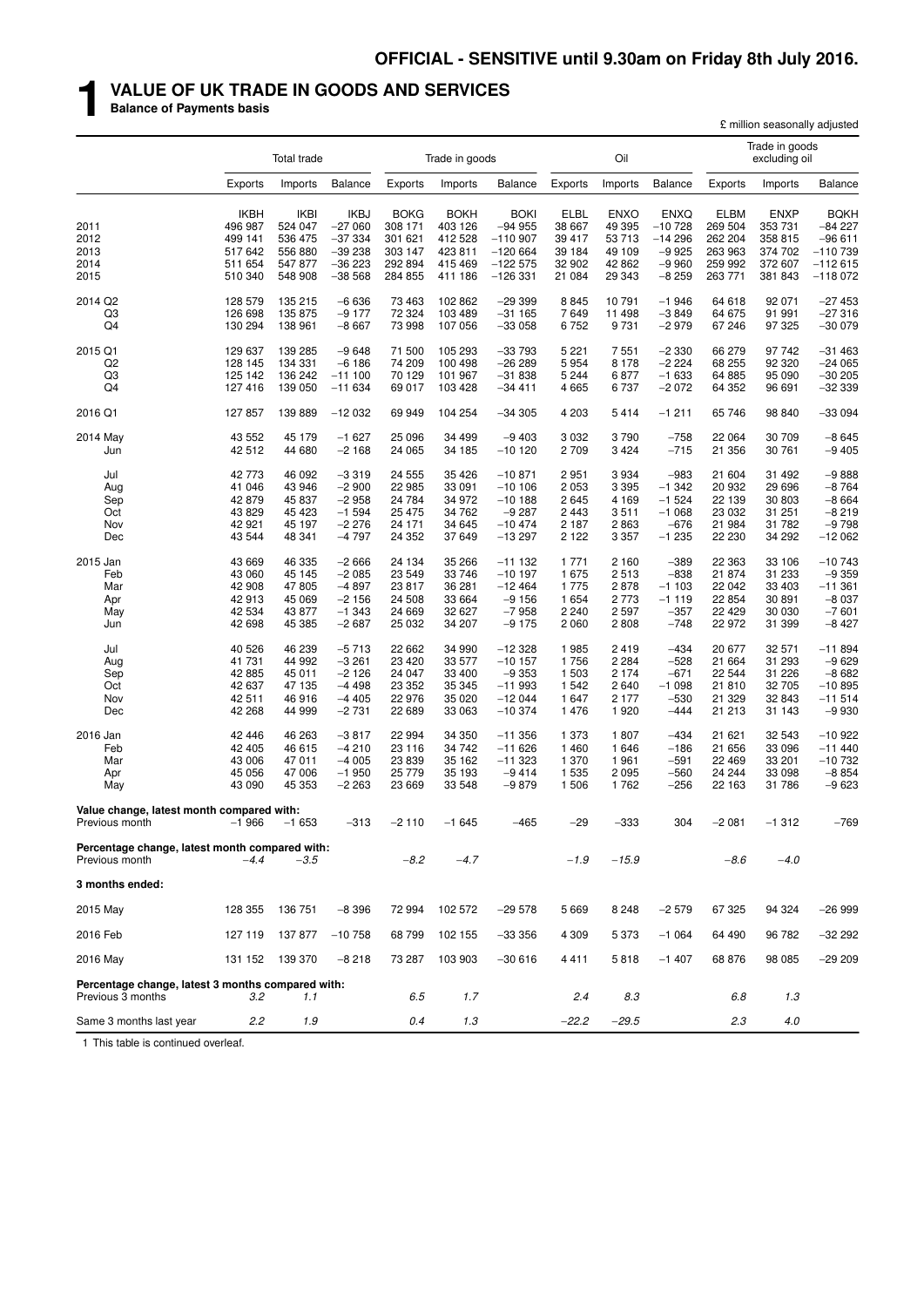**OFFICIAL - SENSITIVE until 9.30am on Friday 8th July 2016.**

# 1 VALUE OF UK TRADE IN GOODS AND SERVICES

**Balance of Payments basis**

£ million seasonally adjusted

| | Total trade | | | Trade in goods | | | Oil | | | Trade in goods excluding oil | | |
|---|---|---|---|---|---|---|---|---|---|---|---|---|
| | Exports | Imports | Balance | Exports | Imports | Balance | Exports | Imports | Balance | Exports | Imports | Balance |
| | IKBH | IKBI | IKBJ | BOKG | BOKH | BOKI | ELBL | ENXO | ENXQ | ELBM | ENXP | BQKH |
| 2011 | 496 987 | 524 047 | −27 060 | 308 171 | 403 126 | −94 955 | 38 667 | 49 395 | −10 728 | 269 504 | 353 731 | −84 227 |
| 2012 | 499 141 | 536 475 | −37 334 | 301 621 | 412 528 | −110 907 | 39 417 | 53 713 | −14 296 | 262 204 | 358 815 | −96 611 |
| 2013 | 517 642 | 556 880 | −39 238 | 303 147 | 423 811 | −120 664 | 39 184 | 49 109 | −9 925 | 263 963 | 374 702 | −110 739 |
| 2014 | 511 654 | 547 877 | −36 223 | 292 894 | 415 469 | −122 575 | 32 902 | 42 862 | −9 960 | 259 992 | 372 607 | −112 615 |
| 2015 | 510 340 | 548 908 | −38 568 | 284 855 | 411 186 | −126 331 | 21 084 | 29 343 | −8 259 | 263 771 | 381 843 | −118 072 |
| 2014 Q2 | 128 579 | 135 215 | −6 636 | 73 463 | 102 862 | −29 399 | 8 845 | 10 791 | −1 946 | 64 618 | 92 071 | −27 453 |
| Q3 | 126 698 | 135 875 | −9 177 | 72 324 | 103 489 | −31 165 | 7 649 | 11 498 | −3 849 | 64 675 | 91 991 | −27 316 |
| Q4 | 130 294 | 138 961 | −8 667 | 73 998 | 107 056 | −33 058 | 6 752 | 9 731 | −2 979 | 67 246 | 97 325 | −30 079 |
| 2015 Q1 | 129 637 | 139 285 | −9 648 | 71 500 | 105 293 | −33 793 | 5 221 | 7 551 | −2 330 | 66 279 | 97 742 | −31 463 |
| Q2 | 128 145 | 134 331 | −6 186 | 74 209 | 100 498 | −26 289 | 5 954 | 8 178 | −2 224 | 68 255 | 92 320 | −24 065 |
| Q3 | 125 142 | 136 242 | −11 100 | 70 129 | 101 967 | −31 838 | 5 244 | 6 877 | −1 633 | 64 885 | 95 090 | −30 205 |
| Q4 | 127 416 | 139 050 | −11 634 | 69 017 | 103 428 | −34 411 | 4 665 | 6 737 | −2 072 | 64 352 | 96 691 | −32 339 |
| 2016 Q1 | 127 857 | 139 889 | −12 032 | 69 949 | 104 254 | −34 305 | 4 203 | 5 414 | −1 211 | 65 746 | 98 840 | −33 094 |
| 2014 May | 43 552 | 45 179 | −1 627 | 25 096 | 34 499 | −9 403 | 3 032 | 3 790 | −758 | 22 064 | 30 709 | −8 645 |
| Jun | 42 512 | 44 680 | −2 168 | 24 065 | 34 185 | −10 120 | 2 709 | 3 424 | −715 | 21 356 | 30 761 | −9 405 |
| Jul | 42 773 | 46 092 | −3 319 | 24 555 | 35 426 | −10 871 | 2 951 | 3 934 | −983 | 21 604 | 31 492 | −9 888 |
| Aug | 41 046 | 43 946 | −2 900 | 22 985 | 33 091 | −10 106 | 2 053 | 3 395 | −1 342 | 20 932 | 29 696 | −8 764 |
| Sep | 42 879 | 45 837 | −2 958 | 24 784 | 34 972 | −10 188 | 2 645 | 4 169 | −1 524 | 22 139 | 30 803 | −8 664 |
| Oct | 43 829 | 45 423 | −1 594 | 25 475 | 34 762 | −9 287 | 2 443 | 3 511 | −1 068 | 23 032 | 31 251 | −8 219 |
| Nov | 42 921 | 45 197 | −2 276 | 24 171 | 34 645 | −10 474 | 2 187 | 2 863 | −676 | 21 984 | 31 782 | −9 798 |
| Dec | 43 544 | 48 341 | −4 797 | 24 352 | 37 649 | −13 297 | 2 122 | 3 357 | −1 235 | 22 230 | 34 292 | −12 062 |
| 2015 Jan | 43 669 | 46 335 | −2 666 | 24 134 | 35 266 | −11 132 | 1 771 | 2 160 | −389 | 22 363 | 33 106 | −10 743 |
| Feb | 43 060 | 45 145 | −2 085 | 23 549 | 33 746 | −10 197 | 1 675 | 2 513 | −838 | 21 874 | 31 233 | −9 359 |
| Mar | 42 908 | 47 805 | −4 897 | 23 817 | 36 281 | −12 464 | 1 775 | 2 878 | −1 103 | 22 042 | 33 403 | −11 361 |
| Apr | 42 913 | 45 069 | −2 156 | 24 508 | 33 664 | −9 156 | 1 654 | 2 773 | −1 119 | 22 854 | 30 891 | −8 037 |
| May | 42 534 | 43 877 | −1 343 | 24 669 | 32 627 | −7 958 | 2 240 | 2 597 | −357 | 22 429 | 30 030 | −7 601 |
| Jun | 42 698 | 45 385 | −2 687 | 25 032 | 34 207 | −9 175 | 2 060 | 2 808 | −748 | 22 972 | 31 399 | −8 427 |
| Jul | 40 526 | 46 239 | −5 713 | 22 662 | 34 990 | −12 328 | 1 985 | 2 419 | −434 | 20 677 | 32 571 | −11 894 |
| Aug | 41 731 | 44 992 | −3 261 | 23 420 | 33 577 | −10 157 | 1 756 | 2 284 | −528 | 21 664 | 31 293 | −9 629 |
| Sep | 42 885 | 45 011 | −2 126 | 24 047 | 33 400 | −9 353 | 1 503 | 2 174 | −671 | 22 544 | 31 226 | −8 682 |
| Oct | 42 637 | 47 135 | −4 498 | 23 352 | 35 345 | −11 993 | 1 542 | 2 640 | −1 098 | 21 810 | 32 705 | −10 895 |
| Nov | 42 511 | 46 916 | −4 405 | 22 976 | 35 020 | −12 044 | 1 647 | 2 177 | −530 | 21 329 | 32 843 | −11 514 |
| Dec | 42 268 | 44 999 | −2 731 | 22 689 | 33 063 | −10 374 | 1 476 | 1 920 | −444 | 21 213 | 31 143 | −9 930 |
| 2016 Jan | 42 446 | 46 263 | −3 817 | 22 994 | 34 350 | −11 356 | 1 373 | 1 807 | −434 | 21 621 | 32 543 | −10 922 |
| Feb | 42 405 | 46 615 | −4 210 | 23 116 | 34 742 | −11 626 | 1 460 | 1 646 | −186 | 21 656 | 33 096 | −11 440 |
| Mar | 43 006 | 47 011 | −4 005 | 23 839 | 35 162 | −11 323 | 1 370 | 1 961 | −591 | 22 469 | 33 201 | −10 732 |
| Apr | 45 056 | 47 006 | −1 950 | 25 779 | 35 193 | −9 414 | 1 535 | 2 095 | −560 | 24 244 | 33 098 | −8 854 |
| May | 43 090 | 45 353 | −2 263 | 23 669 | 33 548 | −9 879 | 1 506 | 1 762 | −256 | 22 163 | 31 786 | −9 623 |
| **Value change, latest month compared with:** | | | | | | | | | | | | |
| Previous month | −1 966 | −1 653 | −313 | −2 110 | −1 645 | −465 | −29 | −333 | 304 | −2 081 | −1 312 | −769 |
| **Percentage change, latest month compared with:** | | | | | | | | | | | | |
| Previous month | *−4.4* | *−3.5* | | *−8.2* | *−4.7* | | *−1.9* | *−15.9* | | *−8.6* | *−4.0* | |
| **3 months ended:** | | | | | | | | | | | | |
| 2015 May | 128 355 | 136 751 | −8 396 | 72 994 | 102 572 | −29 578 | 5 669 | 8 248 | −2 579 | 67 325 | 94 324 | −26 999 |
| 2016 Feb | 127 119 | 137 877 | −10 758 | 68 799 | 102 155 | −33 356 | 4 309 | 5 373 | −1 064 | 64 490 | 96 782 | −32 292 |
| 2016 May | 131 152 | 139 370 | −8 218 | 73 287 | 103 903 | −30 616 | 4 411 | 5 818 | −1 407 | 68 876 | 98 085 | −29 209 |
| **Percentage change, latest 3 months compared with:** | | | | | | | | | | | | |
| Previous 3 months | *3.2* | *1.1* | | *6.5* | *1.7* | | *2.4* | *8.3* | | *6.8* | *1.3* | |
| Same 3 months last year | *2.2* | *1.9* | | *0.4* | *1.3* | | *−22.2* | *−29.5* | | *2.3* | *4.0* | |

1 This table is continued overleaf.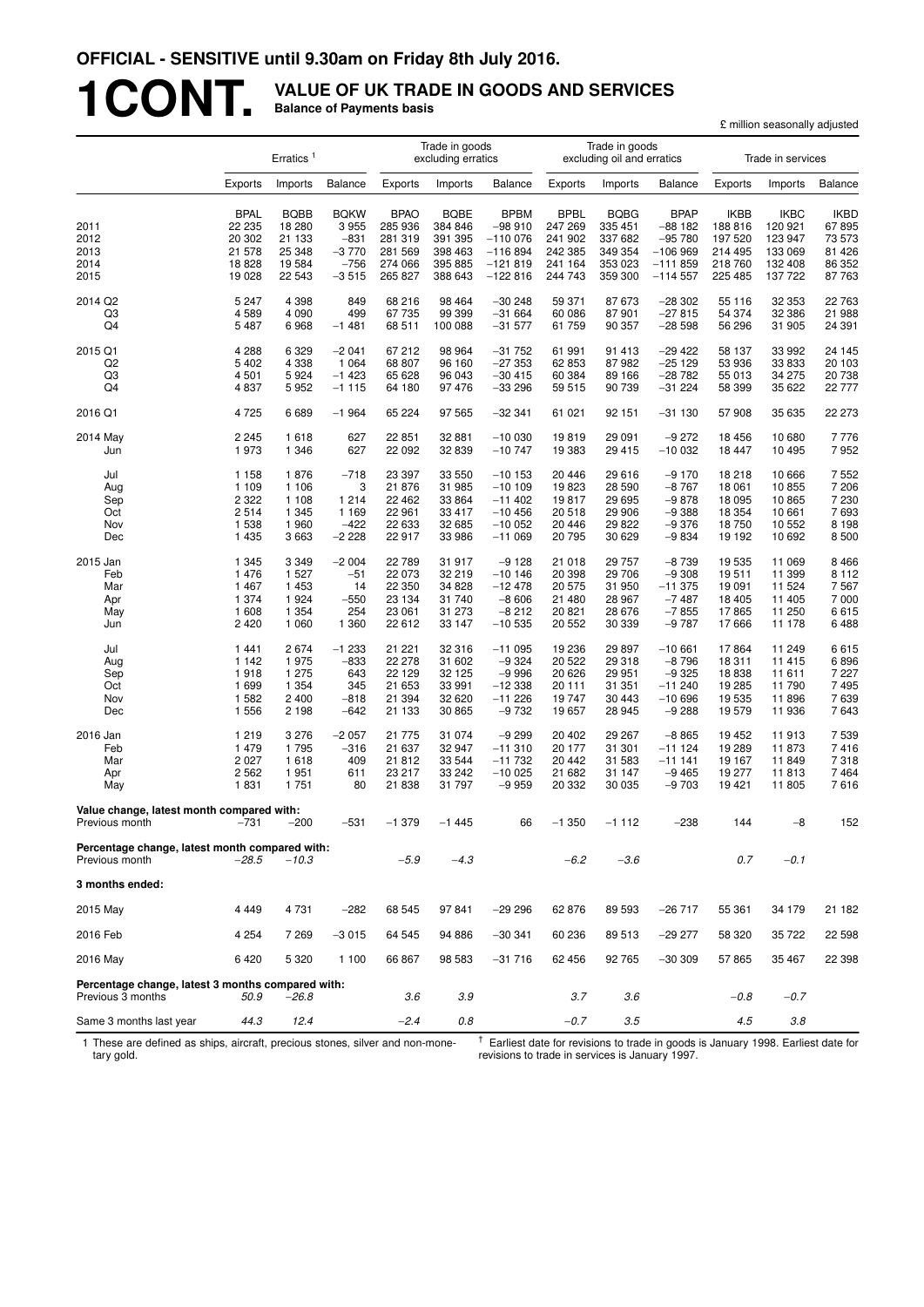**OFFICIAL - SENSITIVE until 9.30am on Friday 8th July 2016.**

# 1CONT. VALUE OF UK TRADE IN GOODS AND SERVICES

**Balance of Payments basis**

£ million seasonally adjusted

| | Erratics [1] | | | Trade in goods excluding erratics | | | Trade in goods excluding oil and erratics | | | Trade in services | | |
|---|---|---|---|---|---|---|---|---|---|---|---|---|
| | Exports | Imports | Balance | Exports | Imports | Balance | Exports | Imports | Balance | Exports | Imports | Balance |
| | BPAL | BQBB | BQKW | BPAO | BQBE | BPBM | BPBL | BQBG | BPAP | IKBB | IKBC | IKBD |
| 2011 | 22 235 | 18 280 | 3 955 | 285 936 | 384 846 | −98 910 | 247 269 | 335 451 | −88 182 | 188 816 | 120 921 | 67 895 |
| 2012 | 20 302 | 21 133 | −831 | 281 319 | 391 395 | −110 076 | 241 902 | 337 682 | −95 780 | 197 520 | 123 947 | 73 573 |
| 2013 | 21 578 | 25 348 | −3 770 | 281 569 | 398 463 | −116 894 | 242 385 | 349 354 | −106 969 | 214 495 | 133 069 | 81 426 |
| 2014 | 18 828 | 19 584 | −756 | 274 066 | 395 885 | −121 819 | 241 164 | 353 023 | −111 859 | 218 760 | 132 408 | 86 352 |
| 2015 | 19 028 | 22 543 | −3 515 | 265 827 | 388 643 | −122 816 | 244 743 | 359 300 | −114 557 | 225 485 | 137 722 | 87 763 |
| 2014 Q2 | 5 247 | 4 398 | 849 | 68 216 | 98 464 | −30 248 | 59 371 | 87 673 | −28 302 | 55 116 | 32 353 | 22 763 |
| Q3 | 4 589 | 4 090 | 499 | 67 735 | 99 399 | −31 664 | 60 086 | 87 901 | −27 815 | 54 374 | 32 386 | 21 988 |
| Q4 | 5 487 | 6 968 | −1 481 | 68 511 | 100 088 | −31 577 | 61 759 | 90 357 | −28 598 | 56 296 | 31 905 | 24 391 |
| 2015 Q1 | 4 288 | 6 329 | −2 041 | 67 212 | 98 964 | −31 752 | 61 991 | 91 413 | −29 422 | 58 137 | 33 992 | 24 145 |
| Q2 | 5 402 | 4 338 | 1 064 | 68 807 | 96 160 | −27 353 | 62 853 | 87 982 | −25 129 | 53 936 | 33 833 | 20 103 |
| Q3 | 4 501 | 5 924 | −1 423 | 65 628 | 96 043 | −30 415 | 60 384 | 89 166 | −28 782 | 55 013 | 34 275 | 20 738 |
| Q4 | 4 837 | 5 952 | −1 115 | 64 180 | 97 476 | −33 296 | 59 515 | 90 739 | −31 224 | 58 399 | 35 622 | 22 777 |
| 2016 Q1 | 4 725 | 6 689 | −1 964 | 65 224 | 97 565 | −32 341 | 61 021 | 92 151 | −31 130 | 57 908 | 35 635 | 22 273 |
| 2014 May | 2 245 | 1 618 | 627 | 22 851 | 32 881 | −10 030 | 19 819 | 29 091 | −9 272 | 18 456 | 10 680 | 7 776 |
| Jun | 1 973 | 1 346 | 627 | 22 092 | 32 839 | −10 747 | 19 383 | 29 415 | −10 032 | 18 447 | 10 495 | 7 952 |
| Jul | 1 158 | 1 876 | −718 | 23 397 | 33 550 | −10 153 | 20 446 | 29 616 | −9 170 | 18 218 | 10 666 | 7 552 |
| Aug | 1 109 | 1 106 | 3 | 21 876 | 31 985 | −10 109 | 19 823 | 28 590 | −8 767 | 18 061 | 10 855 | 7 206 |
| Sep | 2 322 | 1 108 | 1 214 | 22 462 | 33 864 | −11 402 | 19 817 | 29 695 | −9 878 | 18 095 | 10 865 | 7 230 |
| Oct | 2 514 | 1 345 | 1 169 | 22 961 | 33 417 | −10 456 | 20 518 | 29 906 | −9 388 | 18 354 | 10 661 | 7 693 |
| Nov | 1 538 | 1 960 | −422 | 22 633 | 32 685 | −10 052 | 20 446 | 29 822 | −9 376 | 18 750 | 10 552 | 8 198 |
| Dec | 1 435 | 3 663 | −2 228 | 22 917 | 33 986 | −11 069 | 20 795 | 30 629 | −9 834 | 19 192 | 10 692 | 8 500 |
| 2015 Jan | 1 345 | 3 349 | −2 004 | 22 789 | 31 917 | −9 128 | 21 018 | 29 757 | −8 739 | 19 535 | 11 069 | 8 466 |
| Feb | 1 476 | 1 527 | −51 | 22 073 | 32 219 | −10 146 | 20 398 | 29 706 | −9 308 | 19 511 | 11 399 | 8 112 |
| Mar | 1 467 | 1 453 | 14 | 22 350 | 34 828 | −12 478 | 20 575 | 31 950 | −11 375 | 19 091 | 11 524 | 7 567 |
| Apr | 1 374 | 1 924 | −550 | 23 134 | 31 740 | −8 606 | 21 480 | 28 967 | −7 487 | 18 405 | 11 405 | 7 000 |
| May | 1 608 | 1 354 | 254 | 23 061 | 31 273 | −8 212 | 20 821 | 28 676 | −7 855 | 17 865 | 11 250 | 6 615 |
| Jun | 2 420 | 1 060 | 1 360 | 22 612 | 33 147 | −10 535 | 20 552 | 30 339 | −9 787 | 17 666 | 11 178 | 6 488 |
| Jul | 1 441 | 2 674 | −1 233 | 21 221 | 32 316 | −11 095 | 19 236 | 29 897 | −10 661 | 17 864 | 11 249 | 6 615 |
| Aug | 1 142 | 1 975 | −833 | 22 278 | 31 602 | −9 324 | 20 522 | 29 318 | −8 796 | 18 311 | 11 415 | 6 896 |
| Sep | 1 918 | 1 275 | 643 | 22 129 | 32 125 | −9 996 | 20 626 | 29 951 | −9 325 | 18 838 | 11 611 | 7 227 |
| Oct | 1 699 | 1 354 | 345 | 21 653 | 33 991 | −12 338 | 20 111 | 31 351 | −11 240 | 19 285 | 11 790 | 7 495 |
| Nov | 1 582 | 2 400 | −818 | 21 394 | 32 620 | −11 226 | 19 747 | 30 443 | −10 696 | 19 535 | 11 896 | 7 639 |
| Dec | 1 556 | 2 198 | −642 | 21 133 | 30 865 | −9 732 | 19 657 | 28 945 | −9 288 | 19 579 | 11 936 | 7 643 |
| 2016 Jan | 1 219 | 3 276 | −2 057 | 21 775 | 31 074 | −9 299 | 20 402 | 29 267 | −8 865 | 19 452 | 11 913 | 7 539 |
| Feb | 1 479 | 1 795 | −316 | 21 637 | 32 947 | −11 310 | 20 177 | 31 301 | −11 124 | 19 289 | 11 873 | 7 416 |
| Mar | 2 027 | 1 618 | 409 | 21 812 | 33 544 | −11 732 | 20 442 | 31 583 | −11 141 | 19 167 | 11 849 | 7 318 |
| Apr | 2 562 | 1 951 | 611 | 23 217 | 33 242 | −10 025 | 21 682 | 31 147 | −9 465 | 19 277 | 11 813 | 7 464 |
| May | 1 831 | 1 751 | 80 | 21 838 | 31 797 | −9 959 | 20 332 | 30 035 | −9 703 | 19 421 | 11 805 | 7 616 |
| **Value change, latest month compared with:** | | | | | | | | | | | | |
| Previous month | −731 | −200 | −531 | −1 379 | −1 445 | 66 | −1 350 | −1 112 | −238 | 144 | −8 | 152 |
| **Percentage change, latest month compared with:** | | | | | | | | | | | | |
| Previous month | *−28.5* | *−10.3* | | *−5.9* | *−4.3* | | *−6.2* | *−3.6* | | *0.7* | *−0.1* | |
| **3 months ended:** | | | | | | | | | | | | |
| 2015 May | 4 449 | 4 731 | −282 | 68 545 | 97 841 | −29 296 | 62 876 | 89 593 | −26 717 | 55 361 | 34 179 | 21 182 |
| 2016 Feb | 4 254 | 7 269 | −3 015 | 64 545 | 94 886 | −30 341 | 60 236 | 89 513 | −29 277 | 58 320 | 35 722 | 22 598 |
| 2016 May | 6 420 | 5 320 | 1 100 | 66 867 | 98 583 | −31 716 | 62 456 | 92 765 | −30 309 | 57 865 | 35 467 | 22 398 |
| **Percentage change, latest 3 months compared with:** | | | | | | | | | | | | |
| Previous 3 months | *50.9* | *−26.8* | | *3.6* | *3.9* | | *3.7* | *3.6* | | *−0.8* | *−0.7* | |
| Same 3 months last year | *44.3* | *12.4* | | *−2.4* | *0.8* | | *−0.7* | *3.5* | | *4.5* | *3.8* | |

1 These are defined as ships, aircraft, precious stones, silver and non-monetary gold.

† Earliest date for revisions to trade in goods is January 1998. Earliest date for revisions to trade in services is January 1997.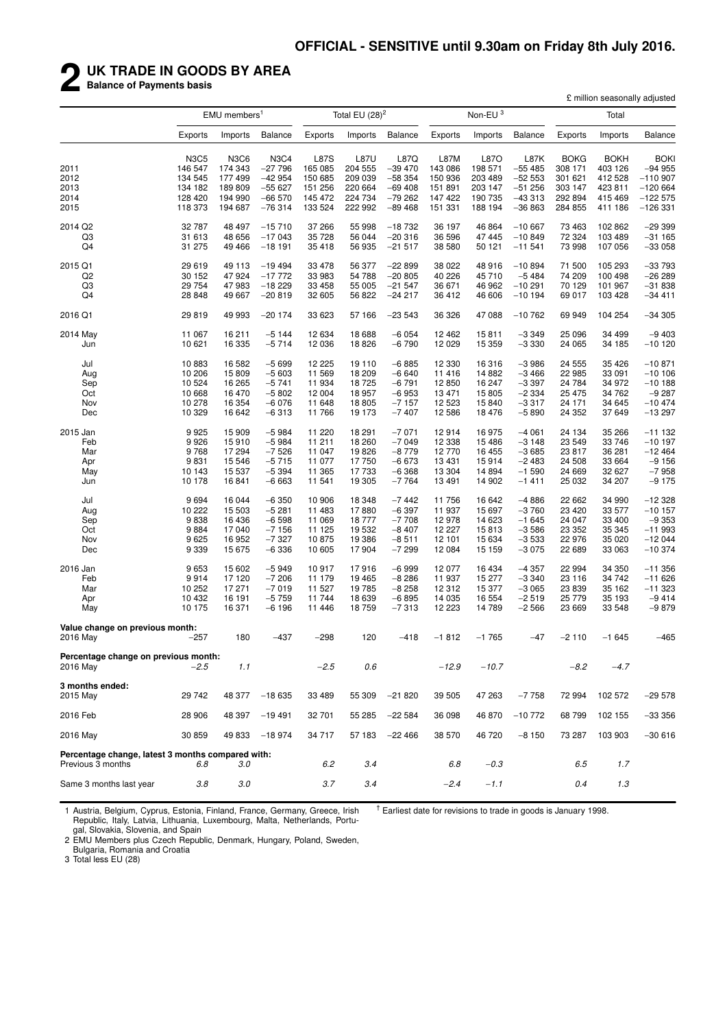**OFFICIAL - SENSITIVE until 9.30am on Friday 8th July 2016.**

# 2 UK TRADE IN GOODS BY AREA

**Balance of Payments basis**

£ million seasonally adjusted

| | EMU members[1] | | | Total EU (28)[2] | | | Non-EU [3] | | | Total | | |
|---|---|---|---|---|---|---|---|---|---|---|---|---|
| | Exports | Imports | Balance | Exports | Imports | Balance | Exports | Imports | Balance | Exports | Imports | Balance |
| | N3C5 | N3C6 | N3C4 | L87S | L87U | L87Q | L87M | L87O | L87K | BOKG | BOKH | BOKI |
| 2011 | 146 547 | 174 343 | −27 796 | 165 085 | 204 555 | −39 470 | 143 086 | 198 571 | −55 485 | 308 171 | 403 126 | −94 955 |
| 2012 | 134 545 | 177 499 | −42 954 | 150 685 | 209 039 | −58 354 | 150 936 | 203 489 | −52 553 | 301 621 | 412 528 | −110 907 |
| 2013 | 134 182 | 189 809 | −55 627 | 151 256 | 220 664 | −69 408 | 151 891 | 203 147 | −51 256 | 303 147 | 423 811 | −120 664 |
| 2014 | 128 420 | 194 990 | −66 570 | 145 472 | 224 734 | −79 262 | 147 422 | 190 735 | −43 313 | 292 894 | 415 469 | −122 575 |
| 2015 | 118 373 | 194 687 | −76 314 | 133 524 | 222 992 | −89 468 | 151 331 | 188 194 | −36 863 | 284 855 | 411 186 | −126 331 |
| 2014 Q2 | 32 787 | 48 497 | −15 710 | 37 266 | 55 998 | −18 732 | 36 197 | 46 864 | −10 667 | 73 463 | 102 862 | −29 399 |
| Q3 | 31 613 | 48 656 | −17 043 | 35 728 | 56 044 | −20 316 | 36 596 | 47 445 | −10 849 | 72 324 | 103 489 | −31 165 |
| Q4 | 31 275 | 49 466 | −18 191 | 35 418 | 56 935 | −21 517 | 38 580 | 50 121 | −11 541 | 73 998 | 107 056 | −33 058 |
| 2015 Q1 | 29 619 | 49 113 | −19 494 | 33 478 | 56 377 | −22 899 | 38 022 | 48 916 | −10 894 | 71 500 | 105 293 | −33 793 |
| Q2 | 30 152 | 47 924 | −17 772 | 33 983 | 54 788 | −20 805 | 40 226 | 45 710 | −5 484 | 74 209 | 100 498 | −26 289 |
| Q3 | 29 754 | 47 983 | −18 229 | 33 458 | 55 005 | −21 547 | 36 671 | 46 962 | −10 291 | 70 129 | 101 967 | −31 838 |
| Q4 | 28 848 | 49 667 | −20 819 | 32 605 | 56 822 | −24 217 | 36 412 | 46 606 | −10 194 | 69 017 | 103 428 | −34 411 |
| 2016 Q1 | 29 819 | 49 993 | −20 174 | 33 623 | 57 166 | −23 543 | 36 326 | 47 088 | −10 762 | 69 949 | 104 254 | −34 305 |
| 2014 May | 11 067 | 16 211 | −5 144 | 12 634 | 18 688 | −6 054 | 12 462 | 15 811 | −3 349 | 25 096 | 34 499 | −9 403 |
| Jun | 10 621 | 16 335 | −5 714 | 12 036 | 18 826 | −6 790 | 12 029 | 15 359 | −3 330 | 24 065 | 34 185 | −10 120 |
| Jul | 10 883 | 16 582 | −5 699 | 12 225 | 19 110 | −6 885 | 12 330 | 16 316 | −3 986 | 24 555 | 35 426 | −10 871 |
| Aug | 10 206 | 15 809 | −5 603 | 11 569 | 18 209 | −6 640 | 11 416 | 14 882 | −3 466 | 22 985 | 33 091 | −10 106 |
| Sep | 10 524 | 16 265 | −5 741 | 11 934 | 18 725 | −6 791 | 12 850 | 16 247 | −3 397 | 24 784 | 34 972 | −10 188 |
| Oct | 10 668 | 16 470 | −5 802 | 12 004 | 18 957 | −6 953 | 13 471 | 15 805 | −2 334 | 25 475 | 34 762 | −9 287 |
| Nov | 10 278 | 16 354 | −6 076 | 11 648 | 18 805 | −7 157 | 12 523 | 15 840 | −3 317 | 24 171 | 34 645 | −10 474 |
| Dec | 10 329 | 16 642 | −6 313 | 11 766 | 19 173 | −7 407 | 12 586 | 18 476 | −5 890 | 24 352 | 37 649 | −13 297 |
| 2015 Jan | 9 925 | 15 909 | −5 984 | 11 220 | 18 291 | −7 071 | 12 914 | 16 975 | −4 061 | 24 134 | 35 266 | −11 132 |
| Feb | 9 926 | 15 910 | −5 984 | 11 211 | 18 260 | −7 049 | 12 338 | 15 486 | −3 148 | 23 549 | 33 746 | −10 197 |
| Mar | 9 768 | 17 294 | −7 526 | 11 047 | 19 826 | −8 779 | 12 770 | 16 455 | −3 685 | 23 817 | 36 281 | −12 464 |
| Apr | 9 831 | 15 546 | −5 715 | 11 077 | 17 750 | −6 673 | 13 431 | 15 914 | −2 483 | 24 508 | 33 664 | −9 156 |
| May | 10 143 | 15 537 | −5 394 | 11 365 | 17 733 | −6 368 | 13 304 | 14 894 | −1 590 | 24 669 | 32 627 | −7 958 |
| Jun | 10 178 | 16 841 | −6 663 | 11 541 | 19 305 | −7 764 | 13 491 | 14 902 | −1 411 | 25 032 | 34 207 | −9 175 |
| Jul | 9 694 | 16 044 | −6 350 | 10 906 | 18 348 | −7 442 | 11 756 | 16 642 | −4 886 | 22 662 | 34 990 | −12 328 |
| Aug | 10 222 | 15 503 | −5 281 | 11 483 | 17 880 | −6 397 | 11 937 | 15 697 | −3 760 | 23 420 | 33 577 | −10 157 |
| Sep | 9 838 | 16 436 | −6 598 | 11 069 | 18 777 | −7 708 | 12 978 | 14 623 | −1 645 | 24 047 | 33 400 | −9 353 |
| Oct | 9 884 | 17 040 | −7 156 | 11 125 | 19 532 | −8 407 | 12 227 | 15 813 | −3 586 | 23 352 | 35 345 | −11 993 |
| Nov | 9 625 | 16 952 | −7 327 | 10 875 | 19 386 | −8 511 | 12 101 | 15 634 | −3 533 | 22 976 | 35 020 | −12 044 |
| Dec | 9 339 | 15 675 | −6 336 | 10 605 | 17 904 | −7 299 | 12 084 | 15 159 | −3 075 | 22 689 | 33 063 | −10 374 |
| 2016 Jan | 9 653 | 15 602 | −5 949 | 10 917 | 17 916 | −6 999 | 12 077 | 16 434 | −4 357 | 22 994 | 34 350 | −11 356 |
| Feb | 9 914 | 17 120 | −7 206 | 11 179 | 19 465 | −8 286 | 11 937 | 15 277 | −3 340 | 23 116 | 34 742 | −11 626 |
| Mar | 10 252 | 17 271 | −7 019 | 11 527 | 19 785 | −8 258 | 12 312 | 15 377 | −3 065 | 23 839 | 35 162 | −11 323 |
| Apr | 10 432 | 16 191 | −5 759 | 11 744 | 18 639 | −6 895 | 14 035 | 16 554 | −2 519 | 25 779 | 35 193 | −9 414 |
| May | 10 175 | 16 371 | −6 196 | 11 446 | 18 759 | −7 313 | 12 223 | 14 789 | −2 566 | 23 669 | 33 548 | −9 879 |
| **Value change on previous month:** | | | | | | | | | | | | |
| 2016 May | −257 | 180 | −437 | −298 | 120 | −418 | −1 812 | −1 765 | −47 | −2 110 | −1 645 | −465 |
| **Percentage change on previous month:** | | | | | | | | | | | | |
| 2016 May | *−2.5* | *1.1* | | *−2.5* | *0.6* | | *−12.9* | *−10.7* | | *−8.2* | *−4.7* | |
| **3 months ended:** | | | | | | | | | | | | |
| 2015 May | 29 742 | 48 377 | −18 635 | 33 489 | 55 309 | −21 820 | 39 505 | 47 263 | −7 758 | 72 994 | 102 572 | −29 578 |
| 2016 Feb | 28 906 | 48 397 | −19 491 | 32 701 | 55 285 | −22 584 | 36 098 | 46 870 | −10 772 | 68 799 | 102 155 | −33 356 |
| 2016 May | 30 859 | 49 833 | −18 974 | 34 717 | 57 183 | −22 466 | 38 570 | 46 720 | −8 150 | 73 287 | 103 903 | −30 616 |
| **Percentage change, latest 3 months compared with:** | | | | | | | | | | | | |
| Previous 3 months | *6.8* | *3.0* | | *6.2* | *3.4* | | *6.8* | *−0.3* | | *6.5* | *1.7* | |
| Same 3 months last year | *3.8* | *3.0* | | *3.7* | *3.4* | | *−2.4* | *−1.1* | | *0.4* | *1.3* | |

1 Austria, Belgium, Cyprus, Estonia, Finland, France, Germany, Greece, Irish Republic, Italy, Latvia, Lithuania, Luxembourg, Malta, Netherlands, Portugal, Slovakia, Slovenia, and Spain

2 EMU Members plus Czech Republic, Denmark, Hungary, Poland, Sweden, Bulgaria, Romania and Croatia

3 Total less EU (28)

† Earliest date for revisions to trade in goods is January 1998.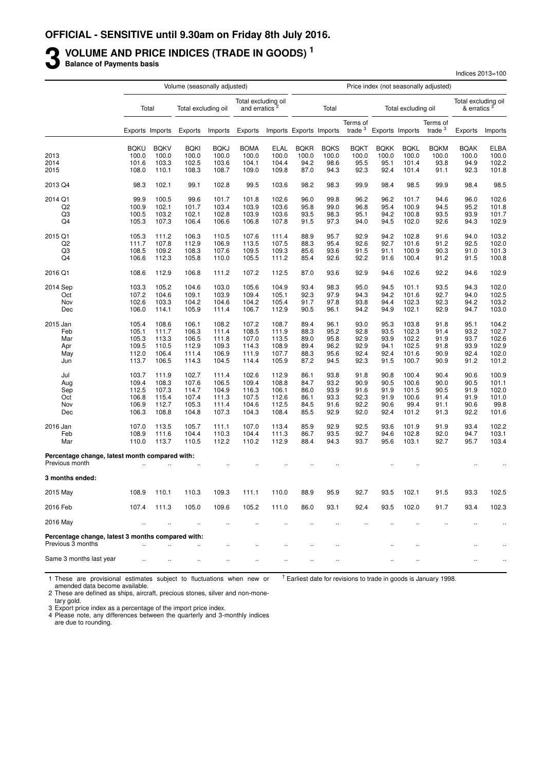**OFFICIAL - SENSITIVE until 9.30am on Friday 8th July 2016.**

# 3 VOLUME AND PRICE INDICES (TRADE IN GOODS) [1]

**Balance of Payments basis**

Indices 2013=100

| | Volume (seasonally adjusted) | | | | | | Price index (not seasonally adjusted) | | | | | | | |
|---|---|---|---|---|---|---|---|---|---|---|---|---|---|---|
| | Total | | Total excluding oil | | Total excluding oil and erratics [2] | | Total | | | Total excluding oil | | | Total excluding oil & erratics [2] | |
| | Exports | Imports | Exports | Imports | Exports | Imports | Exports | Imports | Terms of trade [3] | Exports | Imports | Terms of trade [3] | Exports | Imports |
| | BQKU | BQKV | BQKI | BQKJ | BOMA | ELAL | BQKR | BQKS | BQKT | BQKK | BQKL | BQKM | BQAK | ELBA |
| 2013 | 100.0 | 100.0 | 100.0 | 100.0 | 100.0 | 100.0 | 100.0 | 100.0 | 100.0 | 100.0 | 100.0 | 100.0 | 100.0 | 100.0 |
| 2014 | 101.6 | 103.3 | 102.5 | 103.6 | 104.1 | 104.4 | 94.2 | 98.6 | 95.5 | 95.1 | 101.4 | 93.8 | 94.9 | 102.2 |
| 2015 | 108.0 | 110.1 | 108.3 | 108.7 | 109.0 | 109.8 | 87.0 | 94.3 | 92.3 | 92.4 | 101.4 | 91.1 | 92.3 | 101.8 |
| 2013 Q4 | 98.3 | 102.1 | 99.1 | 102.8 | 99.5 | 103.6 | 98.2 | 98.3 | 99.9 | 98.4 | 98.5 | 99.9 | 98.4 | 98.5 |
| 2014 Q1 | 99.9 | 100.5 | 99.6 | 101.7 | 101.8 | 102.6 | 96.0 | 99.8 | 96.2 | 96.2 | 101.7 | 94.6 | 96.0 | 102.6 |
| Q2 | 100.9 | 102.1 | 101.7 | 103.4 | 103.9 | 103.6 | 95.8 | 99.0 | 96.8 | 95.4 | 100.9 | 94.5 | 95.2 | 101.8 |
| Q3 | 100.5 | 103.2 | 102.1 | 102.8 | 103.9 | 103.6 | 93.5 | 98.3 | 95.1 | 94.2 | 100.8 | 93.5 | 93.9 | 101.7 |
| Q4 | 105.3 | 107.3 | 106.4 | 106.6 | 106.8 | 107.8 | 91.5 | 97.3 | 94.0 | 94.5 | 102.0 | 92.6 | 94.3 | 102.9 |
| 2015 Q1 | 105.3 | 111.2 | 106.3 | 110.5 | 107.6 | 111.4 | 88.9 | 95.7 | 92.9 | 94.2 | 102.8 | 91.6 | 94.0 | 103.2 |
| Q2 | 111.7 | 107.8 | 112.9 | 106.9 | 113.5 | 107.5 | 88.3 | 95.4 | 92.6 | 92.7 | 101.6 | 91.2 | 92.5 | 102.0 |
| Q3 | 108.5 | 109.2 | 108.3 | 107.6 | 109.5 | 109.3 | 85.6 | 93.6 | 91.5 | 91.1 | 100.9 | 90.3 | 91.0 | 101.3 |
| Q4 | 106.6 | 112.3 | 105.8 | 110.0 | 105.5 | 111.2 | 85.4 | 92.6 | 92.2 | 91.6 | 100.4 | 91.2 | 91.5 | 100.8 |
| 2016 Q1 | 108.6 | 112.9 | 106.8 | 111.2 | 107.2 | 112.5 | 87.0 | 93.6 | 92.9 | 94.6 | 102.6 | 92.2 | 94.6 | 102.9 |
| 2014 Sep | 103.3 | 105.2 | 104.6 | 103.0 | 105.6 | 104.9 | 93.4 | 98.3 | 95.0 | 94.5 | 101.1 | 93.5 | 94.3 | 102.0 |
| Oct | 107.2 | 104.6 | 109.1 | 103.9 | 109.4 | 105.1 | 92.3 | 97.9 | 94.3 | 94.2 | 101.6 | 92.7 | 94.0 | 102.5 |
| Nov | 102.6 | 103.3 | 104.2 | 104.6 | 104.2 | 105.4 | 91.7 | 97.8 | 93.8 | 94.4 | 102.3 | 92.3 | 94.2 | 103.2 |
| Dec | 106.0 | 114.1 | 105.9 | 111.4 | 106.7 | 112.9 | 90.5 | 96.1 | 94.2 | 94.9 | 102.1 | 92.9 | 94.7 | 103.0 |
| 2015 Jan | 105.4 | 108.6 | 106.1 | 108.2 | 107.2 | 108.7 | 89.4 | 96.1 | 93.0 | 95.3 | 103.8 | 91.8 | 95.1 | 104.2 |
| Feb | 105.1 | 111.7 | 106.3 | 111.4 | 108.5 | 111.9 | 88.3 | 95.2 | 92.8 | 93.5 | 102.3 | 91.4 | 93.2 | 102.7 |
| Mar | 105.3 | 113.3 | 106.5 | 111.8 | 107.0 | 113.5 | 89.0 | 95.8 | 92.9 | 93.9 | 102.2 | 91.9 | 93.7 | 102.6 |
| Apr | 109.5 | 110.5 | 112.9 | 109.3 | 114.3 | 108.9 | 89.4 | 96.2 | 92.9 | 94.1 | 102.5 | 91.8 | 93.9 | 102.9 |
| May | 112.0 | 106.4 | 111.4 | 106.9 | 111.9 | 107.7 | 88.3 | 95.6 | 92.4 | 92.4 | 101.6 | 90.9 | 92.4 | 102.0 |
| Jun | 113.7 | 106.5 | 114.3 | 104.5 | 114.4 | 105.9 | 87.2 | 94.5 | 92.3 | 91.5 | 100.7 | 90.9 | 91.2 | 101.2 |
| Jul | 103.7 | 111.9 | 102.7 | 111.4 | 102.6 | 112.9 | 86.1 | 93.8 | 91.8 | 90.8 | 100.4 | 90.4 | 90.6 | 100.9 |
| Aug | 109.4 | 108.3 | 107.6 | 106.5 | 109.4 | 108.8 | 84.7 | 93.2 | 90.9 | 90.5 | 100.6 | 90.0 | 90.5 | 101.1 |
| Sep | 112.5 | 107.3 | 114.7 | 104.9 | 116.3 | 106.1 | 86.0 | 93.9 | 91.6 | 91.9 | 101.5 | 90.5 | 91.9 | 102.0 |
| Oct | 106.8 | 115.4 | 107.4 | 111.3 | 107.5 | 112.6 | 86.1 | 93.3 | 92.3 | 91.9 | 100.6 | 91.4 | 91.9 | 101.0 |
| Nov | 106.9 | 112.7 | 105.3 | 111.4 | 104.6 | 112.5 | 84.5 | 91.6 | 92.2 | 90.6 | 99.4 | 91.1 | 90.6 | 99.8 |
| Dec | 106.3 | 108.8 | 104.8 | 107.3 | 104.3 | 108.4 | 85.5 | 92.9 | 92.0 | 92.4 | 101.2 | 91.3 | 92.2 | 101.6 |
| 2016 Jan | 107.0 | 113.5 | 105.7 | 111.1 | 107.0 | 113.4 | 85.9 | 92.9 | 92.5 | 93.6 | 101.9 | 91.9 | 93.4 | 102.2 |
| Feb | 108.9 | 111.6 | 104.4 | 110.3 | 104.4 | 111.3 | 86.7 | 93.5 | 92.7 | 94.6 | 102.8 | 92.0 | 94.7 | 103.1 |
| Mar | 110.0 | 113.7 | 110.5 | 112.2 | 110.2 | 112.9 | 88.4 | 94.3 | 93.7 | 95.6 | 103.1 | 92.7 | 95.7 | 103.4 |
| **Percentage change, latest month compared with:** | | | | | | | | | | | | | | |
| Previous month | .. | .. | .. | .. | .. | .. | .. | .. | | .. | .. | | .. | .. |
| **3 months ended:** | | | | | | | | | | | | | | |
| 2015 May | 108.9 | 110.1 | 110.3 | 109.3 | 111.1 | 110.0 | 88.9 | 95.9 | 92.7 | 93.5 | 102.1 | 91.5 | 93.3 | 102.5 |
| 2016 Feb | 107.4 | 111.3 | 105.0 | 109.6 | 105.2 | 111.0 | 86.0 | 93.1 | 92.4 | 93.5 | 102.0 | 91.7 | 93.4 | 102.3 |
| 2016 May | .. | .. | .. | .. | .. | .. | .. | .. | .. | .. | .. | .. | .. | .. |
| **Percentage change, latest 3 months compared with:** | | | | | | | | | | | | | | |
| Previous 3 months | .. | .. | .. | .. | .. | .. | .. | .. | | .. | .. | | .. | .. |
| Same 3 months last year | .. | .. | .. | .. | .. | .. | .. | .. | | .. | .. | | .. | .. |

1 These are provisional estimates subject to fluctuations when new or amended data become available.

2 These are defined as ships, aircraft, precious stones, silver and non-monetary gold.

3 Export price index as a percentage of the import price index.

4 Please note, any differences between the quarterly and 3-monthly indices are due to rounding.

† Earliest date for revisions to trade in goods is January 1998.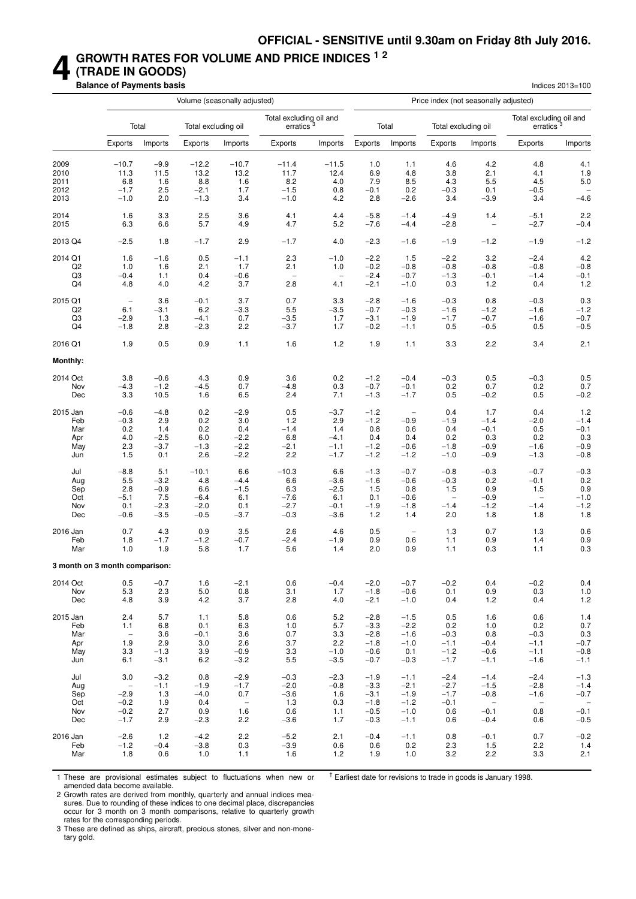**OFFICIAL - SENSITIVE until 9.30am on Friday 8th July 2016.**

# 4 GROWTH RATES FOR VOLUME AND PRICE INDICES [1 2] (TRADE IN GOODS)

**Balance of Payments basis**

Indices 2013=100

| | Volume (seasonally adjusted) | | | | | | Price index (not seasonally adjusted) | | | | | |
|---|---|---|---|---|---|---|---|---|---|---|---|---|
| | Total | | Total excluding oil | | Total excluding oil and erratics [3] | | Total | | Total excluding oil | | Total excluding oil and erratics [3] | |
| | Exports | Imports | Exports | Imports | Exports | Imports | Exports | Imports | Exports | Imports | Exports | Imports |
| 2009 | −10.7 | −9.9 | −12.2 | −10.7 | −11.4 | −11.5 | 1.0 | 1.1 | 4.6 | 4.2 | 4.8 | 4.1 |
| 2010 | 11.3 | 11.5 | 13.2 | 13.2 | 11.7 | 12.4 | 6.9 | 4.8 | 3.8 | 2.1 | 4.1 | 1.9 |
| 2011 | 6.8 | 1.6 | 8.8 | 1.6 | 8.2 | 4.0 | 7.9 | 8.5 | 4.3 | 5.5 | 4.5 | 5.0 |
| 2012 | −1.7 | 2.5 | −2.1 | 1.7 | −1.5 | 0.8 | −0.1 | 0.2 | −0.3 | 0.1 | −0.5 | – |
| 2013 | −1.0 | 2.0 | −1.3 | 3.4 | −1.0 | 4.2 | 2.8 | −2.6 | 3.4 | −3.9 | 3.4 | −4.6 |
| 2014 | 1.6 | 3.3 | 2.5 | 3.6 | 4.1 | 4.4 | −5.8 | −1.4 | −4.9 | 1.4 | −5.1 | 2.2 |
| 2015 | 6.3 | 6.6 | 5.7 | 4.9 | 4.7 | 5.2 | −7.6 | −4.4 | −2.8 | – | −2.7 | −0.4 |
| 2013 Q4 | −2.5 | 1.8 | −1.7 | 2.9 | −1.7 | 4.0 | −2.3 | −1.6 | −1.9 | −1.2 | −1.9 | −1.2 |
| 2014 Q1 | 1.6 | −1.6 | 0.5 | −1.1 | 2.3 | −1.0 | −2.2 | 1.5 | −2.2 | 3.2 | −2.4 | 4.2 |
| Q2 | 1.0 | 1.6 | 2.1 | 1.7 | 2.1 | 1.0 | −0.2 | −0.8 | −0.8 | −0.8 | −0.8 | −0.8 |
| Q3 | −0.4 | 1.1 | 0.4 | −0.6 | – | – | −2.4 | −0.7 | −1.3 | −0.1 | −1.4 | −0.1 |
| Q4 | 4.8 | 4.0 | 4.2 | 3.7 | 2.8 | 4.1 | −2.1 | −1.0 | 0.3 | 1.2 | 0.4 | 1.2 |
| 2015 Q1 | – | 3.6 | −0.1 | 3.7 | 0.7 | 3.3 | −2.8 | −1.6 | −0.3 | 0.8 | −0.3 | 0.3 |
| Q2 | 6.1 | −3.1 | 6.2 | −3.3 | 5.5 | −3.5 | −0.7 | −0.3 | −1.6 | −1.2 | −1.6 | −1.2 |
| Q3 | −2.9 | 1.3 | −4.1 | 0.7 | −3.5 | 1.7 | −3.1 | −1.9 | −1.7 | −0.7 | −1.6 | −0.7 |
| Q4 | −1.8 | 2.8 | −2.3 | 2.2 | −3.7 | 1.7 | −0.2 | −1.1 | 0.5 | −0.5 | 0.5 | −0.5 |
| 2016 Q1 | 1.9 | 0.5 | 0.9 | 1.1 | 1.6 | 1.2 | 1.9 | 1.1 | 3.3 | 2.2 | 3.4 | 2.1 |
| **Monthly:** | | | | | | | | | | | | |
| 2014 Oct | 3.8 | −0.6 | 4.3 | 0.9 | 3.6 | 0.2 | −1.2 | −0.4 | −0.3 | 0.5 | −0.3 | 0.5 |
| Nov | −4.3 | −1.2 | −4.5 | 0.7 | −4.8 | 0.3 | −0.7 | −0.1 | 0.2 | 0.7 | 0.2 | 0.7 |
| Dec | 3.3 | 10.5 | 1.6 | 6.5 | 2.4 | 7.1 | −1.3 | −1.7 | 0.5 | −0.2 | 0.5 | −0.2 |
| 2015 Jan | −0.6 | −4.8 | 0.2 | −2.9 | 0.5 | −3.7 | −1.2 | – | 0.4 | 1.7 | 0.4 | 1.2 |
| Feb | −0.3 | 2.9 | 0.2 | 3.0 | 1.2 | 2.9 | −1.2 | −0.9 | −1.9 | −1.4 | −2.0 | −1.4 |
| Mar | 0.2 | 1.4 | 0.2 | 0.4 | −1.4 | 1.4 | 0.8 | 0.6 | 0.4 | −0.1 | 0.5 | −0.1 |
| Apr | 4.0 | −2.5 | 6.0 | −2.2 | 6.8 | −4.1 | 0.4 | 0.4 | 0.2 | 0.3 | 0.2 | 0.3 |
| May | 2.3 | −3.7 | −1.3 | −2.2 | −2.1 | −1.1 | −1.2 | −0.6 | −1.8 | −0.9 | −1.6 | −0.9 |
| Jun | 1.5 | 0.1 | 2.6 | −2.2 | 2.2 | −1.7 | −1.2 | −1.2 | −1.0 | −0.9 | −1.3 | −0.8 |
| Jul | −8.8 | 5.1 | −10.1 | 6.6 | −10.3 | 6.6 | −1.3 | −0.7 | −0.8 | −0.3 | −0.7 | −0.3 |
| Aug | 5.5 | −3.2 | 4.8 | −4.4 | 6.6 | −3.6 | −1.6 | −0.6 | −0.3 | 0.2 | −0.1 | 0.2 |
| Sep | 2.8 | −0.9 | 6.6 | −1.5 | 6.3 | −2.5 | 1.5 | 0.8 | 1.5 | 0.9 | 1.5 | 0.9 |
| Oct | −5.1 | 7.5 | −6.4 | 6.1 | −7.6 | 6.1 | 0.1 | −0.6 | – | −0.9 | – | −1.0 |
| Nov | 0.1 | −2.3 | −2.0 | 0.1 | −2.7 | −0.1 | −1.9 | −1.8 | −1.4 | −1.2 | −1.4 | −1.2 |
| Dec | −0.6 | −3.5 | −0.5 | −3.7 | −0.3 | −3.6 | 1.2 | 1.4 | 2.0 | 1.8 | 1.8 | 1.8 |
| 2016 Jan | 0.7 | 4.3 | 0.9 | 3.5 | 2.6 | 4.6 | 0.5 | – | 1.3 | 0.7 | 1.3 | 0.6 |
| Feb | 1.8 | −1.7 | −1.2 | −0.7 | −2.4 | −1.9 | 0.9 | 0.6 | 1.1 | 0.9 | 1.4 | 0.9 |
| Mar | 1.0 | 1.9 | 5.8 | 1.7 | 5.6 | 1.4 | 2.0 | 0.9 | 1.1 | 0.3 | 1.1 | 0.3 |
| **3 month on 3 month comparison:** | | | | | | | | | | | | |
| 2014 Oct | 0.5 | −0.7 | 1.6 | −2.1 | 0.6 | −0.4 | −2.0 | −0.7 | −0.2 | 0.4 | −0.2 | 0.4 |
| Nov | 5.3 | 2.3 | 5.0 | 0.8 | 3.1 | 1.7 | −1.8 | −0.6 | 0.1 | 0.9 | 0.3 | 1.0 |
| Dec | 4.8 | 3.9 | 4.2 | 3.7 | 2.8 | 4.0 | −2.1 | −1.0 | 0.4 | 1.2 | 0.4 | 1.2 |
| 2015 Jan | 2.4 | 5.7 | 1.1 | 5.8 | 0.6 | 5.2 | −2.8 | −1.5 | 0.5 | 1.6 | 0.6 | 1.4 |
| Feb | 1.1 | 6.8 | 0.1 | 6.3 | 1.0 | 5.7 | −3.3 | −2.2 | 0.2 | 1.0 | 0.2 | 0.7 |
| Mar | – | 3.6 | −0.1 | 3.6 | 0.7 | 3.3 | −2.8 | −1.6 | −0.3 | 0.8 | −0.3 | 0.3 |
| Apr | 1.9 | 2.9 | 3.0 | 2.6 | 3.7 | 2.2 | −1.8 | −1.0 | −1.1 | −0.4 | −1.1 | −0.7 |
| May | 3.3 | −1.3 | 3.9 | −0.9 | 3.3 | −1.0 | −0.6 | 0.1 | −1.2 | −0.6 | −1.1 | −0.8 |
| Jun | 6.1 | −3.1 | 6.2 | −3.2 | 5.5 | −3.5 | −0.7 | −0.3 | −1.7 | −1.1 | −1.6 | −1.1 |
| Jul | 3.0 | −3.2 | 0.8 | −2.9 | −0.3 | −2.3 | −1.9 | −1.1 | −2.4 | −1.4 | −2.4 | −1.3 |
| Aug | – | −1.1 | −1.9 | −1.7 | −2.0 | −0.8 | −3.3 | −2.1 | −2.7 | −1.5 | −2.8 | −1.4 |
| Sep | −2.9 | 1.3 | −4.0 | 0.7 | −3.6 | 1.6 | −3.1 | −1.9 | −1.7 | −0.8 | −1.6 | −0.7 |
| Oct | −0.2 | 1.9 | 0.4 | – | 1.3 | 0.3 | −1.8 | −1.2 | −0.1 | – | – | – |
| Nov | −0.2 | 2.7 | 0.9 | 1.6 | 0.6 | 1.1 | −0.5 | −1.0 | 0.6 | −0.1 | 0.8 | −0.1 |
| Dec | −1.7 | 2.9 | −2.3 | 2.2 | −3.6 | 1.7 | −0.3 | −1.1 | 0.6 | −0.4 | 0.6 | −0.5 |
| 2016 Jan | −2.6 | 1.2 | −4.2 | 2.2 | −5.2 | 2.1 | −0.4 | −1.1 | 0.8 | −0.1 | 0.7 | −0.2 |
| Feb | −1.2 | −0.4 | −3.8 | 0.3 | −3.9 | 0.6 | 0.6 | 0.2 | 2.3 | 1.5 | 2.2 | 1.4 |
| Mar | 1.8 | 0.6 | 1.0 | 1.1 | 1.6 | 1.2 | 1.9 | 1.0 | 3.2 | 2.2 | 3.3 | 2.1 |

1 These are provisional estimates subject to fluctuations when new or amended data become available.

2 Growth rates are derived from monthly, quarterly and annual indices measures. Due to rounding of these indices to one decimal place, discrepancies occur for 3 month on 3 month comparisons, relative to quarterly growth rates for the corresponding periods.

3 These are defined as ships, aircraft, precious stones, silver and non-monetary gold.

† Earliest date for revisions to trade in goods is January 1998.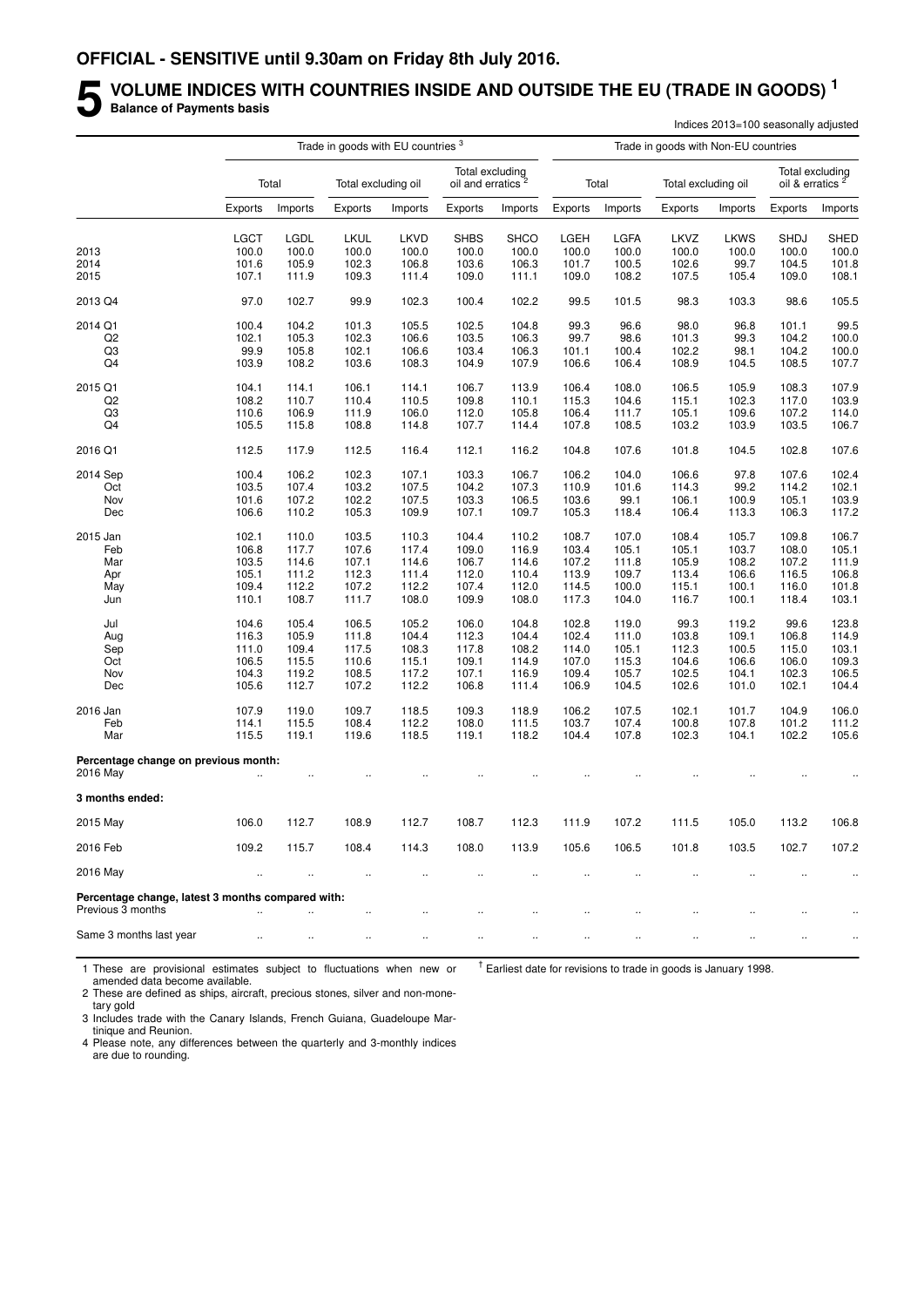**OFFICIAL - SENSITIVE until 9.30am on Friday 8th July 2016.**

# 5 VOLUME INDICES WITH COUNTRIES INSIDE AND OUTSIDE THE EU (TRADE IN GOODS) [1]

**Balance of Payments basis**

Indices 2013=100 seasonally adjusted

| | Trade in goods with EU countries [3] | | | | | | Trade in goods with Non-EU countries | | | | | |
|---|---|---|---|---|---|---|---|---|---|---|---|---|
| | Total | | Total excluding oil | | Total excluding oil and erratics [2] | | Total | | Total excluding oil | | Total excluding oil & erratics [2] | |
| | Exports | Imports | Exports | Imports | Exports | Imports | Exports | Imports | Exports | Imports | Exports | Imports |
| | LGCT | LGDL | LKUL | LKVD | SHBS | SHCO | LGEH | LGFA | LKVZ | LKWS | SHDJ | SHED |
| 2013 | 100.0 | 100.0 | 100.0 | 100.0 | 100.0 | 100.0 | 100.0 | 100.0 | 100.0 | 100.0 | 100.0 | 100.0 |
| 2014 | 101.6 | 105.9 | 102.3 | 106.8 | 103.6 | 106.3 | 101.7 | 100.5 | 102.6 | 99.7 | 104.5 | 101.8 |
| 2015 | 107.1 | 111.9 | 109.3 | 111.4 | 109.0 | 111.1 | 109.0 | 108.2 | 107.5 | 105.4 | 109.0 | 108.1 |
| 2013 Q4 | 97.0 | 102.7 | 99.9 | 102.3 | 100.4 | 102.2 | 99.5 | 101.5 | 98.3 | 103.3 | 98.6 | 105.5 |
| 2014 Q1 | 100.4 | 104.2 | 101.3 | 105.5 | 102.5 | 104.8 | 99.3 | 96.6 | 98.0 | 96.8 | 101.1 | 99.5 |
| Q2 | 102.1 | 105.3 | 102.3 | 106.6 | 103.5 | 106.3 | 99.7 | 98.6 | 101.3 | 99.3 | 104.2 | 100.0 |
| Q3 | 99.9 | 105.8 | 102.1 | 106.6 | 103.4 | 106.3 | 101.1 | 100.4 | 102.2 | 98.1 | 104.2 | 100.0 |
| Q4 | 103.9 | 108.2 | 103.6 | 108.3 | 104.9 | 107.9 | 106.6 | 106.4 | 108.9 | 104.5 | 108.5 | 107.7 |
| 2015 Q1 | 104.1 | 114.1 | 106.1 | 114.1 | 106.7 | 113.9 | 106.4 | 108.0 | 106.5 | 105.9 | 108.3 | 107.9 |
| Q2 | 108.2 | 110.7 | 110.4 | 110.5 | 109.8 | 110.1 | 115.3 | 104.6 | 115.1 | 102.3 | 117.0 | 103.9 |
| Q3 | 110.6 | 106.9 | 111.9 | 106.0 | 112.0 | 105.8 | 106.4 | 111.7 | 105.1 | 109.6 | 107.2 | 114.0 |
| Q4 | 105.5 | 115.8 | 108.8 | 114.8 | 107.7 | 114.4 | 107.8 | 108.5 | 103.2 | 103.9 | 103.5 | 106.7 |
| 2016 Q1 | 112.5 | 117.9 | 112.5 | 116.4 | 112.1 | 116.2 | 104.8 | 107.6 | 101.8 | 104.5 | 102.8 | 107.6 |
| 2014 Sep | 100.4 | 106.2 | 102.3 | 107.1 | 103.3 | 106.7 | 106.2 | 104.0 | 106.6 | 97.8 | 107.6 | 102.4 |
| Oct | 103.5 | 107.4 | 103.2 | 107.5 | 104.2 | 107.3 | 110.9 | 101.6 | 114.3 | 99.2 | 114.2 | 102.1 |
| Nov | 101.6 | 107.2 | 102.2 | 107.5 | 103.3 | 106.5 | 103.6 | 99.1 | 106.1 | 100.9 | 105.1 | 103.9 |
| Dec | 106.6 | 110.2 | 105.3 | 109.9 | 107.1 | 109.7 | 105.3 | 118.4 | 106.4 | 113.3 | 106.3 | 117.2 |
| 2015 Jan | 102.1 | 110.0 | 103.5 | 110.3 | 104.4 | 110.2 | 108.7 | 107.0 | 108.4 | 105.7 | 109.8 | 106.7 |
| Feb | 106.8 | 117.7 | 107.6 | 117.4 | 109.0 | 116.9 | 103.4 | 105.1 | 105.1 | 103.7 | 108.0 | 105.1 |
| Mar | 103.5 | 114.6 | 107.1 | 114.6 | 106.7 | 114.6 | 107.2 | 111.8 | 105.9 | 108.2 | 107.2 | 111.9 |
| Apr | 105.1 | 111.2 | 112.3 | 111.4 | 112.0 | 110.4 | 113.9 | 109.7 | 113.4 | 106.6 | 116.5 | 106.8 |
| May | 109.4 | 112.2 | 107.2 | 112.2 | 107.4 | 112.0 | 114.5 | 100.0 | 115.1 | 100.1 | 116.0 | 101.8 |
| Jun | 110.1 | 108.7 | 111.7 | 108.0 | 109.9 | 108.0 | 117.3 | 104.0 | 116.7 | 100.1 | 118.4 | 103.1 |
| Jul | 104.6 | 105.4 | 106.5 | 105.2 | 106.0 | 104.8 | 102.8 | 119.0 | 99.3 | 119.2 | 99.6 | 123.8 |
| Aug | 116.3 | 105.9 | 111.8 | 104.4 | 112.3 | 104.4 | 102.4 | 111.0 | 103.8 | 109.1 | 106.8 | 114.9 |
| Sep | 111.0 | 109.4 | 117.5 | 108.3 | 117.8 | 108.2 | 114.0 | 105.1 | 112.3 | 100.5 | 115.0 | 103.1 |
| Oct | 106.5 | 115.5 | 110.6 | 115.1 | 109.1 | 114.9 | 107.0 | 115.3 | 104.6 | 106.6 | 106.0 | 109.3 |
| Nov | 104.3 | 119.2 | 108.5 | 117.2 | 107.1 | 116.9 | 109.4 | 105.7 | 102.5 | 104.1 | 102.3 | 106.5 |
| Dec | 105.6 | 112.7 | 107.2 | 112.2 | 106.8 | 111.4 | 106.9 | 104.5 | 102.6 | 101.0 | 102.1 | 104.4 |
| 2016 Jan | 107.9 | 119.0 | 109.7 | 118.5 | 109.3 | 118.9 | 106.2 | 107.5 | 102.1 | 101.7 | 104.9 | 106.0 |
| Feb | 114.1 | 115.5 | 108.4 | 112.2 | 108.0 | 111.5 | 103.7 | 107.4 | 100.8 | 107.8 | 101.2 | 111.2 |
| Mar | 115.5 | 119.1 | 119.6 | 118.5 | 119.1 | 118.2 | 104.4 | 107.8 | 102.3 | 104.1 | 102.2 | 105.6 |
| **Percentage change on previous month:** | | | | | | | | | | | | |
| 2016 May | .. | .. | .. | .. | .. | .. | .. | .. | .. | .. | .. | .. |
| **3 months ended:** | | | | | | | | | | | | |
| 2015 May | 106.0 | 112.7 | 108.9 | 112.7 | 108.7 | 112.3 | 111.9 | 107.2 | 111.5 | 105.0 | 113.2 | 106.8 |
| 2016 Feb | 109.2 | 115.7 | 108.4 | 114.3 | 108.0 | 113.9 | 105.6 | 106.5 | 101.8 | 103.5 | 102.7 | 107.2 |
| 2016 May | .. | .. | .. | .. | .. | .. | .. | .. | .. | .. | .. | .. |
| **Percentage change, latest 3 months compared with:** | | | | | | | | | | | | |
| Previous 3 months | .. | .. | .. | .. | .. | .. | .. | .. | .. | .. | .. | .. |
| Same 3 months last year | .. | .. | .. | .. | .. | .. | .. | .. | .. | .. | .. | .. |

1 These are provisional estimates subject to fluctuations when new or amended data become available.
2 These are defined as ships, aircraft, precious stones, silver and non-monetary gold
3 Includes trade with the Canary Islands, French Guiana, Guadeloupe Martinique and Reunion.
4 Please note, any differences between the quarterly and 3-monthly indices are due to rounding.

† Earliest date for revisions to trade in goods is January 1998.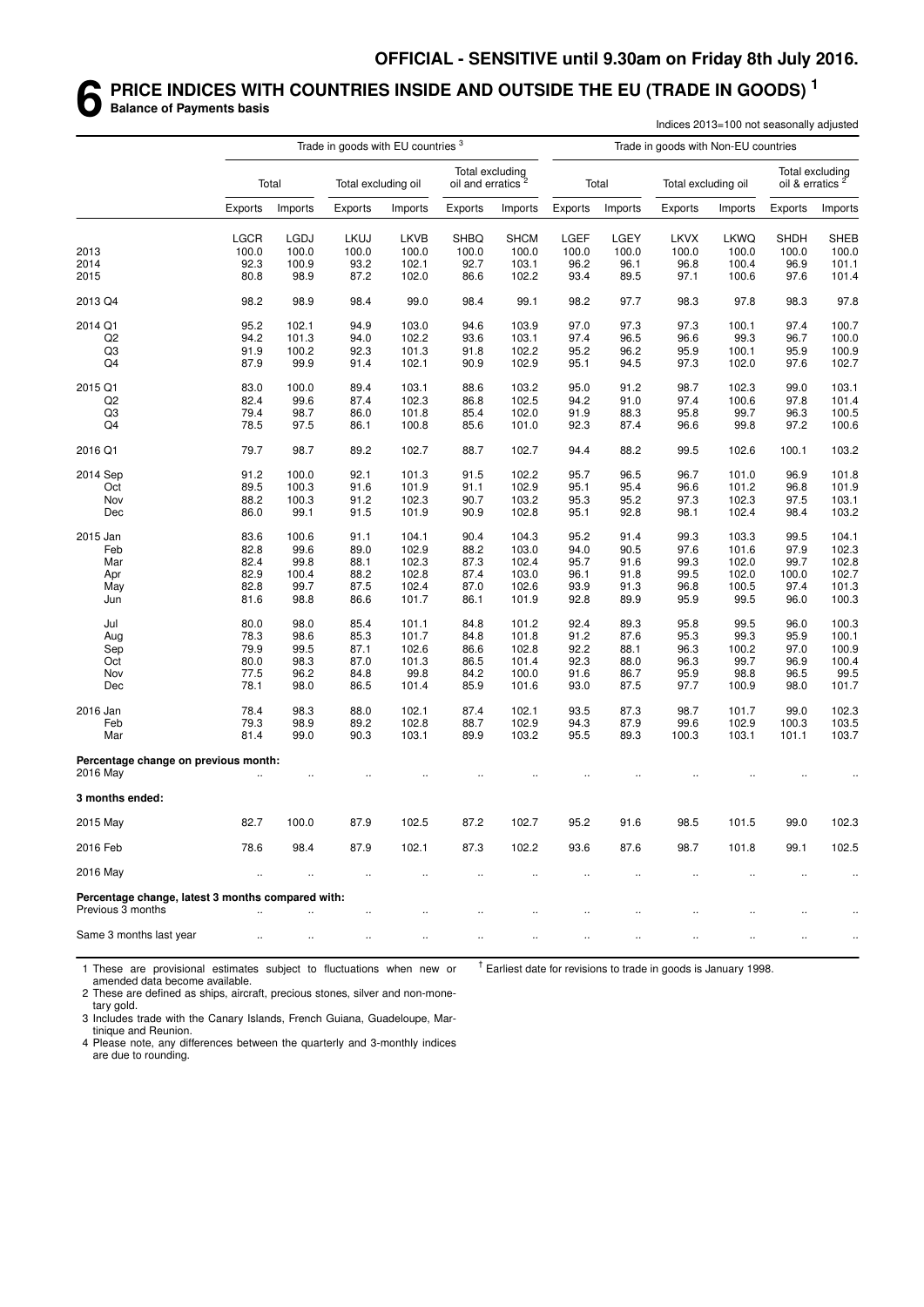**OFFICIAL - SENSITIVE until 9.30am on Friday 8th July 2016.**

# 6 PRICE INDICES WITH COUNTRIES INSIDE AND OUTSIDE THE EU (TRADE IN GOODS) [1]

**Balance of Payments basis**

Indices 2013=100 not seasonally adjusted

| | Trade in goods with EU countries [3] | | | | | | Trade in goods with Non-EU countries | | | | | |
|---|---|---|---|---|---|---|---|---|---|---|---|---|
| | Total | | Total excluding oil | | Total excluding oil and erratics [2] | | Total | | Total excluding oil | | Total excluding oil & erratics [2] | |
| | Exports | Imports | Exports | Imports | Exports | Imports | Exports | Imports | Exports | Imports | Exports | Imports |
| | LGCR | LGDJ | LKUJ | LKVB | SHBQ | SHCM | LGEF | LGEY | LKVX | LKWQ | SHDH | SHEB |
| 2013 | 100.0 | 100.0 | 100.0 | 100.0 | 100.0 | 100.0 | 100.0 | 100.0 | 100.0 | 100.0 | 100.0 | 100.0 |
| 2014 | 92.3 | 100.9 | 93.2 | 102.1 | 92.7 | 103.1 | 96.2 | 96.1 | 96.8 | 100.4 | 96.9 | 101.1 |
| 2015 | 80.8 | 98.9 | 87.2 | 102.0 | 86.6 | 102.2 | 93.4 | 89.5 | 97.1 | 100.6 | 97.6 | 101.4 |
| 2013 Q4 | 98.2 | 98.9 | 98.4 | 99.0 | 98.4 | 99.1 | 98.2 | 97.7 | 98.3 | 97.8 | 98.3 | 97.8 |
| 2014 Q1 | 95.2 | 102.1 | 94.9 | 103.0 | 94.6 | 103.9 | 97.0 | 97.3 | 97.3 | 100.1 | 97.4 | 100.7 |
| Q2 | 94.2 | 101.3 | 94.0 | 102.2 | 93.6 | 103.1 | 97.4 | 96.5 | 96.6 | 99.3 | 96.7 | 100.0 |
| Q3 | 91.9 | 100.2 | 92.3 | 101.3 | 91.8 | 102.2 | 95.2 | 96.2 | 95.9 | 100.1 | 95.9 | 100.9 |
| Q4 | 87.9 | 99.9 | 91.4 | 102.1 | 90.9 | 102.9 | 95.1 | 94.5 | 97.3 | 102.0 | 97.6 | 102.7 |
| 2015 Q1 | 83.0 | 100.0 | 89.4 | 103.1 | 88.6 | 103.2 | 95.0 | 91.2 | 98.7 | 102.3 | 99.0 | 103.1 |
| Q2 | 82.4 | 99.6 | 87.4 | 102.3 | 86.8 | 102.5 | 94.2 | 91.0 | 97.4 | 100.6 | 97.8 | 101.4 |
| Q3 | 79.4 | 98.7 | 86.0 | 101.8 | 85.4 | 102.0 | 91.9 | 88.3 | 95.8 | 99.7 | 96.3 | 100.5 |
| Q4 | 78.5 | 97.5 | 86.1 | 100.8 | 85.6 | 101.0 | 92.3 | 87.4 | 96.6 | 99.8 | 97.2 | 100.6 |
| 2016 Q1 | 79.7 | 98.7 | 89.2 | 102.7 | 88.7 | 102.7 | 94.4 | 88.2 | 99.5 | 102.6 | 100.1 | 103.2 |
| 2014 Sep | 91.2 | 100.0 | 92.1 | 101.3 | 91.5 | 102.2 | 95.7 | 96.5 | 96.7 | 101.0 | 96.9 | 101.8 |
| Oct | 89.5 | 100.3 | 91.6 | 101.9 | 91.1 | 102.9 | 95.1 | 95.4 | 96.6 | 101.2 | 96.8 | 101.9 |
| Nov | 88.2 | 100.3 | 91.2 | 102.3 | 90.7 | 103.2 | 95.3 | 95.2 | 97.3 | 102.3 | 97.5 | 103.1 |
| Dec | 86.0 | 99.1 | 91.5 | 101.9 | 90.9 | 102.8 | 95.1 | 92.8 | 98.1 | 102.4 | 98.4 | 103.2 |
| 2015 Jan | 83.6 | 100.6 | 91.1 | 104.1 | 90.4 | 104.3 | 95.2 | 91.4 | 99.3 | 103.3 | 99.5 | 104.1 |
| Feb | 82.8 | 99.6 | 89.0 | 102.9 | 88.2 | 103.0 | 94.0 | 90.5 | 97.6 | 101.6 | 97.9 | 102.3 |
| Mar | 82.4 | 99.8 | 88.1 | 102.3 | 87.3 | 102.4 | 95.7 | 91.6 | 99.3 | 102.0 | 99.7 | 102.8 |
| Apr | 82.9 | 100.4 | 88.2 | 102.8 | 87.4 | 103.0 | 96.1 | 91.8 | 99.5 | 102.0 | 100.0 | 102.7 |
| May | 82.8 | 99.7 | 87.5 | 102.4 | 87.0 | 102.6 | 93.9 | 91.3 | 96.8 | 100.5 | 97.4 | 101.3 |
| Jun | 81.6 | 98.8 | 86.6 | 101.7 | 86.1 | 101.9 | 92.8 | 89.9 | 95.9 | 99.5 | 96.0 | 100.3 |
| Jul | 80.0 | 98.0 | 85.4 | 101.1 | 84.8 | 101.2 | 92.4 | 89.3 | 95.8 | 99.5 | 96.0 | 100.3 |
| Aug | 78.3 | 98.6 | 85.3 | 101.7 | 84.8 | 101.8 | 91.2 | 87.6 | 95.3 | 99.3 | 95.9 | 100.1 |
| Sep | 79.9 | 99.5 | 87.1 | 102.6 | 86.6 | 102.8 | 92.2 | 88.1 | 96.3 | 100.2 | 97.0 | 100.9 |
| Oct | 80.0 | 98.3 | 87.0 | 101.3 | 86.5 | 101.4 | 92.3 | 88.0 | 96.3 | 99.7 | 96.9 | 100.4 |
| Nov | 77.5 | 96.2 | 84.8 | 99.8 | 84.2 | 100.0 | 91.6 | 86.7 | 95.9 | 98.8 | 96.5 | 99.5 |
| Dec | 78.1 | 98.0 | 86.5 | 101.4 | 85.9 | 101.6 | 93.0 | 87.5 | 97.7 | 100.9 | 98.0 | 101.7 |
| 2016 Jan | 78.4 | 98.3 | 88.0 | 102.1 | 87.4 | 102.1 | 93.5 | 87.3 | 98.7 | 101.7 | 99.0 | 102.3 |
| Feb | 79.3 | 98.9 | 89.2 | 102.8 | 88.7 | 102.9 | 94.3 | 87.9 | 99.6 | 102.9 | 100.3 | 103.5 |
| Mar | 81.4 | 99.0 | 90.3 | 103.1 | 89.9 | 103.2 | 95.5 | 89.3 | 100.3 | 103.1 | 101.1 | 103.7 |
| **Percentage change on previous month:** | | | | | | | | | | | | |
| 2016 May | .. | .. | .. | .. | .. | .. | .. | .. | .. | .. | .. | .. |
| **3 months ended:** | | | | | | | | | | | | |
| 2015 May | 82.7 | 100.0 | 87.9 | 102.5 | 87.2 | 102.7 | 95.2 | 91.6 | 98.5 | 101.5 | 99.0 | 102.3 |
| 2016 Feb | 78.6 | 98.4 | 87.9 | 102.1 | 87.3 | 102.2 | 93.6 | 87.6 | 98.7 | 101.8 | 99.1 | 102.5 |
| 2016 May | .. | .. | .. | .. | .. | .. | .. | .. | .. | .. | .. | .. |
| **Percentage change, latest 3 months compared with:** | | | | | | | | | | | | |
| Previous 3 months | .. | .. | .. | .. | .. | .. | .. | .. | .. | .. | .. | .. |
| Same 3 months last year | .. | .. | .. | .. | .. | .. | .. | .. | .. | .. | .. | .. |

1 These are provisional estimates subject to fluctuations when new or amended data become available.
2 These are defined as ships, aircraft, precious stones, silver and non-monetary gold.
3 Includes trade with the Canary Islands, French Guiana, Guadeloupe, Martinique and Reunion.
4 Please note, any differences between the quarterly and 3-monthly indices are due to rounding.

† Earliest date for revisions to trade in goods is January 1998.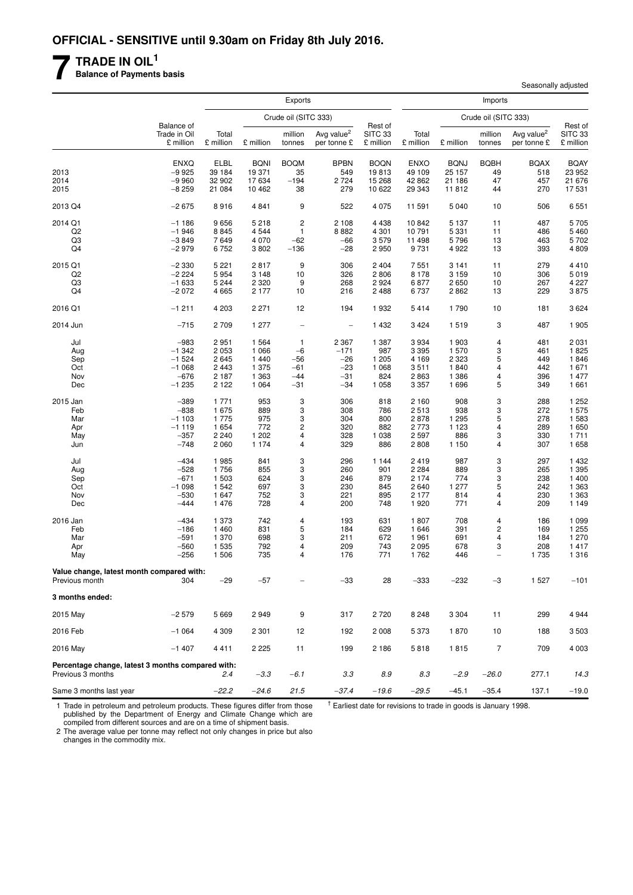**OFFICIAL - SENSITIVE until 9.30am on Friday 8th July 2016.**

# 7 TRADE IN OIL[1]

**Balance of Payments basis**

Seasonally adjusted

| | Balance of Trade in Oil £ million | Exports | | | | | Imports | | | | |
|---|---|---|---|---|---|---|---|---|---|---|---|
| | | | Crude oil (SITC 333) | | | | | Crude oil (SITC 333) | | | |
| | | Total £ million | £ million | million tonnes | Avg value[2] per tonne £ | Rest of SITC 33 £ million | Total £ million | £ million | million tonnes | Avg value[2] per tonne £ | Rest of SITC 33 £ million |
| | ENXQ | ELBL | BQNI | BOQM | BPBN | BOQN | ENXO | BQNJ | BQBH | BQAX | BQAY |
| 2013 | −9 925 | 39 184 | 19 371 | 35 | 549 | 19 813 | 49 109 | 25 157 | 49 | 518 | 23 952 |
| 2014 | −9 960 | 32 902 | 17 634 | −194 | 2 724 | 15 268 | 42 862 | 21 186 | 47 | 457 | 21 676 |
| 2015 | −8 259 | 21 084 | 10 462 | 38 | 279 | 10 622 | 29 343 | 11 812 | 44 | 270 | 17 531 |
| 2013 Q4 | −2 675 | 8 916 | 4 841 | 9 | 522 | 4 075 | 11 591 | 5 040 | 10 | 506 | 6 551 |
| 2014 Q1 | −1 186 | 9 656 | 5 218 | 2 | 2 108 | 4 438 | 10 842 | 5 137 | 11 | 487 | 5 705 |
| Q2 | −1 946 | 8 845 | 4 544 | 1 | 8 882 | 4 301 | 10 791 | 5 331 | 11 | 486 | 5 460 |
| Q3 | −3 849 | 7 649 | 4 070 | −62 | −66 | 3 579 | 11 498 | 5 796 | 13 | 463 | 5 702 |
| Q4 | −2 979 | 6 752 | 3 802 | −136 | −28 | 2 950 | 9 731 | 4 922 | 13 | 393 | 4 809 |
| 2015 Q1 | −2 330 | 5 221 | 2 817 | 9 | 306 | 2 404 | 7 551 | 3 141 | 11 | 279 | 4 410 |
| Q2 | −2 224 | 5 954 | 3 148 | 10 | 326 | 2 806 | 8 178 | 3 159 | 10 | 306 | 5 019 |
| Q3 | −1 633 | 5 244 | 2 320 | 9 | 268 | 2 924 | 6 877 | 2 650 | 10 | 267 | 4 227 |
| Q4 | −2 072 | 4 665 | 2 177 | 10 | 216 | 2 488 | 6 737 | 2 862 | 13 | 229 | 3 875 |
| 2016 Q1 | −1 211 | 4 203 | 2 271 | 12 | 194 | 1 932 | 5 414 | 1 790 | 10 | 181 | 3 624 |
| 2014 Jun | −715 | 2 709 | 1 277 | – | – | 1 432 | 3 424 | 1 519 | 3 | 487 | 1 905 |
| Jul | −983 | 2 951 | 1 564 | 1 | 2 367 | 1 387 | 3 934 | 1 903 | 4 | 481 | 2 031 |
| Aug | −1 342 | 2 053 | 1 066 | −6 | −171 | 987 | 3 395 | 1 570 | 3 | 461 | 1 825 |
| Sep | −1 524 | 2 645 | 1 440 | −56 | −26 | 1 205 | 4 169 | 2 323 | 5 | 449 | 1 846 |
| Oct | −1 068 | 2 443 | 1 375 | −61 | −23 | 1 068 | 3 511 | 1 840 | 4 | 442 | 1 671 |
| Nov | −676 | 2 187 | 1 363 | −44 | −31 | 824 | 2 863 | 1 386 | 4 | 396 | 1 477 |
| Dec | −1 235 | 2 122 | 1 064 | −31 | −34 | 1 058 | 3 357 | 1 696 | 5 | 349 | 1 661 |
| 2015 Jan | −389 | 1 771 | 953 | 3 | 306 | 818 | 2 160 | 908 | 3 | 288 | 1 252 |
| Feb | −838 | 1 675 | 889 | 3 | 308 | 786 | 2 513 | 938 | 3 | 272 | 1 575 |
| Mar | −1 103 | 1 775 | 975 | 3 | 304 | 800 | 2 878 | 1 295 | 5 | 278 | 1 583 |
| Apr | −1 119 | 1 654 | 772 | 2 | 320 | 882 | 2 773 | 1 123 | 4 | 289 | 1 650 |
| May | −357 | 2 240 | 1 202 | 4 | 328 | 1 038 | 2 597 | 886 | 3 | 330 | 1 711 |
| Jun | −748 | 2 060 | 1 174 | 4 | 329 | 886 | 2 808 | 1 150 | 4 | 307 | 1 658 |
| Jul | −434 | 1 985 | 841 | 3 | 296 | 1 144 | 2 419 | 987 | 3 | 297 | 1 432 |
| Aug | −528 | 1 756 | 855 | 3 | 260 | 901 | 2 284 | 889 | 3 | 265 | 1 395 |
| Sep | −671 | 1 503 | 624 | 3 | 246 | 879 | 2 174 | 774 | 3 | 238 | 1 400 |
| Oct | −1 098 | 1 542 | 697 | 3 | 230 | 845 | 2 640 | 1 277 | 5 | 242 | 1 363 |
| Nov | −530 | 1 647 | 752 | 3 | 221 | 895 | 2 177 | 814 | 4 | 230 | 1 363 |
| Dec | −444 | 1 476 | 728 | 4 | 200 | 748 | 1 920 | 771 | 4 | 209 | 1 149 |
| 2016 Jan | −434 | 1 373 | 742 | 4 | 193 | 631 | 1 807 | 708 | 4 | 186 | 1 099 |
| Feb | −186 | 1 460 | 831 | 5 | 184 | 629 | 1 646 | 391 | 2 | 169 | 1 255 |
| Mar | −591 | 1 370 | 698 | 3 | 211 | 672 | 1 961 | 691 | 4 | 184 | 1 270 |
| Apr | −560 | 1 535 | 792 | 4 | 209 | 743 | 2 095 | 678 | 3 | 208 | 1 417 |
| May | −256 | 1 506 | 735 | 4 | 176 | 771 | 1 762 | 446 | – | 1 735 | 1 316 |
| **Value change, latest month compared with:** | | | | | | | | | | | |
| Previous month | 304 | −29 | −57 | – | −33 | 28 | −333 | −232 | −3 | 1 527 | −101 |
| **3 months ended:** | | | | | | | | | | | |
| 2015 May | −2 579 | 5 669 | 2 949 | 9 | 317 | 2 720 | 8 248 | 3 304 | 11 | 299 | 4 944 |
| 2016 Feb | −1 064 | 4 309 | 2 301 | 12 | 192 | 2 008 | 5 373 | 1 870 | 10 | 188 | 3 503 |
| 2016 May | −1 407 | 4 411 | 2 225 | 11 | 199 | 2 186 | 5 818 | 1 815 | 7 | 709 | 4 003 |
| **Percentage change, latest 3 months compared with:** | | | | | | | | | | | |
| Previous 3 months | | *2.4* | *−3.3* | *−6.1* | *3.3* | *8.9* | *8.3* | *−2.9* | *−26.0* | *277.1* | *14.3* |
| Same 3 months last year | | *−22.2* | *−24.6* | *21.5* | *−37.4* | *−19.6* | *−29.5* | *−45.1* | *−35.4* | *137.1* | *−19.0* |

1 Trade in petroleum and petroleum products. These figures differ from those published by the Department of Energy and Climate Change which are compiled from different sources and are on a time of shipment basis.

2 The average value per tonne may reflect not only changes in price but also changes in the commodity mix.

† Earliest date for revisions to trade in goods is January 1998.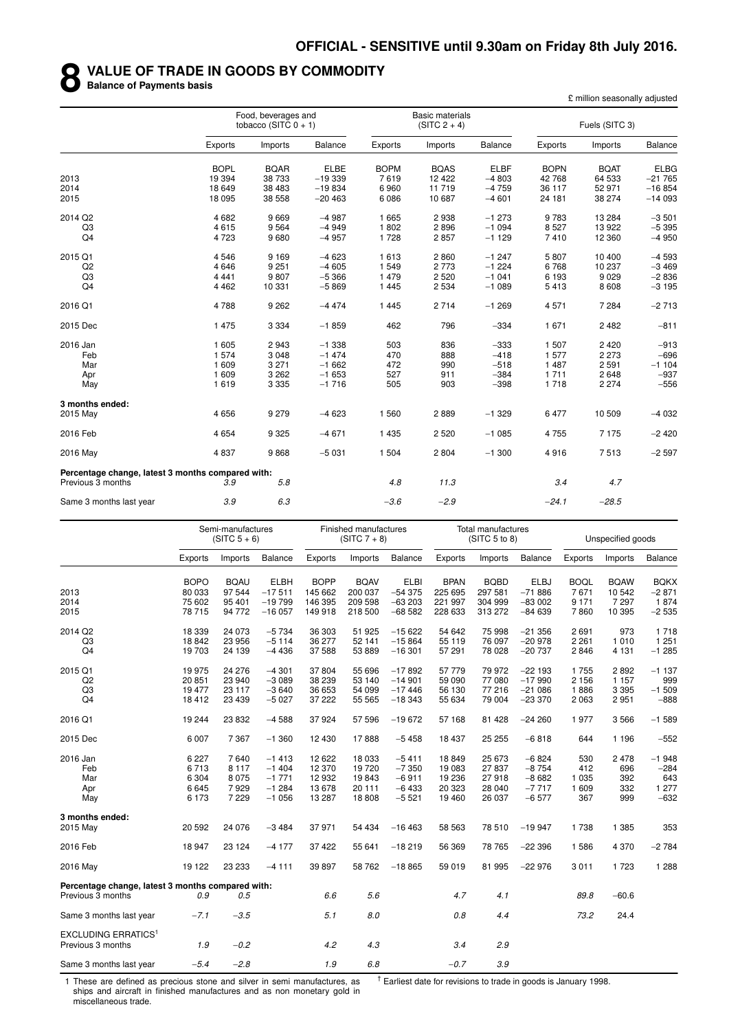**OFFICIAL - SENSITIVE until 9.30am on Friday 8th July 2016.**

# 8 VALUE OF TRADE IN GOODS BY COMMODITY

**Balance of Payments basis**

£ million seasonally adjusted

| | Food, beverages and tobacco (SITC 0 + 1) | | | Basic materials (SITC 2 + 4) | | | Fuels (SITC 3) | | |
|---|---|---|---|---|---|---|---|---|---|
| | Exports | Imports | Balance | Exports | Imports | Balance | Exports | Imports | Balance |
| | BOPL | BQAR | ELBE | BOPM | BQAS | ELBF | BOPN | BQAT | ELBG |
| 2013 | 19 394 | 38 733 | −19 339 | 7 619 | 12 422 | −4 803 | 42 768 | 64 533 | −21 765 |
| 2014 | 18 649 | 38 483 | −19 834 | 6 960 | 11 719 | −4 759 | 36 117 | 52 971 | −16 854 |
| 2015 | 18 095 | 38 558 | −20 463 | 6 086 | 10 687 | −4 601 | 24 181 | 38 274 | −14 093 |
| 2014 Q2 | 4 682 | 9 669 | −4 987 | 1 665 | 2 938 | −1 273 | 9 783 | 13 284 | −3 501 |
| Q3 | 4 615 | 9 564 | −4 949 | 1 802 | 2 896 | −1 094 | 8 527 | 13 922 | −5 395 |
| Q4 | 4 723 | 9 680 | −4 957 | 1 728 | 2 857 | −1 129 | 7 410 | 12 360 | −4 950 |
| 2015 Q1 | 4 546 | 9 169 | −4 623 | 1 613 | 2 860 | −1 247 | 5 807 | 10 400 | −4 593 |
| Q2 | 4 646 | 9 251 | −4 605 | 1 549 | 2 773 | −1 224 | 6 768 | 10 237 | −3 469 |
| Q3 | 4 441 | 9 807 | −5 366 | 1 479 | 2 520 | −1 041 | 6 193 | 9 029 | −2 836 |
| Q4 | 4 462 | 10 331 | −5 869 | 1 445 | 2 534 | −1 089 | 5 413 | 8 608 | −3 195 |
| 2016 Q1 | 4 788 | 9 262 | −4 474 | 1 445 | 2 714 | −1 269 | 4 571 | 7 284 | −2 713 |
| 2015 Dec | 1 475 | 3 334 | −1 859 | 462 | 796 | −334 | 1 671 | 2 482 | −811 |
| 2016 Jan | 1 605 | 2 943 | −1 338 | 503 | 836 | −333 | 1 507 | 2 420 | −913 |
| Feb | 1 574 | 3 048 | −1 474 | 470 | 888 | −418 | 1 577 | 2 273 | −696 |
| Mar | 1 609 | 3 271 | −1 662 | 472 | 990 | −518 | 1 487 | 2 591 | −1 104 |
| Apr | 1 609 | 3 262 | −1 653 | 527 | 911 | −384 | 1 711 | 2 648 | −937 |
| May | 1 619 | 3 335 | −1 716 | 505 | 903 | −398 | 1 718 | 2 274 | −556 |
| **3 months ended:** | | | | | | | | | |
| 2015 May | 4 656 | 9 279 | −4 623 | 1 560 | 2 889 | −1 329 | 6 477 | 10 509 | −4 032 |
| 2016 Feb | 4 654 | 9 325 | −4 671 | 1 435 | 2 520 | −1 085 | 4 755 | 7 175 | −2 420 |
| 2016 May | 4 837 | 9 868 | −5 031 | 1 504 | 2 804 | −1 300 | 4 916 | 7 513 | −2 597 |
| **Percentage change, latest 3 months compared with:** | | | | | | | | | |
| Previous 3 months | *3.9* | *5.8* | | *4.8* | *11.3* | | *3.4* | *4.7* | |
| Same 3 months last year | *3.9* | *6.3* | | *−3.6* | *−2.9* | | *−24.1* | *−28.5* | |

| | Semi-manufactures (SITC 5 + 6) | | | Finished manufactures (SITC 7 + 8) | | | Total manufactures (SITC 5 to 8) | | | Unspecified goods | | |
|---|---|---|---|---|---|---|---|---|---|---|---|---|
| | Exports | Imports | Balance | Exports | Imports | Balance | Exports | Imports | Balance | Exports | Imports | Balance |
| | BOPO | BQAU | ELBH | BOPP | BQAV | ELBI | BPAN | BQBD | ELBJ | BOQL | BQAW | BQKX |
| 2013 | 80 033 | 97 544 | −17 511 | 145 662 | 200 037 | −54 375 | 225 695 | 297 581 | −71 886 | 7 671 | 10 542 | −2 871 |
| 2014 | 75 602 | 95 401 | −19 799 | 146 395 | 209 598 | −63 203 | 221 997 | 304 999 | −83 002 | 9 171 | 7 297 | 1 874 |
| 2015 | 78 715 | 94 772 | −16 057 | 149 918 | 218 500 | −68 582 | 228 633 | 313 272 | −84 639 | 7 860 | 10 395 | −2 535 |
| 2014 Q2 | 18 339 | 24 073 | −5 734 | 36 303 | 51 925 | −15 622 | 54 642 | 75 998 | −21 356 | 2 691 | 973 | 1 718 |
| Q3 | 18 842 | 23 956 | −5 114 | 36 277 | 52 141 | −15 864 | 55 119 | 76 097 | −20 978 | 2 261 | 1 010 | 1 251 |
| Q4 | 19 703 | 24 139 | −4 436 | 37 588 | 53 889 | −16 301 | 57 291 | 78 028 | −20 737 | 2 846 | 4 131 | −1 285 |
| 2015 Q1 | 19 975 | 24 276 | −4 301 | 37 804 | 55 696 | −17 892 | 57 779 | 79 972 | −22 193 | 1 755 | 2 892 | −1 137 |
| Q2 | 20 851 | 23 940 | −3 089 | 38 239 | 53 140 | −14 901 | 59 090 | 77 080 | −17 990 | 2 156 | 1 157 | 999 |
| Q3 | 19 477 | 23 117 | −3 640 | 36 653 | 54 099 | −17 446 | 56 130 | 77 216 | −21 086 | 1 886 | 3 395 | −1 509 |
| Q4 | 18 412 | 23 439 | −5 027 | 37 222 | 55 565 | −18 343 | 55 634 | 79 004 | −23 370 | 2 063 | 2 951 | −888 |
| 2016 Q1 | 19 244 | 23 832 | −4 588 | 37 924 | 57 596 | −19 672 | 57 168 | 81 428 | −24 260 | 1 977 | 3 566 | −1 589 |
| 2015 Dec | 6 007 | 7 367 | −1 360 | 12 430 | 17 888 | −5 458 | 18 437 | 25 255 | −6 818 | 644 | 1 196 | −552 |
| 2016 Jan | 6 227 | 7 640 | −1 413 | 12 622 | 18 033 | −5 411 | 18 849 | 25 673 | −6 824 | 530 | 2 478 | −1 948 |
| Feb | 6 713 | 8 117 | −1 404 | 12 370 | 19 720 | −7 350 | 19 083 | 27 837 | −8 754 | 412 | 696 | −284 |
| Mar | 6 304 | 8 075 | −1 771 | 12 932 | 19 843 | −6 911 | 19 236 | 27 918 | −8 682 | 1 035 | 392 | 643 |
| Apr | 6 645 | 7 929 | −1 284 | 13 678 | 20 111 | −6 433 | 20 323 | 28 040 | −7 717 | 1 609 | 332 | 1 277 |
| May | 6 173 | 7 229 | −1 056 | 13 287 | 18 808 | −5 521 | 19 460 | 26 037 | −6 577 | 367 | 999 | −632 |
| **3 months ended:** | | | | | | | | | | | | |
| 2015 May | 20 592 | 24 076 | −3 484 | 37 971 | 54 434 | −16 463 | 58 563 | 78 510 | −19 947 | 1 738 | 1 385 | 353 |
| 2016 Feb | 18 947 | 23 124 | −4 177 | 37 422 | 55 641 | −18 219 | 56 369 | 78 765 | −22 396 | 1 586 | 4 370 | −2 784 |
| 2016 May | 19 122 | 23 233 | −4 111 | 39 897 | 58 762 | −18 865 | 59 019 | 81 995 | −22 976 | 3 011 | 1 723 | 1 288 |
| **Percentage change, latest 3 months compared with:** | | | | | | | | | | | | |
| Previous 3 months | *0.9* | *0.5* | | *6.6* | *5.6* | | *4.7* | *4.1* | | *89.8* | *−60.6* | |
| Same 3 months last year | *−7.1* | *−3.5* | | *5.1* | *8.0* | | *0.8* | *4.4* | | *73.2* | *24.4* | |
| EXCLUDING ERRATICS[1] | | | | | | | | | | | | |
| Previous 3 months | *1.9* | *−0.2* | | *4.2* | *4.3* | | *3.4* | *2.9* | | | | |
| Same 3 months last year | *−5.4* | *−2.8* | | *1.9* | *6.8* | | *−0.7* | *3.9* | | | | |

1 These are defined as precious stone and silver in semi manufactures, as ships and aircraft in finished manufactures and as non monetary gold in miscellaneous trade.

† Earliest date for revisions to trade in goods is January 1998.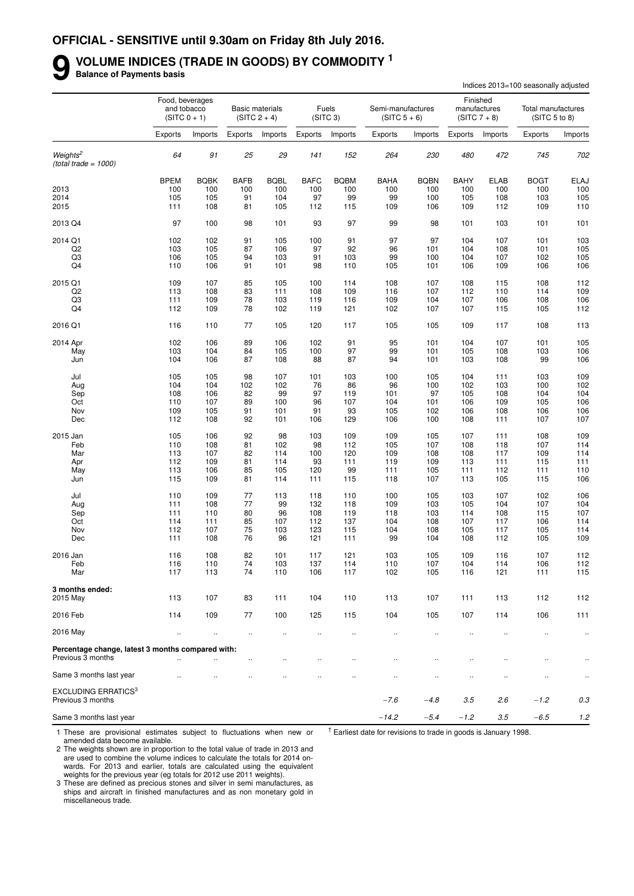**OFFICIAL - SENSITIVE until 9.30am on Friday 8th July 2016.**

# 9 VOLUME INDICES (TRADE IN GOODS) BY COMMODITY [1]

**Balance of Payments basis**

Indices 2013=100 seasonally adjusted

| | Food, beverages and tobacco (SITC 0 + 1) | | Basic materials (SITC 2 + 4) | | Fuels (SITC 3) | | Semi-manufactures (SITC 5 + 6) | | Finished manufactures (SITC 7 + 8) | | Total manufactures (SITC 5 to 8) | |
|---|---|---|---|---|---|---|---|---|---|---|---|---|
| | Exports | Imports | Exports | Imports | Exports | Imports | Exports | Imports | Exports | Imports | Exports | Imports |
| *Weights[2] (total trade = 1000)* | *64* | *91* | *25* | *29* | *141* | *152* | *264* | *230* | *480* | *472* | *745* | *702* |
| | BPEM | BQBK | BAFB | BQBL | BAFC | BQBM | BAHA | BQBN | BAHY | ELAB | BOGT | ELAJ |
| 2013 | 100 | 100 | 100 | 100 | 100 | 100 | 100 | 100 | 100 | 100 | 100 | 100 |
| 2014 | 105 | 105 | 91 | 104 | 97 | 99 | 99 | 100 | 105 | 108 | 103 | 105 |
| 2015 | 111 | 108 | 81 | 105 | 112 | 115 | 109 | 106 | 109 | 112 | 109 | 110 |
| 2013 Q4 | 97 | 100 | 98 | 101 | 93 | 97 | 99 | 98 | 101 | 103 | 101 | 101 |
| 2014 Q1 | 102 | 102 | 91 | 105 | 100 | 91 | 97 | 97 | 104 | 107 | 101 | 103 |
| Q2 | 103 | 105 | 87 | 106 | 97 | 92 | 96 | 101 | 104 | 108 | 101 | 105 |
| Q3 | 106 | 105 | 94 | 103 | 91 | 103 | 99 | 100 | 104 | 107 | 102 | 105 |
| Q4 | 110 | 106 | 91 | 101 | 98 | 110 | 105 | 101 | 106 | 109 | 106 | 106 |
| 2015 Q1 | 109 | 107 | 85 | 105 | 100 | 114 | 108 | 107 | 108 | 115 | 108 | 112 |
| Q2 | 113 | 108 | 83 | 111 | 108 | 109 | 116 | 107 | 112 | 110 | 114 | 109 |
| Q3 | 111 | 109 | 78 | 103 | 119 | 116 | 109 | 104 | 107 | 106 | 108 | 106 |
| Q4 | 112 | 109 | 78 | 102 | 119 | 121 | 102 | 107 | 107 | 115 | 105 | 112 |
| 2016 Q1 | 116 | 110 | 77 | 105 | 120 | 117 | 105 | 105 | 109 | 117 | 108 | 113 |
| 2014 Apr | 102 | 106 | 89 | 106 | 102 | 91 | 95 | 101 | 104 | 107 | 101 | 105 |
| May | 103 | 104 | 84 | 105 | 100 | 97 | 99 | 101 | 105 | 108 | 103 | 106 |
| Jun | 104 | 106 | 87 | 108 | 88 | 87 | 94 | 101 | 103 | 108 | 99 | 106 |
| Jul | 105 | 105 | 98 | 107 | 101 | 103 | 100 | 105 | 104 | 111 | 103 | 109 |
| Aug | 104 | 104 | 102 | 102 | 76 | 86 | 96 | 100 | 102 | 103 | 100 | 102 |
| Sep | 108 | 106 | 82 | 99 | 97 | 119 | 101 | 97 | 105 | 108 | 104 | 104 |
| Oct | 110 | 107 | 89 | 100 | 96 | 107 | 104 | 101 | 106 | 109 | 105 | 106 |
| Nov | 109 | 105 | 91 | 101 | 91 | 93 | 105 | 102 | 106 | 108 | 106 | 106 |
| Dec | 112 | 108 | 92 | 101 | 106 | 129 | 106 | 100 | 108 | 111 | 107 | 107 |
| 2015 Jan | 105 | 106 | 92 | 98 | 103 | 109 | 109 | 105 | 107 | 111 | 108 | 109 |
| Feb | 110 | 108 | 81 | 102 | 98 | 112 | 105 | 107 | 108 | 118 | 107 | 114 |
| Mar | 113 | 107 | 82 | 114 | 100 | 120 | 109 | 108 | 108 | 117 | 109 | 114 |
| Apr | 112 | 109 | 81 | 114 | 93 | 111 | 119 | 109 | 113 | 111 | 115 | 111 |
| May | 113 | 106 | 85 | 105 | 120 | 99 | 111 | 105 | 111 | 112 | 111 | 110 |
| Jun | 115 | 109 | 81 | 114 | 111 | 115 | 118 | 107 | 113 | 105 | 115 | 106 |
| Jul | 110 | 109 | 77 | 113 | 118 | 110 | 100 | 105 | 103 | 107 | 102 | 106 |
| Aug | 111 | 108 | 77 | 99 | 132 | 118 | 109 | 103 | 105 | 104 | 107 | 104 |
| Sep | 111 | 110 | 80 | 96 | 108 | 119 | 118 | 103 | 114 | 108 | 115 | 107 |
| Oct | 114 | 111 | 85 | 107 | 112 | 137 | 104 | 108 | 107 | 117 | 106 | 114 |
| Nov | 112 | 107 | 75 | 103 | 123 | 115 | 104 | 108 | 105 | 117 | 105 | 114 |
| Dec | 111 | 108 | 76 | 96 | 121 | 111 | 99 | 104 | 108 | 112 | 105 | 109 |
| 2016 Jan | 116 | 108 | 82 | 101 | 117 | 121 | 103 | 105 | 109 | 116 | 107 | 112 |
| Feb | 116 | 110 | 74 | 103 | 137 | 114 | 110 | 107 | 104 | 114 | 106 | 112 |
| Mar | 117 | 113 | 74 | 110 | 106 | 117 | 102 | 105 | 116 | 121 | 111 | 115 |
| **3 months ended:** | | | | | | | | | | | | |
| 2015 May | 113 | 107 | 83 | 111 | 104 | 110 | 113 | 107 | 111 | 113 | 112 | 112 |
| 2016 Feb | 114 | 109 | 77 | 100 | 125 | 115 | 104 | 105 | 107 | 114 | 106 | 111 |
| 2016 May | .. | .. | .. | .. | .. | .. | .. | .. | .. | .. | .. | .. |
| **Percentage change, latest 3 months compared with:** | | | | | | | | | | | | |
| Previous 3 months | .. | .. | .. | .. | .. | .. | .. | .. | .. | .. | .. | .. |
| Same 3 months last year | .. | .. | .. | .. | .. | .. | .. | .. | .. | .. | .. | .. |
| EXCLUDING ERRATICS[3] | | | | | | | | | | | | |
| Previous 3 months | | | | | | | *−7.6* | *−4.8* | *3.5* | *2.6* | *−1.2* | *0.3* |
| Same 3 months last year | | | | | | | *−14.2* | *−5.4* | *−1.2* | *3.5* | *−6.5* | *1.2* |

1 These are provisional estimates subject to fluctuations when new or amended data become available.

2 The weights shown are in proportion to the total value of trade in 2013 and are used to combine the volume indices to calculate the totals for 2014 onwards. For 2013 and earlier, totals are calculated using the equivalent weights for the previous year (eg totals for 2012 use 2011 weights).

3 These are defined as precious stones and silver in semi manufactures, as ships and aircraft in finished manufactures and as non monetary gold in miscellaneous trade.

† Earliest date for revisions to trade in goods is January 1998.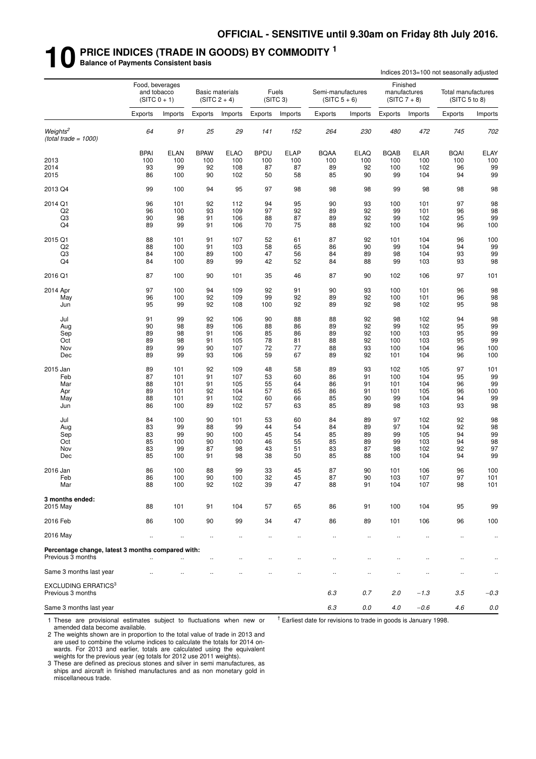**OFFICIAL - SENSITIVE until 9.30am on Friday 8th July 2016.**

# 10 PRICE INDICES (TRADE IN GOODS) BY COMMODITY [1]

**Balance of Payments Consistent basis**

Indices 2013=100 not seasonally adjusted

| | Food, beverages and tobacco (SITC 0 + 1) | | Basic materials (SITC 2 + 4) | | Fuels (SITC 3) | | Semi-manufactures (SITC 5 + 6) | | Finished manufactures (SITC 7 + 8) | | Total manufactures (SITC 5 to 8) | |
|---|---|---|---|---|---|---|---|---|---|---|---|---|
| | Exports | Imports | Exports | Imports | Exports | Imports | Exports | Imports | Exports | Imports | Exports | Imports |
| *Weights[2] (total trade = 1000)* | *64* | *91* | *25* | *29* | *141* | *152* | *264* | *230* | *480* | *472* | *745* | *702* |
| | BPAI | ELAN | BPAW | ELAO | BPDU | ELAP | BQAA | ELAQ | BQAB | ELAR | BQAI | ELAY |
| 2013 | 100 | 100 | 100 | 100 | 100 | 100 | 100 | 100 | 100 | 100 | 100 | 100 |
| 2014 | 93 | 99 | 92 | 108 | 87 | 87 | 89 | 92 | 100 | 102 | 96 | 99 |
| 2015 | 86 | 100 | 90 | 102 | 50 | 58 | 85 | 90 | 99 | 104 | 94 | 99 |
| 2013 Q4 | 99 | 100 | 94 | 95 | 97 | 98 | 98 | 98 | 99 | 98 | 98 | 98 |
| 2014 Q1 | 96 | 101 | 92 | 112 | 94 | 95 | 90 | 93 | 100 | 101 | 97 | 98 |
| Q2 | 96 | 100 | 93 | 109 | 97 | 92 | 89 | 92 | 99 | 101 | 96 | 98 |
| Q3 | 90 | 98 | 91 | 106 | 88 | 87 | 89 | 92 | 99 | 102 | 95 | 99 |
| Q4 | 89 | 99 | 91 | 106 | 70 | 75 | 88 | 92 | 100 | 104 | 96 | 100 |
| 2015 Q1 | 88 | 101 | 91 | 107 | 52 | 61 | 87 | 92 | 101 | 104 | 96 | 100 |
| Q2 | 88 | 100 | 91 | 103 | 58 | 65 | 86 | 90 | 99 | 104 | 94 | 99 |
| Q3 | 84 | 100 | 89 | 100 | 47 | 56 | 84 | 89 | 98 | 104 | 93 | 99 |
| Q4 | 84 | 100 | 89 | 99 | 42 | 52 | 84 | 88 | 99 | 103 | 93 | 98 |
| 2016 Q1 | 87 | 100 | 90 | 101 | 35 | 46 | 87 | 90 | 102 | 106 | 97 | 101 |
| 2014 Apr | 97 | 100 | 94 | 109 | 92 | 91 | 90 | 93 | 100 | 101 | 96 | 98 |
| May | 96 | 100 | 92 | 109 | 99 | 92 | 89 | 92 | 100 | 101 | 96 | 98 |
| Jun | 95 | 99 | 92 | 108 | 100 | 92 | 89 | 92 | 98 | 102 | 95 | 98 |
| Jul | 91 | 99 | 92 | 106 | 90 | 88 | 88 | 92 | 98 | 102 | 94 | 98 |
| Aug | 90 | 98 | 89 | 106 | 88 | 86 | 89 | 92 | 99 | 102 | 95 | 99 |
| Sep | 89 | 98 | 91 | 106 | 85 | 86 | 89 | 92 | 100 | 103 | 95 | 99 |
| Oct | 89 | 98 | 91 | 105 | 78 | 81 | 88 | 92 | 100 | 103 | 95 | 99 |
| Nov | 89 | 99 | 90 | 107 | 72 | 77 | 88 | 93 | 100 | 104 | 96 | 100 |
| Dec | 89 | 99 | 93 | 106 | 59 | 67 | 89 | 92 | 101 | 104 | 96 | 100 |
| 2015 Jan | 89 | 101 | 92 | 109 | 48 | 58 | 89 | 93 | 102 | 105 | 97 | 101 |
| Feb | 87 | 101 | 91 | 107 | 53 | 60 | 86 | 91 | 100 | 104 | 95 | 99 |
| Mar | 88 | 101 | 91 | 105 | 55 | 64 | 86 | 91 | 101 | 104 | 96 | 99 |
| Apr | 89 | 101 | 92 | 104 | 57 | 65 | 86 | 91 | 101 | 105 | 96 | 100 |
| May | 88 | 101 | 91 | 102 | 60 | 66 | 85 | 90 | 99 | 104 | 94 | 99 |
| Jun | 86 | 100 | 89 | 102 | 57 | 63 | 85 | 89 | 98 | 103 | 93 | 98 |
| Jul | 84 | 100 | 90 | 101 | 53 | 60 | 84 | 89 | 97 | 102 | 92 | 98 |
| Aug | 83 | 99 | 88 | 99 | 44 | 54 | 84 | 89 | 97 | 104 | 92 | 98 |
| Sep | 83 | 99 | 90 | 100 | 45 | 54 | 85 | 89 | 99 | 105 | 94 | 99 |
| Oct | 85 | 100 | 90 | 100 | 46 | 55 | 85 | 89 | 99 | 103 | 94 | 98 |
| Nov | 83 | 99 | 87 | 98 | 43 | 51 | 83 | 87 | 98 | 102 | 92 | 97 |
| Dec | 85 | 100 | 91 | 98 | 38 | 50 | 85 | 88 | 100 | 104 | 94 | 99 |
| 2016 Jan | 86 | 100 | 88 | 99 | 33 | 45 | 87 | 90 | 101 | 106 | 96 | 100 |
| Feb | 86 | 100 | 90 | 100 | 32 | 45 | 87 | 90 | 103 | 107 | 97 | 101 |
| Mar | 88 | 100 | 92 | 102 | 39 | 47 | 88 | 91 | 104 | 107 | 98 | 101 |
| **3 months ended:** | | | | | | | | | | | | |
| 2015 May | 88 | 101 | 91 | 104 | 57 | 65 | 86 | 91 | 100 | 104 | 95 | 99 |
| 2016 Feb | 86 | 100 | 90 | 99 | 34 | 47 | 86 | 89 | 101 | 106 | 96 | 100 |
| 2016 May | .. | .. | .. | .. | .. | .. | .. | .. | .. | .. | .. | .. |
| **Percentage change, latest 3 months compared with:** | | | | | | | | | | | | |
| Previous 3 months | .. | .. | .. | .. | .. | .. | .. | .. | .. | .. | .. | .. |
| Same 3 months last year | .. | .. | .. | .. | .. | .. | .. | .. | .. | .. | .. | .. |
| EXCLUDING ERRATICS[3] | | | | | | | | | | | | |
| Previous 3 months | | | | | | | *6.3* | *0.7* | *2.0* | *−1.3* | *3.5* | *−0.3* |
| Same 3 months last year | | | | | | | *6.3* | *0.0* | *4.0* | *−0.6* | *4.6* | *0.0* |

1 These are provisional estimates subject to fluctuations when new or amended data become available.

2 The weights shown are in proportion to the total value of trade in 2013 and are used to combine the volume indices to calculate the totals for 2014 onwards. For 2013 and earlier, totals are calculated using the equivalent weights for the previous year (eg totals for 2012 use 2011 weights).

3 These are defined as precious stones and silver in semi manufactures, as ships and aircraft in finished manufactures and as non monetary gold in miscellaneous trade.

† Earliest date for revisions to trade in goods is January 1998.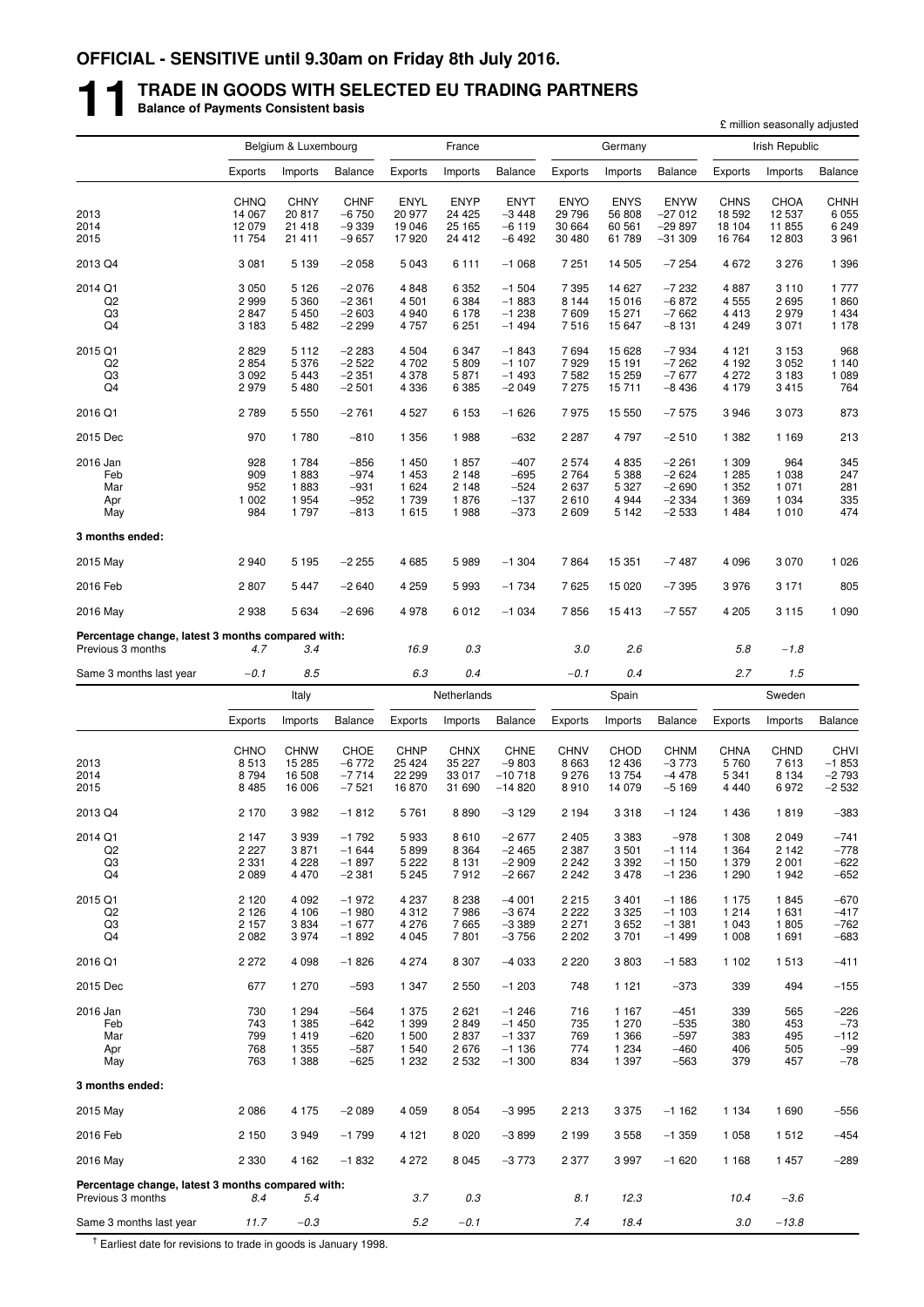**OFFICIAL - SENSITIVE until 9.30am on Friday 8th July 2016.**

# 11 TRADE IN GOODS WITH SELECTED EU TRADING PARTNERS

**Balance of Payments Consistent basis**

£ million seasonally adjusted

| | Belgium & Luxembourg | | | France | | | Germany | | | Irish Republic | | |
|---|---|---|---|---|---|---|---|---|---|---|---|---|
| | Exports | Imports | Balance | Exports | Imports | Balance | Exports | Imports | Balance | Exports | Imports | Balance |
| | CHNQ | CHNY | CHNF | ENYL | ENYP | ENYT | ENYO | ENYS | ENYW | CHNS | CHOA | CHNH |
| 2013 | 14 067 | 20 817 | −6 750 | 20 977 | 24 425 | −3 448 | 29 796 | 56 808 | −27 012 | 18 592 | 12 537 | 6 055 |
| 2014 | 12 079 | 21 418 | −9 339 | 19 046 | 25 165 | −6 119 | 30 664 | 60 561 | −29 897 | 18 104 | 11 855 | 6 249 |
| 2015 | 11 754 | 21 411 | −9 657 | 17 920 | 24 412 | −6 492 | 30 480 | 61 789 | −31 309 | 16 764 | 12 803 | 3 961 |
| 2013 Q4 | 3 081 | 5 139 | −2 058 | 5 043 | 6 111 | −1 068 | 7 251 | 14 505 | −7 254 | 4 672 | 3 276 | 1 396 |
| 2014 Q1 | 3 050 | 5 126 | −2 076 | 4 848 | 6 352 | −1 504 | 7 395 | 14 627 | −7 232 | 4 887 | 3 110 | 1 777 |
| Q2 | 2 999 | 5 360 | −2 361 | 4 501 | 6 384 | −1 883 | 8 144 | 15 016 | −6 872 | 4 555 | 2 695 | 1 860 |
| Q3 | 2 847 | 5 450 | −2 603 | 4 940 | 6 178 | −1 238 | 7 609 | 15 271 | −7 662 | 4 413 | 2 979 | 1 434 |
| Q4 | 3 183 | 5 482 | −2 299 | 4 757 | 6 251 | −1 494 | 7 516 | 15 647 | −8 131 | 4 249 | 3 071 | 1 178 |
| 2015 Q1 | 2 829 | 5 112 | −2 283 | 4 504 | 6 347 | −1 843 | 7 694 | 15 628 | −7 934 | 4 121 | 3 153 | 968 |
| Q2 | 2 854 | 5 376 | −2 522 | 4 702 | 5 809 | −1 107 | 7 929 | 15 191 | −7 262 | 4 192 | 3 052 | 1 140 |
| Q3 | 3 092 | 5 443 | −2 351 | 4 378 | 5 871 | −1 493 | 7 582 | 15 259 | −7 677 | 4 272 | 3 183 | 1 089 |
| Q4 | 2 979 | 5 480 | −2 501 | 4 336 | 6 385 | −2 049 | 7 275 | 15 711 | −8 436 | 4 179 | 3 415 | 764 |
| 2016 Q1 | 2 789 | 5 550 | −2 761 | 4 527 | 6 153 | −1 626 | 7 975 | 15 550 | −7 575 | 3 946 | 3 073 | 873 |
| 2015 Dec | 970 | 1 780 | −810 | 1 356 | 1 988 | −632 | 2 287 | 4 797 | −2 510 | 1 382 | 1 169 | 213 |
| 2016 Jan | 928 | 1 784 | −856 | 1 450 | 1 857 | −407 | 2 574 | 4 835 | −2 261 | 1 309 | 964 | 345 |
| Feb | 909 | 1 883 | −974 | 1 453 | 2 148 | −695 | 2 764 | 5 388 | −2 624 | 1 285 | 1 038 | 247 |
| Mar | 952 | 1 883 | −931 | 1 624 | 2 148 | −524 | 2 637 | 5 327 | −2 690 | 1 352 | 1 071 | 281 |
| Apr | 1 002 | 1 954 | −952 | 1 739 | 1 876 | −137 | 2 610 | 4 944 | −2 334 | 1 369 | 1 034 | 335 |
| May | 984 | 1 797 | −813 | 1 615 | 1 988 | −373 | 2 609 | 5 142 | −2 533 | 1 484 | 1 010 | 474 |
| **3 months ended:** | | | | | | | | | | | | |
| 2015 May | 2 940 | 5 195 | −2 255 | 4 685 | 5 989 | −1 304 | 7 864 | 15 351 | −7 487 | 4 096 | 3 070 | 1 026 |
| 2016 Feb | 2 807 | 5 447 | −2 640 | 4 259 | 5 993 | −1 734 | 7 625 | 15 020 | −7 395 | 3 976 | 3 171 | 805 |
| 2016 May | 2 938 | 5 634 | −2 696 | 4 978 | 6 012 | −1 034 | 7 856 | 15 413 | −7 557 | 4 205 | 3 115 | 1 090 |
| **Percentage change, latest 3 months compared with:** | | | | | | | | | | | | |
| Previous 3 months | *4.7* | *3.4* | | *16.9* | *0.3* | | *3.0* | *2.6* | | *5.8* | *−1.8* | |
| Same 3 months last year | *−0.1* | *8.5* | | *6.3* | *0.4* | | *−0.1* | *0.4* | | *2.7* | *1.5* | |

| | Italy | | | Netherlands | | | Spain | | | Sweden | | |
|---|---|---|---|---|---|---|---|---|---|---|---|---|
| | Exports | Imports | Balance | Exports | Imports | Balance | Exports | Imports | Balance | Exports | Imports | Balance |
| | CHNO | CHNW | CHOE | CHNP | CHNX | CHNE | CHNV | CHOD | CHNM | CHNA | CHND | CHVI |
| 2013 | 8 513 | 15 285 | −6 772 | 25 424 | 35 227 | −9 803 | 8 663 | 12 436 | −3 773 | 5 760 | 7 613 | −1 853 |
| 2014 | 8 794 | 16 508 | −7 714 | 22 299 | 33 017 | −10 718 | 9 276 | 13 754 | −4 478 | 5 341 | 8 134 | −2 793 |
| 2015 | 8 485 | 16 006 | −7 521 | 16 870 | 31 690 | −14 820 | 8 910 | 14 079 | −5 169 | 4 440 | 6 972 | −2 532 |
| 2013 Q4 | 2 170 | 3 982 | −1 812 | 5 761 | 8 890 | −3 129 | 2 194 | 3 318 | −1 124 | 1 436 | 1 819 | −383 |
| 2014 Q1 | 2 147 | 3 939 | −1 792 | 5 933 | 8 610 | −2 677 | 2 405 | 3 383 | −978 | 1 308 | 2 049 | −741 |
| Q2 | 2 227 | 3 871 | −1 644 | 5 899 | 8 364 | −2 465 | 2 387 | 3 501 | −1 114 | 1 364 | 2 142 | −778 |
| Q3 | 2 331 | 4 228 | −1 897 | 5 222 | 8 131 | −2 909 | 2 242 | 3 392 | −1 150 | 1 379 | 2 001 | −622 |
| Q4 | 2 089 | 4 470 | −2 381 | 5 245 | 7 912 | −2 667 | 2 242 | 3 478 | −1 236 | 1 290 | 1 942 | −652 |
| 2015 Q1 | 2 120 | 4 092 | −1 972 | 4 237 | 8 238 | −4 001 | 2 215 | 3 401 | −1 186 | 1 175 | 1 845 | −670 |
| Q2 | 2 126 | 4 106 | −1 980 | 4 312 | 7 986 | −3 674 | 2 222 | 3 325 | −1 103 | 1 214 | 1 631 | −417 |
| Q3 | 2 157 | 3 834 | −1 677 | 4 276 | 7 665 | −3 389 | 2 271 | 3 652 | −1 381 | 1 043 | 1 805 | −762 |
| Q4 | 2 082 | 3 974 | −1 892 | 4 045 | 7 801 | −3 756 | 2 202 | 3 701 | −1 499 | 1 008 | 1 691 | −683 |
| 2016 Q1 | 2 272 | 4 098 | −1 826 | 4 274 | 8 307 | −4 033 | 2 220 | 3 803 | −1 583 | 1 102 | 1 513 | −411 |
| 2015 Dec | 677 | 1 270 | −593 | 1 347 | 2 550 | −1 203 | 748 | 1 121 | −373 | 339 | 494 | −155 |
| 2016 Jan | 730 | 1 294 | −564 | 1 375 | 2 621 | −1 246 | 716 | 1 167 | −451 | 339 | 565 | −226 |
| Feb | 743 | 1 385 | −642 | 1 399 | 2 849 | −1 450 | 735 | 1 270 | −535 | 380 | 453 | −73 |
| Mar | 799 | 1 419 | −620 | 1 500 | 2 837 | −1 337 | 769 | 1 366 | −597 | 383 | 495 | −112 |
| Apr | 768 | 1 355 | −587 | 1 540 | 2 676 | −1 136 | 774 | 1 234 | −460 | 406 | 505 | −99 |
| May | 763 | 1 388 | −625 | 1 232 | 2 532 | −1 300 | 834 | 1 397 | −563 | 379 | 457 | −78 |
| **3 months ended:** | | | | | | | | | | | | |
| 2015 May | 2 086 | 4 175 | −2 089 | 4 059 | 8 054 | −3 995 | 2 213 | 3 375 | −1 162 | 1 134 | 1 690 | −556 |
| 2016 Feb | 2 150 | 3 949 | −1 799 | 4 121 | 8 020 | −3 899 | 2 199 | 3 558 | −1 359 | 1 058 | 1 512 | −454 |
| 2016 May | 2 330 | 4 162 | −1 832 | 4 272 | 8 045 | −3 773 | 2 377 | 3 997 | −1 620 | 1 168 | 1 457 | −289 |
| **Percentage change, latest 3 months compared with:** | | | | | | | | | | | | |
| Previous 3 months | *8.4* | *5.4* | | *3.7* | *0.3* | | *8.1* | *12.3* | | *10.4* | *−3.6* | |
| Same 3 months last year | *11.7* | *−0.3* | | *5.2* | *−0.1* | | *7.4* | *18.4* | | *3.0* | *−13.8* | |

† Earliest date for revisions to trade in goods is January 1998.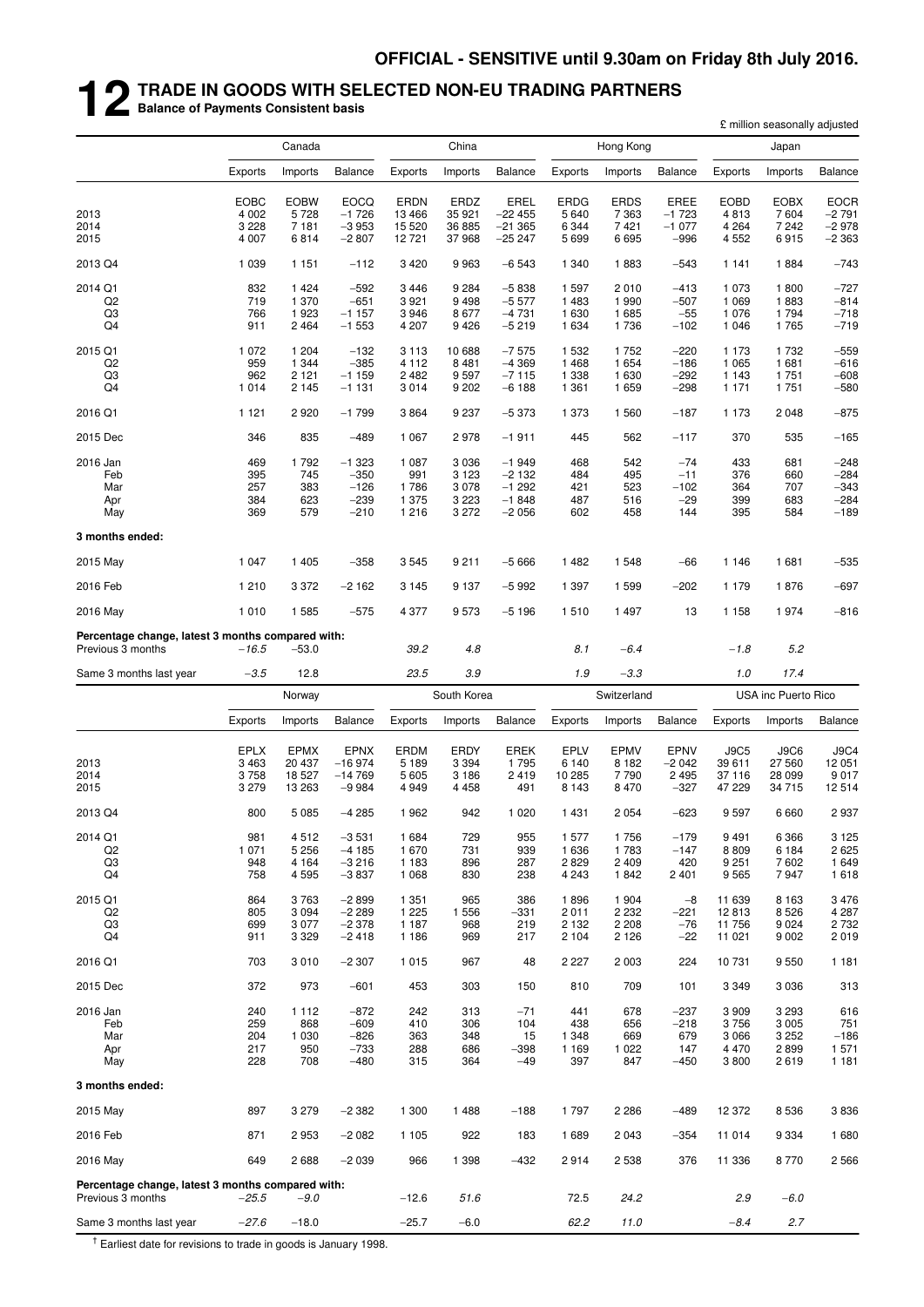OFFICIAL - SENSITIVE until 9.30am on Friday 8th July 2016.

# 12 TRADE IN GOODS WITH SELECTED NON-EU TRADING PARTNERS

**Balance of Payments Consistent basis**

£ million seasonally adjusted

| | Canada | | | China | | | Hong Kong | | | Japan | | |
|---|---|---|---|---|---|---|---|---|---|---|---|---|
| | Exports | Imports | Balance | Exports | Imports | Balance | Exports | Imports | Balance | Exports | Imports | Balance |
| | EOBC | EOBW | EOCQ | ERDN | ERDZ | EREL | ERDG | ERDS | EREE | EOBD | EOBX | EOCR |
| 2013 | 4 002 | 5 728 | −1 726 | 13 466 | 35 921 | −22 455 | 5 640 | 7 363 | −1 723 | 4 813 | 7 604 | −2 791 |
| 2014 | 3 228 | 7 181 | −3 953 | 15 520 | 36 885 | −21 365 | 6 344 | 7 421 | −1 077 | 4 264 | 7 242 | −2 978 |
| 2015 | 4 007 | 6 814 | −2 807 | 12 721 | 37 968 | −25 247 | 5 699 | 6 695 | −996 | 4 552 | 6 915 | −2 363 |
| 2013 Q4 | 1 039 | 1 151 | −112 | 3 420 | 9 963 | −6 543 | 1 340 | 1 883 | −543 | 1 141 | 1 884 | −743 |
| 2014 Q1 | 832 | 1 424 | −592 | 3 446 | 9 284 | −5 838 | 1 597 | 2 010 | −413 | 1 073 | 1 800 | −727 |
| Q2 | 719 | 1 370 | −651 | 3 921 | 9 498 | −5 577 | 1 483 | 1 990 | −507 | 1 069 | 1 883 | −814 |
| Q3 | 766 | 1 923 | −1 157 | 3 946 | 8 677 | −4 731 | 1 630 | 1 685 | −55 | 1 076 | 1 794 | −718 |
| Q4 | 911 | 2 464 | −1 553 | 4 207 | 9 426 | −5 219 | 1 634 | 1 736 | −102 | 1 046 | 1 765 | −719 |
| 2015 Q1 | 1 072 | 1 204 | −132 | 3 113 | 10 688 | −7 575 | 1 532 | 1 752 | −220 | 1 173 | 1 732 | −559 |
| Q2 | 959 | 1 344 | −385 | 4 112 | 8 481 | −4 369 | 1 468 | 1 654 | −186 | 1 065 | 1 681 | −616 |
| Q3 | 962 | 2 121 | −1 159 | 2 482 | 9 597 | −7 115 | 1 338 | 1 630 | −292 | 1 143 | 1 751 | −608 |
| Q4 | 1 014 | 2 145 | −1 131 | 3 014 | 9 202 | −6 188 | 1 361 | 1 659 | −298 | 1 171 | 1 751 | −580 |
| 2016 Q1 | 1 121 | 2 920 | −1 799 | 3 864 | 9 237 | −5 373 | 1 373 | 1 560 | −187 | 1 173 | 2 048 | −875 |
| 2015 Dec | 346 | 835 | −489 | 1 067 | 2 978 | −1 911 | 445 | 562 | −117 | 370 | 535 | −165 |
| 2016 Jan | 469 | 1 792 | −1 323 | 1 087 | 3 036 | −1 949 | 468 | 542 | −74 | 433 | 681 | −248 |
| Feb | 395 | 745 | −350 | 991 | 3 123 | −2 132 | 484 | 495 | −11 | 376 | 660 | −284 |
| Mar | 257 | 383 | −126 | 1 786 | 3 078 | −1 292 | 421 | 523 | −102 | 364 | 707 | −343 |
| Apr | 384 | 623 | −239 | 1 375 | 3 223 | −1 848 | 487 | 516 | −29 | 399 | 683 | −284 |
| May | 369 | 579 | −210 | 1 216 | 3 272 | −2 056 | 602 | 458 | 144 | 395 | 584 | −189 |
| **3 months ended:** | | | | | | | | | | | | |
| 2015 May | 1 047 | 1 405 | −358 | 3 545 | 9 211 | −5 666 | 1 482 | 1 548 | −66 | 1 146 | 1 681 | −535 |
| 2016 Feb | 1 210 | 3 372 | −2 162 | 3 145 | 9 137 | −5 992 | 1 397 | 1 599 | −202 | 1 179 | 1 876 | −697 |
| 2016 May | 1 010 | 1 585 | −575 | 4 377 | 9 573 | −5 196 | 1 510 | 1 497 | 13 | 1 158 | 1 974 | −816 |
| **Percentage change, latest 3 months compared with:** | | | | | | | | | | | | |
| Previous 3 months | *−16.5* | *−53.0* | | *39.2* | *4.8* | | *8.1* | *−6.4* | | *−1.8* | *5.2* | |
| Same 3 months last year | *−3.5* | *12.8* | | *23.5* | *3.9* | | *1.9* | *−3.3* | | *1.0* | *17.4* | |

| | Norway | | | South Korea | | | Switzerland | | | USA inc Puerto Rico | | |
|---|---|---|---|---|---|---|---|---|---|---|---|---|
| | Exports | Imports | Balance | Exports | Imports | Balance | Exports | Imports | Balance | Exports | Imports | Balance |
| | EPLX | EPMX | EPNX | ERDM | ERDY | EREK | EPLV | EPMV | EPNV | J9C5 | J9C6 | J9C4 |
| 2013 | 3 463 | 20 437 | −16 974 | 5 189 | 3 394 | 1 795 | 6 140 | 8 182 | −2 042 | 39 611 | 27 560 | 12 051 |
| 2014 | 3 758 | 18 527 | −14 769 | 5 605 | 3 186 | 2 419 | 10 285 | 7 790 | 2 495 | 37 116 | 28 099 | 9 017 |
| 2015 | 3 279 | 13 263 | −9 984 | 4 949 | 4 458 | 491 | 8 143 | 8 470 | −327 | 47 229 | 34 715 | 12 514 |
| 2013 Q4 | 800 | 5 085 | −4 285 | 1 962 | 942 | 1 020 | 1 431 | 2 054 | −623 | 9 597 | 6 660 | 2 937 |
| 2014 Q1 | 981 | 4 512 | −3 531 | 1 684 | 729 | 955 | 1 577 | 1 756 | −179 | 9 491 | 6 366 | 3 125 |
| Q2 | 1 071 | 5 256 | −4 185 | 1 670 | 731 | 939 | 1 636 | 1 783 | −147 | 8 809 | 6 184 | 2 625 |
| Q3 | 948 | 4 164 | −3 216 | 1 183 | 896 | 287 | 2 829 | 2 409 | 420 | 9 251 | 7 602 | 1 649 |
| Q4 | 758 | 4 595 | −3 837 | 1 068 | 830 | 238 | 4 243 | 1 842 | 2 401 | 9 565 | 7 947 | 1 618 |
| 2015 Q1 | 864 | 3 763 | −2 899 | 1 351 | 965 | 386 | 1 896 | 1 904 | −8 | 11 639 | 8 163 | 3 476 |
| Q2 | 805 | 3 094 | −2 289 | 1 225 | 1 556 | −331 | 2 011 | 2 232 | −221 | 12 813 | 8 526 | 4 287 |
| Q3 | 699 | 3 077 | −2 378 | 1 187 | 968 | 219 | 2 132 | 2 208 | −76 | 11 756 | 9 024 | 2 732 |
| Q4 | 911 | 3 329 | −2 418 | 1 186 | 969 | 217 | 2 104 | 2 126 | −22 | 11 021 | 9 002 | 2 019 |
| 2016 Q1 | 703 | 3 010 | −2 307 | 1 015 | 967 | 48 | 2 227 | 2 003 | 224 | 10 731 | 9 550 | 1 181 |
| 2015 Dec | 372 | 973 | −601 | 453 | 303 | 150 | 810 | 709 | 101 | 3 349 | 3 036 | 313 |
| 2016 Jan | 240 | 1 112 | −872 | 242 | 313 | −71 | 441 | 678 | −237 | 3 909 | 3 293 | 616 |
| Feb | 259 | 868 | −609 | 410 | 306 | 104 | 438 | 656 | −218 | 3 756 | 3 005 | 751 |
| Mar | 204 | 1 030 | −826 | 363 | 348 | 15 | 1 348 | 669 | 679 | 3 066 | 3 252 | −186 |
| Apr | 217 | 950 | −733 | 288 | 686 | −398 | 1 169 | 1 022 | 147 | 4 470 | 2 899 | 1 571 |
| May | 228 | 708 | −480 | 315 | 364 | −49 | 397 | 847 | −450 | 3 800 | 2 619 | 1 181 |
| **3 months ended:** | | | | | | | | | | | | |
| 2015 May | 897 | 3 279 | −2 382 | 1 300 | 1 488 | −188 | 1 797 | 2 286 | −489 | 12 372 | 8 536 | 3 836 |
| 2016 Feb | 871 | 2 953 | −2 082 | 1 105 | 922 | 183 | 1 689 | 2 043 | −354 | 11 014 | 9 334 | 1 680 |
| 2016 May | 649 | 2 688 | −2 039 | 966 | 1 398 | −432 | 2 914 | 2 538 | 376 | 11 336 | 8 770 | 2 566 |
| **Percentage change, latest 3 months compared with:** | | | | | | | | | | | | |
| Previous 3 months | *−25.5* | *−9.0* | | *−12.6* | *51.6* | | *72.5* | *24.2* | | *2.9* | *−6.0* | |
| Same 3 months last year | *−27.6* | *−18.0* | | *−25.7* | *−6.0* | | *62.2* | *11.0* | | *−8.4* | *2.7* | |

† Earliest date for revisions to trade in goods is January 1998.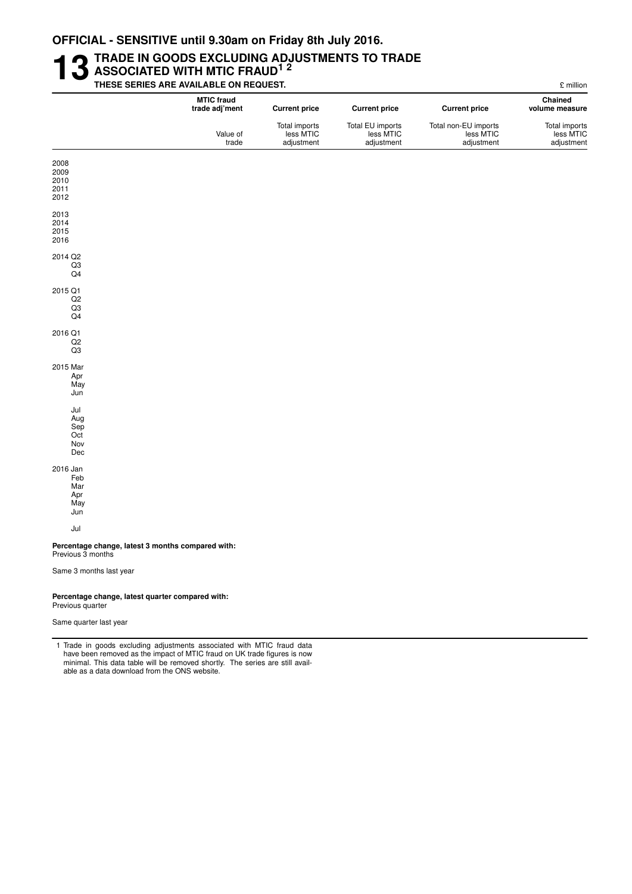**OFFICIAL - SENSITIVE until 9.30am on Friday 8th July 2016.**

# 13 TRADE IN GOODS EXCLUDING ADJUSTMENTS TO TRADE ASSOCIATED WITH MTIC FRAUD[1 2]

**THESE SERIES ARE AVAILABLE ON REQUEST.**

£ million

| | MTIC fraud trade adj'ment | Current price | Current price | Current price | Chained volume measure |
|---|---|---|---|---|---|
| | Value of trade | Total imports less MTIC adjustment | Total EU imports less MTIC adjustment | Total non-EU imports less MTIC adjustment | Total imports less MTIC adjustment |
| 2008 | | | | | |
| 2009 | | | | | |
| 2010 | | | | | |
| 2011 | | | | | |
| 2012 | | | | | |
| 2013 | | | | | |
| 2014 | | | | | |
| 2015 | | | | | |
| 2016 | | | | | |
| 2014 Q2 | | | | | |
| Q3 | | | | | |
| Q4 | | | | | |
| 2015 Q1 | | | | | |
| Q2 | | | | | |
| Q3 | | | | | |
| Q4 | | | | | |
| 2016 Q1 | | | | | |
| Q2 | | | | | |
| Q3 | | | | | |
| 2015 Mar | | | | | |
| Apr | | | | | |
| May | | | | | |
| Jun | | | | | |
| Jul | | | | | |
| Aug | | | | | |
| Sep | | | | | |
| Oct | | | | | |
| Nov | | | | | |
| Dec | | | | | |
| 2016 Jan | | | | | |
| Feb | | | | | |
| Mar | | | | | |
| Apr | | | | | |
| May | | | | | |
| Jun | | | | | |
| Jul | | | | | |
| **Percentage change, latest 3 months compared with:** | | | | | |
| Previous 3 months | | | | | |
| Same 3 months last year | | | | | |
| **Percentage change, latest quarter compared with:** | | | | | |
| Previous quarter | | | | | |
| Same quarter last year | | | | | |

1 Trade in goods excluding adjustments associated with MTIC fraud data have been removed as the impact of MTIC fraud on UK trade figures is now minimal. This data table will be removed shortly. The series are still available as a data download from the ONS website.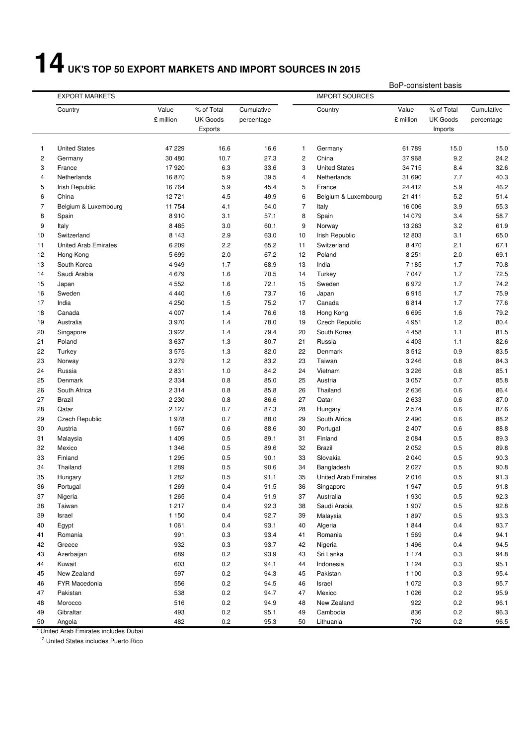# 14 UK'S TOP 50 EXPORT MARKETS AND IMPORT SOURCES IN 2015

BoP-consistent basis

| | EXPORT MARKETS | | | | | IMPORT SOURCES | | | |
|---|---|---|---|---|---|---|---|---|---|
| | Country | Value £ million | % of Total UK Goods Exports | Cumulative percentage | | Country | Value £ million | % of Total UK Goods Imports | Cumulative percentage |
| 1 | United States | 47 229 | 16.6 | 16.6 | 1 | Germany | 61 789 | 15.0 | 15.0 |
| 2 | Germany | 30 480 | 10.7 | 27.3 | 2 | China | 37 968 | 9.2 | 24.2 |
| 3 | France | 17 920 | 6.3 | 33.6 | 3 | United States | 34 715 | 8.4 | 32.6 |
| 4 | Netherlands | 16 870 | 5.9 | 39.5 | 4 | Netherlands | 31 690 | 7.7 | 40.3 |
| 5 | Irish Republic | 16 764 | 5.9 | 45.4 | 5 | France | 24 412 | 5.9 | 46.2 |
| 6 | China | 12 721 | 4.5 | 49.9 | 6 | Belgium & Luxembourg | 21 411 | 5.2 | 51.4 |
| 7 | Belgium & Luxembourg | 11 754 | 4.1 | 54.0 | 7 | Italy | 16 006 | 3.9 | 55.3 |
| 8 | Spain | 8 910 | 3.1 | 57.1 | 8 | Spain | 14 079 | 3.4 | 58.7 |
| 9 | Italy | 8 485 | 3.0 | 60.1 | 9 | Norway | 13 263 | 3.2 | 61.9 |
| 10 | Switzerland | 8 143 | 2.9 | 63.0 | 10 | Irish Republic | 12 803 | 3.1 | 65.0 |
| 11 | United Arab Emirates | 6 209 | 2.2 | 65.2 | 11 | Switzerland | 8 470 | 2.1 | 67.1 |
| 12 | Hong Kong | 5 699 | 2.0 | 67.2 | 12 | Poland | 8 251 | 2.0 | 69.1 |
| 13 | South Korea | 4 949 | 1.7 | 68.9 | 13 | India | 7 185 | 1.7 | 70.8 |
| 14 | Saudi Arabia | 4 679 | 1.6 | 70.5 | 14 | Turkey | 7 047 | 1.7 | 72.5 |
| 15 | Japan | 4 552 | 1.6 | 72.1 | 15 | Sweden | 6 972 | 1.7 | 74.2 |
| 16 | Sweden | 4 440 | 1.6 | 73.7 | 16 | Japan | 6 915 | 1.7 | 75.9 |
| 17 | India | 4 250 | 1.5 | 75.2 | 17 | Canada | 6 814 | 1.7 | 77.6 |
| 18 | Canada | 4 007 | 1.4 | 76.6 | 18 | Hong Kong | 6 695 | 1.6 | 79.2 |
| 19 | Australia | 3 970 | 1.4 | 78.0 | 19 | Czech Republic | 4 951 | 1.2 | 80.4 |
| 20 | Singapore | 3 922 | 1.4 | 79.4 | 20 | South Korea | 4 458 | 1.1 | 81.5 |
| 21 | Poland | 3 637 | 1.3 | 80.7 | 21 | Russia | 4 403 | 1.1 | 82.6 |
| 22 | Turkey | 3 575 | 1.3 | 82.0 | 22 | Denmark | 3 512 | 0.9 | 83.5 |
| 23 | Norway | 3 279 | 1.2 | 83.2 | 23 | Taiwan | 3 246 | 0.8 | 84.3 |
| 24 | Russia | 2 831 | 1.0 | 84.2 | 24 | Vietnam | 3 226 | 0.8 | 85.1 |
| 25 | Denmark | 2 334 | 0.8 | 85.0 | 25 | Austria | 3 057 | 0.7 | 85.8 |
| 26 | South Africa | 2 314 | 0.8 | 85.8 | 26 | Thailand | 2 636 | 0.6 | 86.4 |
| 27 | Brazil | 2 230 | 0.8 | 86.6 | 27 | Qatar | 2 633 | 0.6 | 87.0 |
| 28 | Qatar | 2 127 | 0.7 | 87.3 | 28 | Hungary | 2 574 | 0.6 | 87.6 |
| 29 | Czech Republic | 1 978 | 0.7 | 88.0 | 29 | South Africa | 2 490 | 0.6 | 88.2 |
| 30 | Austria | 1 567 | 0.6 | 88.6 | 30 | Portugal | 2 407 | 0.6 | 88.8 |
| 31 | Malaysia | 1 409 | 0.5 | 89.1 | 31 | Finland | 2 084 | 0.5 | 89.3 |
| 32 | Mexico | 1 346 | 0.5 | 89.6 | 32 | Brazil | 2 052 | 0.5 | 89.8 |
| 33 | Finland | 1 295 | 0.5 | 90.1 | 33 | Slovakia | 2 040 | 0.5 | 90.3 |
| 34 | Thailand | 1 289 | 0.5 | 90.6 | 34 | Bangladesh | 2 027 | 0.5 | 90.8 |
| 35 | Hungary | 1 282 | 0.5 | 91.1 | 35 | United Arab Emirates | 2 016 | 0.5 | 91.3 |
| 36 | Portugal | 1 269 | 0.4 | 91.5 | 36 | Singapore | 1 947 | 0.5 | 91.8 |
| 37 | Nigeria | 1 265 | 0.4 | 91.9 | 37 | Australia | 1 930 | 0.5 | 92.3 |
| 38 | Taiwan | 1 217 | 0.4 | 92.3 | 38 | Saudi Arabia | 1 907 | 0.5 | 92.8 |
| 39 | Israel | 1 150 | 0.4 | 92.7 | 39 | Malaysia | 1 897 | 0.5 | 93.3 |
| 40 | Egypt | 1 061 | 0.4 | 93.1 | 40 | Algeria | 1 844 | 0.4 | 93.7 |
| 41 | Romania | 991 | 0.3 | 93.4 | 41 | Romania | 1 569 | 0.4 | 94.1 |
| 42 | Greece | 932 | 0.3 | 93.7 | 42 | Nigeria | 1 496 | 0.4 | 94.5 |
| 43 | Azerbaijan | 689 | 0.2 | 93.9 | 43 | Sri Lanka | 1 174 | 0.3 | 94.8 |
| 44 | Kuwait | 603 | 0.2 | 94.1 | 44 | Indonesia | 1 124 | 0.3 | 95.1 |
| 45 | New Zealand | 597 | 0.2 | 94.3 | 45 | Pakistan | 1 100 | 0.3 | 95.4 |
| 46 | FYR Macedonia | 556 | 0.2 | 94.5 | 46 | Israel | 1 072 | 0.3 | 95.7 |
| 47 | Pakistan | 538 | 0.2 | 94.7 | 47 | Mexico | 1 026 | 0.2 | 95.9 |
| 48 | Morocco | 516 | 0.2 | 94.9 | 48 | New Zealand | 922 | 0.2 | 96.1 |
| 49 | Gibraltar | 493 | 0.2 | 95.1 | 49 | Cambodia | 836 | 0.2 | 96.3 |
| 50 | Angola | 482 | 0.2 | 95.3 | 50 | Lithuania | 792 | 0.2 | 96.5 |

[1] United Arab Emirates includes Dubai

[2] United States includes Puerto Rico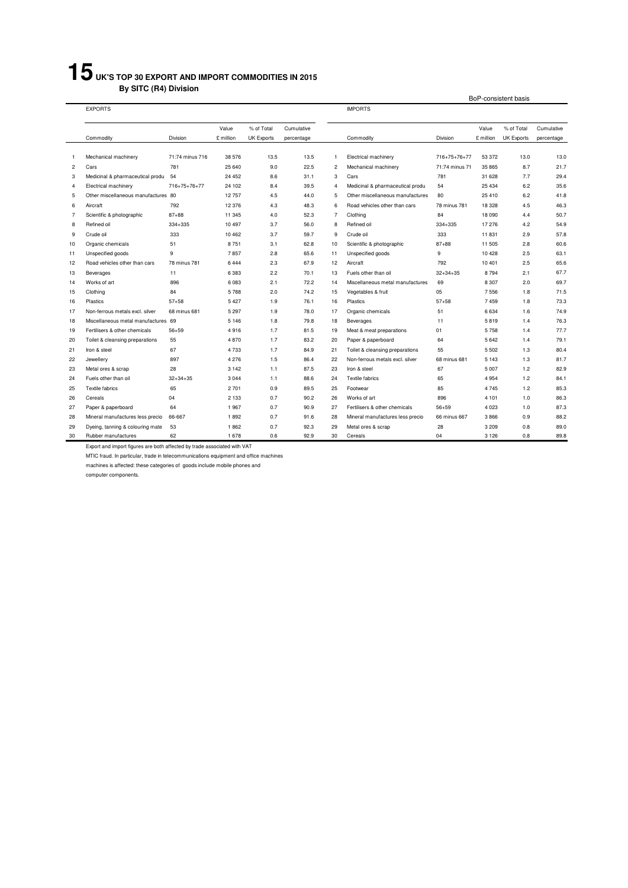# 15 UK'S TOP 30 EXPORT AND IMPORT COMMODITIES IN 2015

**By SITC (R4) Division**

BoP-consistent basis

| | EXPORTS | | | | | | IMPORTS | | | | |
|---|---|---|---|---|---|---|---|---|---|---|---|
| | Commodity | Division | Value £ million | % of Total UK Exports | Cumulative percentage | | Commodity | Division | Value £ million | % of Total UK Exports | Cumulative percentage |
| 1 | Mechanical machinery | 71:74 minus 716 | 38 576 | 13.5 | 13.5 | 1 | Electrical machinery | 716+75+76+77 | 53 372 | 13.0 | 13.0 |
| 2 | Cars | 781 | 25 640 | 9.0 | 22.5 | 2 | Mechanical machinery | 71:74 minus 71 | 35 865 | 8.7 | 21.7 |
| 3 | Medicinal & pharmaceutical produ | 54 | 24 452 | 8.6 | 31.1 | 3 | Cars | 781 | 31 628 | 7.7 | 29.4 |
| 4 | Electrical machinery | 716+75+76+77 | 24 102 | 8.4 | 39.5 | 4 | Medicinal & pharmaceutical produ | 54 | 25 434 | 6.2 | 35.6 |
| 5 | Other miscellaneous manufactures | 80 | 12 757 | 4.5 | 44.0 | 5 | Other miscellaneous manufactures | 80 | 25 410 | 6.2 | 41.8 |
| 6 | Aircraft | 792 | 12 376 | 4.3 | 48.3 | 6 | Road vehicles other than cars | 78 minus 781 | 18 328 | 4.5 | 46.3 |
| 7 | Scientific & photographic | 87+88 | 11 345 | 4.0 | 52.3 | 7 | Clothing | 84 | 18 090 | 4.4 | 50.7 |
| 8 | Refined oil | 334+335 | 10 497 | 3.7 | 56.0 | 8 | Refined oil | 334+335 | 17 276 | 4.2 | 54.9 |
| 9 | Crude oil | 333 | 10 462 | 3.7 | 59.7 | 9 | Crude oil | 333 | 11 831 | 2.9 | 57.8 |
| 10 | Organic chemicals | 51 | 8 751 | 3.1 | 62.8 | 10 | Scientific & photographic | 87+88 | 11 505 | 2.8 | 60.6 |
| 11 | Unspecified goods | 9 | 7 857 | 2.8 | 65.6 | 11 | Unspecified goods | 9 | 10 428 | 2.5 | 63.1 |
| 12 | Road vehicles other than cars | 78 minus 781 | 6 444 | 2.3 | 67.9 | 12 | Aircraft | 792 | 10 401 | 2.5 | 65.6 |
| 13 | Beverages | 11 | 6 383 | 2.2 | 70.1 | 13 | Fuels other than oil | 32+34+35 | 8 794 | 2.1 | 67.7 |
| 14 | Works of art | 896 | 6 083 | 2.1 | 72.2 | 14 | Miscellaneous metal manufactures | 69 | 8 307 | 2.0 | 69.7 |
| 15 | Clothing | 84 | 5 788 | 2.0 | 74.2 | 15 | Vegetables & fruit | 05 | 7 556 | 1.8 | 71.5 |
| 16 | Plastics | 57+58 | 5 427 | 1.9 | 76.1 | 16 | Plastics | 57+58 | 7 459 | 1.8 | 73.3 |
| 17 | Non-ferrous metals excl. silver | 68 minus 681 | 5 297 | 1.9 | 78.0 | 17 | Organic chemicals | 51 | 6 634 | 1.6 | 74.9 |
| 18 | Miscellaneous metal manufactures | 69 | 5 146 | 1.8 | 79.8 | 18 | Beverages | 11 | 5 819 | 1.4 | 76.3 |
| 19 | Fertilisers & other chemicals | 56+59 | 4 916 | 1.7 | 81.5 | 19 | Meat & meat preparations | 01 | 5 758 | 1.4 | 77.7 |
| 20 | Toilet & cleansing preparations | 55 | 4 870 | 1.7 | 83.2 | 20 | Paper & paperboard | 64 | 5 642 | 1.4 | 79.1 |
| 21 | Iron & steel | 67 | 4 733 | 1.7 | 84.9 | 21 | Toilet & cleansing preparations | 55 | 5 502 | 1.3 | 80.4 |
| 22 | Jewellery | 897 | 4 276 | 1.5 | 86.4 | 22 | Non-ferrous metals excl. silver | 68 minus 681 | 5 143 | 1.3 | 81.7 |
| 23 | Metal ores & scrap | 28 | 3 142 | 1.1 | 87.5 | 23 | Iron & steel | 67 | 5 007 | 1.2 | 82.9 |
| 24 | Fuels other than oil | 32+34+35 | 3 044 | 1.1 | 88.6 | 24 | Textile fabrics | 65 | 4 954 | 1.2 | 84.1 |
| 25 | Textile fabrics | 65 | 2 701 | 0.9 | 89.5 | 25 | Footwear | 85 | 4 745 | 1.2 | 85.3 |
| 26 | Cereals | 04 | 2 133 | 0.7 | 90.2 | 26 | Works of art | 896 | 4 101 | 1.0 | 86.3 |
| 27 | Paper & paperboard | 64 | 1 967 | 0.7 | 90.9 | 27 | Fertilisers & other chemicals | 56+59 | 4 023 | 1.0 | 87.3 |
| 28 | Mineral manufactures less precio | 66-667 | 1 892 | 0.7 | 91.6 | 28 | Mineral manufactures less precio | 66 minus 667 | 3 866 | 0.9 | 88.2 |
| 29 | Dyeing, tanning & colouring mate | 53 | 1 862 | 0.7 | 92.3 | 29 | Metal ores & scrap | 28 | 3 209 | 0.8 | 89.0 |
| 30 | Rubber manufactures | 62 | 1 678 | 0.6 | 92.9 | 30 | Cereals | 04 | 3 126 | 0.8 | 89.8 |

Export and import figures are both affected by trade associated with VAT MTIC fraud. In particular, trade in telecommunications equipment and office machines machines is affected: these categories of goods include mobile phones and computer components.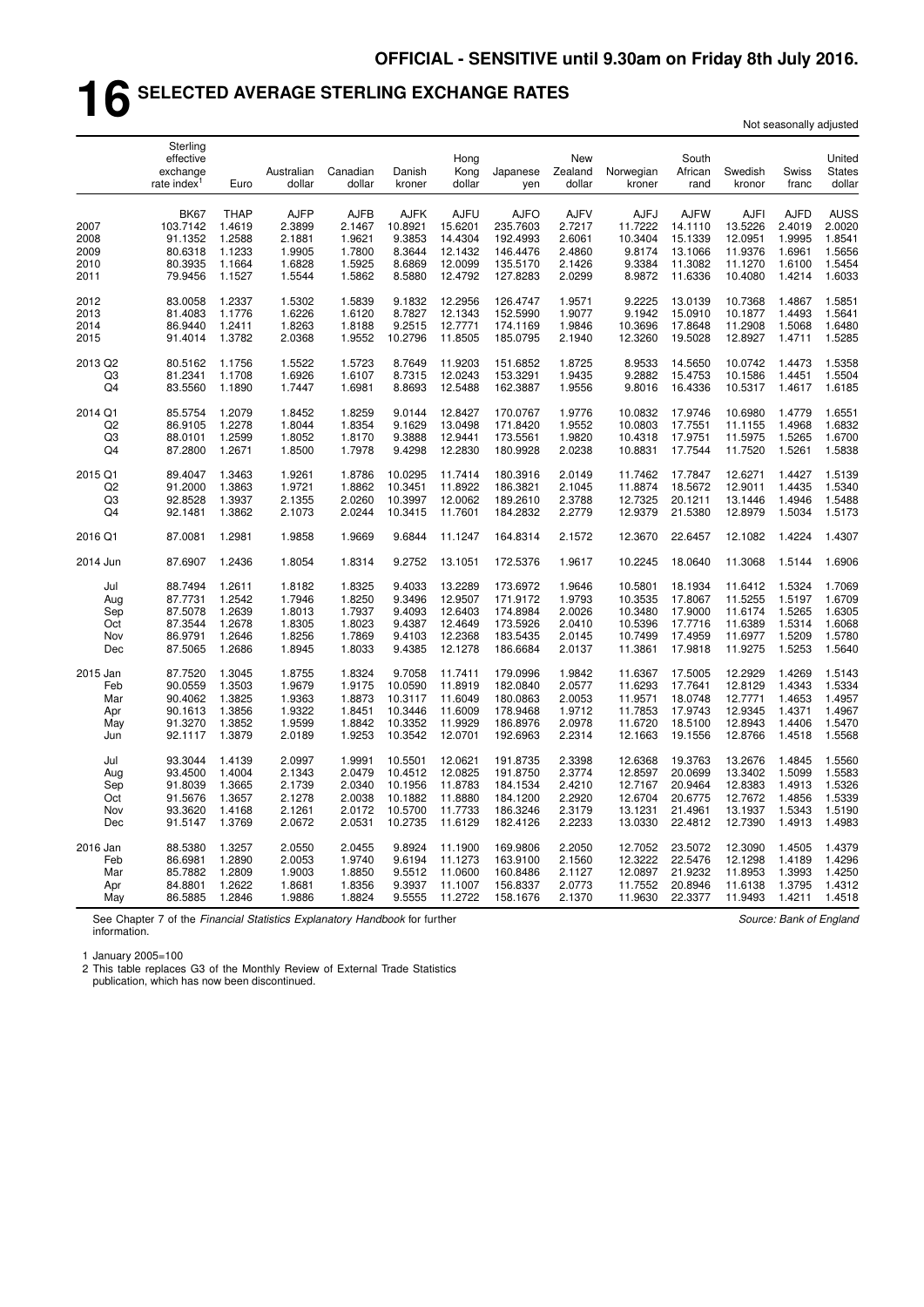**OFFICIAL - SENSITIVE until 9.30am on Friday 8th July 2016.**

# 16 SELECTED AVERAGE STERLING EXCHANGE RATES

Not seasonally adjusted

| | Sterling effective exchange rate index[1] | Euro | Australian dollar | Canadian dollar | Danish kroner | Hong Kong dollar | Japanese yen | New Zealand dollar | Norwegian kroner | South African rand | Swedish kronor | Swiss franc | United States dollar |
|---|---|---|---|---|---|---|---|---|---|---|---|---|---|
| | BK67 | THAP | AJFP | AJFB | AJFK | AJFU | AJFO | AJFV | AJFJ | AJFW | AJFI | AJFD | AUSS |
| 2007 | 103.7142 | 1.4619 | 2.3899 | 2.1467 | 10.8921 | 15.6201 | 235.7603 | 2.7217 | 11.7222 | 14.1110 | 13.5226 | 2.4019 | 2.0020 |
| 2008 | 91.1352 | 1.2588 | 2.1881 | 1.9621 | 9.3853 | 14.4304 | 192.4993 | 2.6061 | 10.3404 | 15.1339 | 12.0951 | 1.9995 | 1.8541 |
| 2009 | 80.6318 | 1.1233 | 1.9905 | 1.7800 | 8.3644 | 12.1432 | 146.4476 | 2.4860 | 9.8174 | 13.1066 | 11.9376 | 1.6961 | 1.5656 |
| 2010 | 80.3935 | 1.1664 | 1.6828 | 1.5925 | 8.6869 | 12.0099 | 135.5170 | 2.1426 | 9.3384 | 11.3082 | 11.1270 | 1.6100 | 1.5454 |
| 2011 | 79.9456 | 1.1527 | 1.5544 | 1.5862 | 8.5880 | 12.4792 | 127.8283 | 2.0299 | 8.9872 | 11.6336 | 10.4080 | 1.4214 | 1.6033 |
| 2012 | 83.0058 | 1.2337 | 1.5302 | 1.5839 | 9.1832 | 12.2956 | 126.4747 | 1.9571 | 9.2225 | 13.0139 | 10.7368 | 1.4867 | 1.5851 |
| 2013 | 81.4083 | 1.1776 | 1.6226 | 1.6120 | 8.7827 | 12.1343 | 152.5990 | 1.9077 | 9.1942 | 15.0910 | 10.1877 | 1.4493 | 1.5641 |
| 2014 | 86.9440 | 1.2411 | 1.8263 | 1.8188 | 9.2515 | 12.7771 | 174.1169 | 1.9846 | 10.3696 | 17.8648 | 11.2908 | 1.5068 | 1.6480 |
| 2015 | 91.4014 | 1.3782 | 2.0368 | 1.9552 | 10.2796 | 11.8505 | 185.0795 | 2.1940 | 12.3260 | 19.5028 | 12.8927 | 1.4711 | 1.5285 |
| 2013 Q2 | 80.5162 | 1.1756 | 1.5522 | 1.5723 | 8.7649 | 11.9203 | 151.6852 | 1.8725 | 8.9533 | 14.5650 | 10.0742 | 1.4473 | 1.5358 |
| Q3 | 81.2341 | 1.1708 | 1.6926 | 1.6107 | 8.7315 | 12.0243 | 153.3291 | 1.9435 | 9.2882 | 15.4753 | 10.1586 | 1.4451 | 1.5504 |
| Q4 | 83.5560 | 1.1890 | 1.7447 | 1.6981 | 8.8693 | 12.5488 | 162.3887 | 1.9556 | 9.8016 | 16.4336 | 10.5317 | 1.4617 | 1.6185 |
| 2014 Q1 | 85.5754 | 1.2079 | 1.8452 | 1.8259 | 9.0144 | 12.8427 | 170.0767 | 1.9776 | 10.0832 | 17.9746 | 10.6980 | 1.4779 | 1.6551 |
| Q2 | 86.9105 | 1.2278 | 1.8044 | 1.8354 | 9.1629 | 13.0498 | 171.8420 | 1.9552 | 10.0803 | 17.7551 | 11.1155 | 1.4968 | 1.6832 |
| Q3 | 88.0101 | 1.2599 | 1.8052 | 1.8170 | 9.3888 | 12.9441 | 173.5561 | 1.9820 | 10.4318 | 17.9751 | 11.5975 | 1.5265 | 1.6700 |
| Q4 | 87.2800 | 1.2671 | 1.8500 | 1.7978 | 9.4298 | 12.2830 | 180.9928 | 2.0238 | 10.8831 | 17.7544 | 11.7520 | 1.5261 | 1.5838 |
| 2015 Q1 | 89.4047 | 1.3463 | 1.9261 | 1.8786 | 10.0295 | 11.7414 | 180.3916 | 2.0149 | 11.7462 | 17.7847 | 12.6271 | 1.4427 | 1.5139 |
| Q2 | 91.2000 | 1.3863 | 1.9721 | 1.8862 | 10.3451 | 11.8922 | 186.3821 | 2.1045 | 11.8874 | 18.5672 | 12.9011 | 1.4435 | 1.5340 |
| Q3 | 92.8528 | 1.3937 | 2.1355 | 2.0260 | 10.3997 | 12.0062 | 189.2610 | 2.3788 | 12.7325 | 20.1211 | 13.1446 | 1.4946 | 1.5488 |
| Q4 | 92.1481 | 1.3862 | 2.1073 | 2.0244 | 10.3415 | 11.7601 | 184.2832 | 2.2779 | 12.9379 | 21.5380 | 12.8979 | 1.5034 | 1.5173 |
| 2016 Q1 | 87.0081 | 1.2981 | 1.9858 | 1.9669 | 9.6844 | 11.1247 | 164.8314 | 2.1572 | 12.3670 | 22.6457 | 12.1082 | 1.4224 | 1.4307 |
| 2014 Jun | 87.6907 | 1.2436 | 1.8054 | 1.8314 | 9.2752 | 13.1051 | 172.5376 | 1.9617 | 10.2245 | 18.0640 | 11.3068 | 1.5144 | 1.6906 |
| Jul | 88.7494 | 1.2611 | 1.8182 | 1.8325 | 9.4033 | 13.2289 | 173.6972 | 1.9646 | 10.5801 | 18.1934 | 11.6412 | 1.5324 | 1.7069 |
| Aug | 87.7731 | 1.2542 | 1.7946 | 1.8250 | 9.3496 | 12.9507 | 171.9172 | 1.9793 | 10.3535 | 17.8067 | 11.5255 | 1.5197 | 1.6709 |
| Sep | 87.5078 | 1.2639 | 1.8013 | 1.7937 | 9.4093 | 12.6403 | 174.8984 | 2.0026 | 10.3480 | 17.9000 | 11.6174 | 1.5265 | 1.6305 |
| Oct | 87.3544 | 1.2678 | 1.8305 | 1.8023 | 9.4387 | 12.4649 | 173.5926 | 2.0410 | 10.5396 | 17.7716 | 11.6389 | 1.5314 | 1.6068 |
| Nov | 86.9791 | 1.2646 | 1.8256 | 1.7869 | 9.4103 | 12.2368 | 183.5435 | 2.0145 | 10.7499 | 17.4959 | 11.6977 | 1.5209 | 1.5780 |
| Dec | 87.5065 | 1.2686 | 1.8945 | 1.8033 | 9.4385 | 12.1278 | 186.6684 | 2.0137 | 11.3861 | 17.9818 | 11.9275 | 1.5253 | 1.5640 |
| 2015 Jan | 87.7520 | 1.3045 | 1.8755 | 1.8324 | 9.7058 | 11.7411 | 179.0996 | 1.9842 | 11.6367 | 17.5005 | 12.2929 | 1.4269 | 1.5143 |
| Feb | 90.0559 | 1.3503 | 1.9679 | 1.9175 | 10.0590 | 11.8919 | 182.0840 | 2.0577 | 11.6293 | 17.7641 | 12.8129 | 1.4343 | 1.5334 |
| Mar | 90.4062 | 1.3825 | 1.9363 | 1.8873 | 10.3117 | 11.6049 | 180.0863 | 2.0053 | 11.9571 | 18.0748 | 12.7771 | 1.4653 | 1.4957 |
| Apr | 90.1613 | 1.3856 | 1.9322 | 1.8451 | 10.3446 | 11.6009 | 178.9468 | 1.9712 | 11.7853 | 17.9743 | 12.9345 | 1.4371 | 1.4967 |
| May | 91.3270 | 1.3852 | 1.9599 | 1.8842 | 10.3352 | 11.9929 | 186.8976 | 2.0978 | 11.6720 | 18.5100 | 12.8943 | 1.4406 | 1.5470 |
| Jun | 92.1117 | 1.3879 | 2.0189 | 1.9253 | 10.3542 | 12.0701 | 192.6963 | 2.2314 | 12.1663 | 19.1556 | 12.8766 | 1.4518 | 1.5568 |
| Jul | 93.3044 | 1.4139 | 2.0997 | 1.9991 | 10.5501 | 12.0621 | 191.8735 | 2.3398 | 12.6368 | 19.3763 | 13.2676 | 1.4845 | 1.5560 |
| Aug | 93.4500 | 1.4004 | 2.1343 | 2.0479 | 10.4512 | 12.0825 | 191.8750 | 2.3774 | 12.8597 | 20.0699 | 13.3402 | 1.5099 | 1.5583 |
| Sep | 91.8039 | 1.3665 | 2.1739 | 2.0340 | 10.1956 | 11.8783 | 184.1534 | 2.4210 | 12.7167 | 20.9464 | 12.8383 | 1.4913 | 1.5326 |
| Oct | 91.5676 | 1.3657 | 2.1278 | 2.0038 | 10.1882 | 11.8880 | 184.1200 | 2.2920 | 12.6704 | 20.6775 | 12.7672 | 1.4856 | 1.5339 |
| Nov | 93.3620 | 1.4168 | 2.1261 | 2.0172 | 10.5700 | 11.7733 | 186.3246 | 2.3179 | 13.1231 | 21.4961 | 13.1937 | 1.5343 | 1.5190 |
| Dec | 91.5147 | 1.3769 | 2.0672 | 2.0531 | 10.2735 | 11.6129 | 182.4126 | 2.2233 | 13.0330 | 22.4812 | 12.7390 | 1.4913 | 1.4983 |
| 2016 Jan | 88.5380 | 1.3257 | 2.0550 | 2.0455 | 9.8924 | 11.1900 | 169.9806 | 2.2050 | 12.7052 | 23.5072 | 12.3090 | 1.4505 | 1.4379 |
| Feb | 86.6981 | 1.2890 | 2.0053 | 1.9740 | 9.6194 | 11.1273 | 163.9100 | 2.1560 | 12.3222 | 22.5476 | 12.1298 | 1.4189 | 1.4296 |
| Mar | 85.7882 | 1.2809 | 1.9003 | 1.8850 | 9.5512 | 11.0600 | 160.8486 | 2.1127 | 12.0897 | 21.9232 | 11.8953 | 1.3993 | 1.4250 |
| Apr | 84.8801 | 1.2622 | 1.8681 | 1.8356 | 9.3937 | 11.1007 | 156.8337 | 2.0773 | 11.7552 | 20.8946 | 11.6138 | 1.3795 | 1.4312 |
| May | 86.5885 | 1.2846 | 1.9886 | 1.8824 | 9.5555 | 11.2722 | 158.1676 | 2.1370 | 11.9630 | 22.3377 | 11.9493 | 1.4211 | 1.4518 |

See Chapter 7 of the *Financial Statistics Explanatory Handbook* for further information.

*Source: Bank of England*

1 January 2005=100

2 This table replaces G3 of the Monthly Review of External Trade Statistics publication, which has now been discontinued.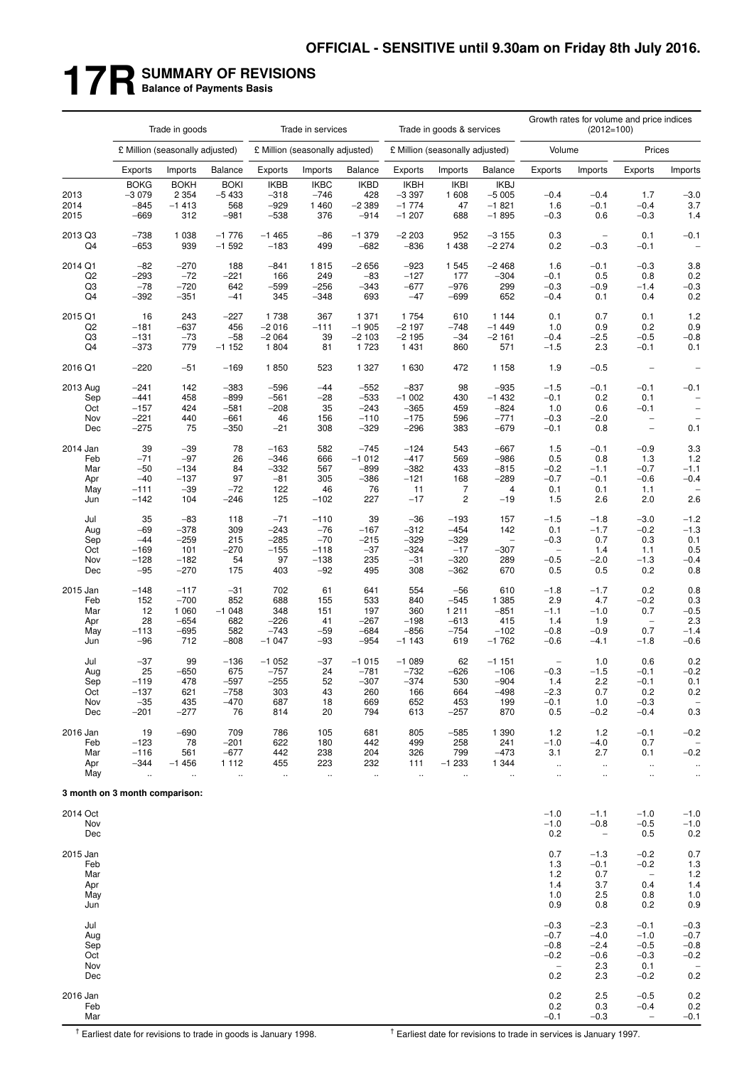**OFFICIAL - SENSITIVE until 9.30am on Friday 8th July 2016.**

# 17R SUMMARY OF REVISIONS

**Balance of Payments Basis**

| | Trade in goods | | | Trade in services | | | Trade in goods & services | | | Growth rates for volume and price indices (2012=100) | | | |
|---|---|---|---|---|---|---|---|---|---|---|---|---|---|
| | £ Million (seasonally adjusted) | | | £ Million (seasonally adjusted) | | | £ Million (seasonally adjusted) | | | Volume | | Prices | |
| | Exports | Imports | Balance | Exports | Imports | Balance | Exports | Imports | Balance | Exports | Imports | Exports | Imports |
| | BOKG | BOKH | BOKI | IKBB | IKBC | IKBD | IKBH | IKBI | IKBJ | | | | |
| 2013 | −3 079 | 2 354 | −5 433 | −318 | −746 | 428 | −3 397 | 1 608 | −5 005 | −0.4 | −0.4 | 1.7 | −3.0 |
| 2014 | −845 | −1 413 | 568 | −929 | 1 460 | −2 389 | −1 774 | 47 | −1 821 | 1.6 | −0.1 | −0.4 | 3.7 |
| 2015 | −669 | 312 | −981 | −538 | 376 | −914 | −1 207 | 688 | −1 895 | −0.3 | 0.6 | −0.3 | 1.4 |
| 2013 Q3 | −738 | 1 038 | −1 776 | −1 465 | −86 | −1 379 | −2 203 | 952 | −3 155 | 0.3 | – | 0.1 | −0.1 |
| Q4 | −653 | 939 | −1 592 | −183 | 499 | −682 | −836 | 1 438 | −2 274 | 0.2 | −0.3 | −0.1 | – |
| 2014 Q1 | −82 | −270 | 188 | −841 | 1 815 | −2 656 | −923 | 1 545 | −2 468 | 1.6 | −0.1 | −0.3 | 3.8 |
| Q2 | −293 | −72 | −221 | 166 | 249 | −83 | −127 | 177 | −304 | −0.1 | 0.5 | 0.8 | 0.2 |
| Q3 | −78 | −720 | 642 | −599 | −256 | −343 | −677 | −976 | 299 | −0.3 | −0.9 | −1.4 | −0.3 |
| Q4 | −392 | −351 | −41 | 345 | −348 | 693 | −47 | −699 | 652 | −0.4 | 0.1 | 0.4 | 0.2 |
| 2015 Q1 | 16 | 243 | −227 | 1 738 | 367 | 1 371 | 1 754 | 610 | 1 144 | 0.1 | 0.7 | 0.1 | 1.2 |
| Q2 | −181 | −637 | 456 | −2 016 | −111 | −1 905 | −2 197 | −748 | −1 449 | 1.0 | 0.9 | 0.2 | 0.9 |
| Q3 | −131 | −73 | −58 | −2 064 | 39 | −2 103 | −2 195 | −34 | −2 161 | −0.4 | −2.5 | −0.5 | −0.8 |
| Q4 | −373 | 779 | −1 152 | 1 804 | 81 | 1 723 | 1 431 | 860 | 571 | −1.5 | 2.3 | −0.1 | 0.1 |
| 2016 Q1 | −220 | −51 | −169 | 1 850 | 523 | 1 327 | 1 630 | 472 | 1 158 | 1.9 | −0.5 | – | – |
| 2013 Aug | −241 | 142 | −383 | −596 | −44 | −552 | −837 | 98 | −935 | −1.5 | −0.1 | −0.1 | −0.1 |
| Sep | −441 | 458 | −899 | −561 | −28 | −533 | −1 002 | 430 | −1 432 | −0.1 | 0.2 | 0.1 | – |
| Oct | −157 | 424 | −581 | −208 | 35 | −243 | −365 | 459 | −824 | 1.0 | 0.6 | −0.1 | – |
| Nov | −221 | 440 | −661 | 46 | 156 | −110 | −175 | 596 | −771 | −0.3 | −2.0 | – | – |
| Dec | −275 | 75 | −350 | −21 | 308 | −329 | −296 | 383 | −679 | −0.1 | 0.8 | – | 0.1 |
| 2014 Jan | 39 | −39 | 78 | −163 | 582 | −745 | −124 | 543 | −667 | 1.5 | −0.1 | −0.9 | 3.3 |
| Feb | −71 | −97 | 26 | −346 | 666 | −1 012 | −417 | 569 | −986 | 0.5 | 0.8 | 1.3 | 1.2 |
| Mar | −50 | −134 | 84 | −332 | 567 | −899 | −382 | 433 | −815 | −0.2 | −1.1 | −0.7 | −1.1 |
| Apr | −40 | −137 | 97 | −81 | 305 | −386 | −121 | 168 | −289 | −0.7 | −0.1 | −0.6 | −0.4 |
| May | −111 | −39 | −72 | 122 | 46 | 76 | 11 | 7 | 4 | 0.1 | 0.1 | 1.1 | – |
| Jun | −142 | 104 | −246 | 125 | −102 | 227 | −17 | 2 | −19 | 1.5 | 2.6 | 2.0 | 2.6 |
| Jul | 35 | −83 | 118 | −71 | −110 | 39 | −36 | −193 | 157 | −1.5 | −1.8 | −3.0 | −1.2 |
| Aug | −69 | −378 | 309 | −243 | −76 | −167 | −312 | −454 | 142 | 0.1 | −1.7 | −0.2 | −1.3 |
| Sep | −44 | −259 | 215 | −285 | −70 | −215 | −329 | −329 | – | −0.3 | 0.7 | 0.3 | 0.1 |
| Oct | −169 | 101 | −270 | −155 | −118 | −37 | −324 | −17 | −307 | – | 1.4 | 1.1 | 0.5 |
| Nov | −128 | −182 | 54 | 97 | −138 | 235 | −31 | −320 | 289 | −0.5 | −2.0 | −1.3 | −0.4 |
| Dec | −95 | −270 | 175 | 403 | −92 | 495 | 308 | −362 | 670 | 0.5 | 0.5 | 0.2 | 0.8 |
| 2015 Jan | −148 | −117 | −31 | 702 | 61 | 641 | 554 | −56 | 610 | −1.8 | −1.7 | 0.2 | 0.8 |
| Feb | 152 | −700 | 852 | 688 | 155 | 533 | 840 | −545 | 1 385 | 2.9 | 4.7 | −0.2 | 0.3 |
| Mar | 12 | 1 060 | −1 048 | 348 | 151 | 197 | 360 | 1 211 | −851 | −1.1 | −1.0 | 0.7 | −0.5 |
| Apr | 28 | −654 | 682 | −226 | 41 | −267 | −198 | −613 | 415 | 1.4 | 1.9 | – | 2.3 |
| May | −113 | −695 | 582 | −743 | −59 | −684 | −856 | −754 | −102 | −0.8 | −0.9 | 0.7 | −1.4 |
| Jun | −96 | 712 | −808 | −1 047 | −93 | −954 | −1 143 | 619 | −1 762 | −0.6 | −4.1 | −1.8 | −0.6 |
| Jul | −37 | 99 | −136 | −1 052 | −37 | −1 015 | −1 089 | 62 | −1 151 | – | 1.0 | 0.6 | 0.2 |
| Aug | 25 | −650 | 675 | −757 | 24 | −781 | −732 | −626 | −106 | −0.3 | −1.5 | −0.1 | −0.2 |
| Sep | −119 | 478 | −597 | −255 | 52 | −307 | −374 | 530 | −904 | 1.4 | 2.2 | −0.1 | 0.1 |
| Oct | −137 | 621 | −758 | 303 | 43 | 260 | 166 | 664 | −498 | −2.3 | 0.7 | 0.2 | 0.2 |
| Nov | −35 | 435 | −470 | 687 | 18 | 669 | 652 | 453 | 199 | −0.1 | 1.0 | −0.3 | – |
| Dec | −201 | −277 | 76 | 814 | 20 | 794 | 613 | −257 | 870 | 0.5 | −0.2 | −0.4 | 0.3 |
| 2016 Jan | 19 | −690 | 709 | 786 | 105 | 681 | 805 | −585 | 1 390 | 1.2 | 1.2 | −0.1 | −0.2 |
| Feb | −123 | 78 | −201 | 622 | 180 | 442 | 499 | 258 | 241 | −1.0 | −4.0 | 0.7 | – |
| Mar | −116 | 561 | −677 | 442 | 238 | 204 | 326 | 799 | −473 | 3.1 | 2.7 | 0.1 | −0.2 |
| Apr | −344 | −1 456 | 1 112 | 455 | 223 | 232 | 111 | −1 233 | 1 344 | .. | .. | .. | .. |
| May | .. | .. | .. | .. | .. | .. | .. | .. | .. | .. | .. | .. | .. |
| **3 month on 3 month comparison:** | | | | | | | | | | | | | |
| 2014 Oct | | | | | | | | | | −1.0 | −1.1 | −1.0 | −1.0 |
| Nov | | | | | | | | | | −1.0 | −0.8 | −0.5 | −1.0 |
| Dec | | | | | | | | | | 0.2 | – | 0.5 | 0.2 |
| 2015 Jan | | | | | | | | | | 0.7 | −1.3 | −0.2 | 0.7 |
| Feb | | | | | | | | | | 1.3 | −0.1 | −0.2 | 1.3 |
| Mar | | | | | | | | | | 1.2 | 0.7 | – | 1.2 |
| Apr | | | | | | | | | | 1.4 | 3.7 | 0.4 | 1.4 |
| May | | | | | | | | | | 1.0 | 2.5 | 0.8 | 1.0 |
| Jun | | | | | | | | | | 0.9 | 0.8 | 0.2 | 0.9 |
| Jul | | | | | | | | | | −0.3 | −2.3 | −0.1 | −0.3 |
| Aug | | | | | | | | | | −0.7 | −4.0 | −1.0 | −0.7 |
| Sep | | | | | | | | | | −0.8 | −2.4 | −0.5 | −0.8 |
| Oct | | | | | | | | | | −0.2 | −0.6 | −0.3 | −0.2 |
| Nov | | | | | | | | | | – | 2.3 | 0.1 | – |
| Dec | | | | | | | | | | 0.2 | 2.3 | −0.2 | 0.2 |
| 2016 Jan | | | | | | | | | | 0.2 | 2.5 | −0.5 | 0.2 |
| Feb | | | | | | | | | | 0.2 | 0.3 | −0.4 | 0.2 |
| Mar | | | | | | | | | | −0.1 | −0.3 | – | −0.1 |

† Earliest date for revisions to trade in goods is January 1998.

† Earliest date for revisions to trade in services is January 1997.